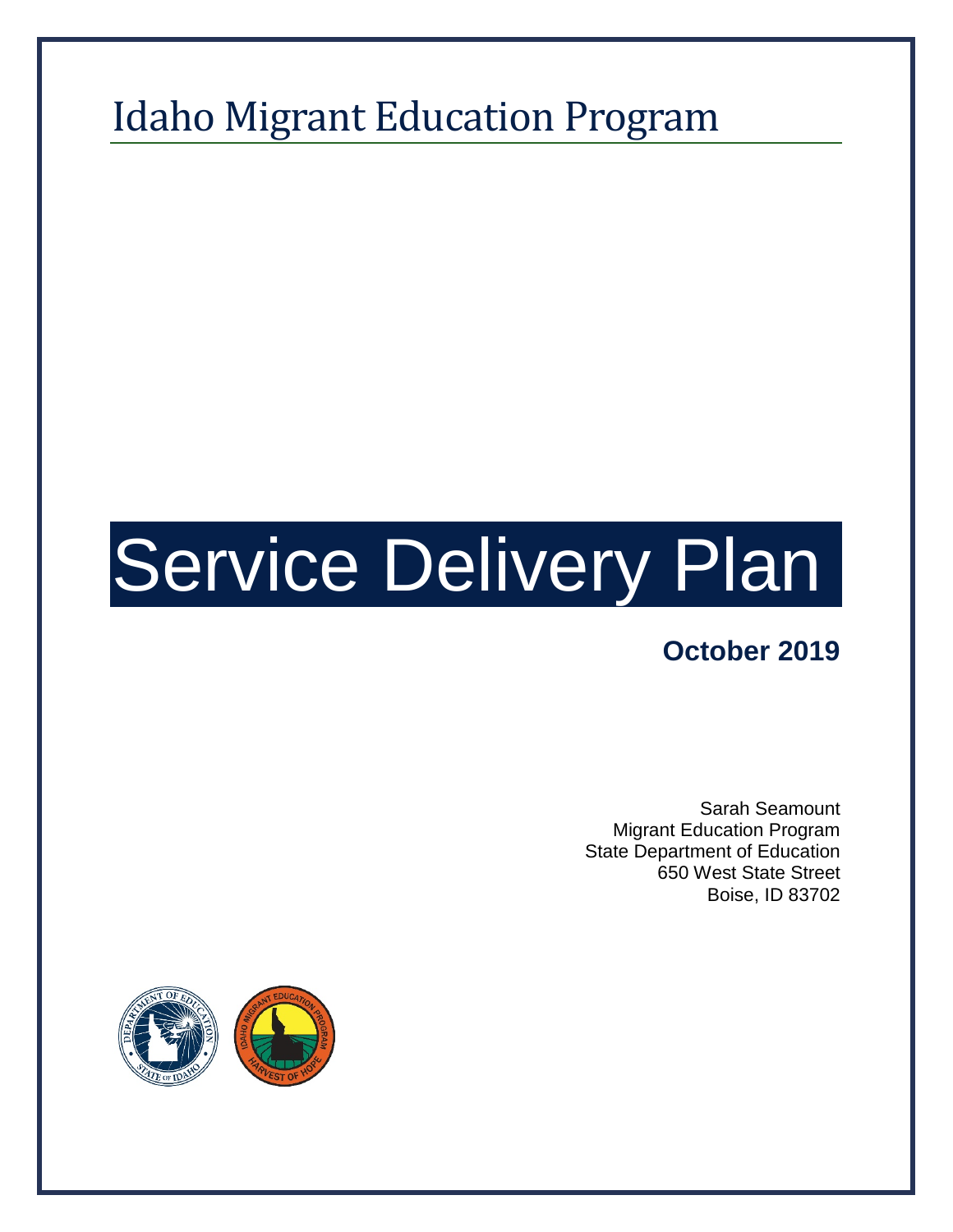# Idaho Migrant Education Program

# Service Delivery Plan

**October 2019**

Sarah Seamount
Migrant Education Program
State Department of Education
650 West State Street
Boise, ID 83702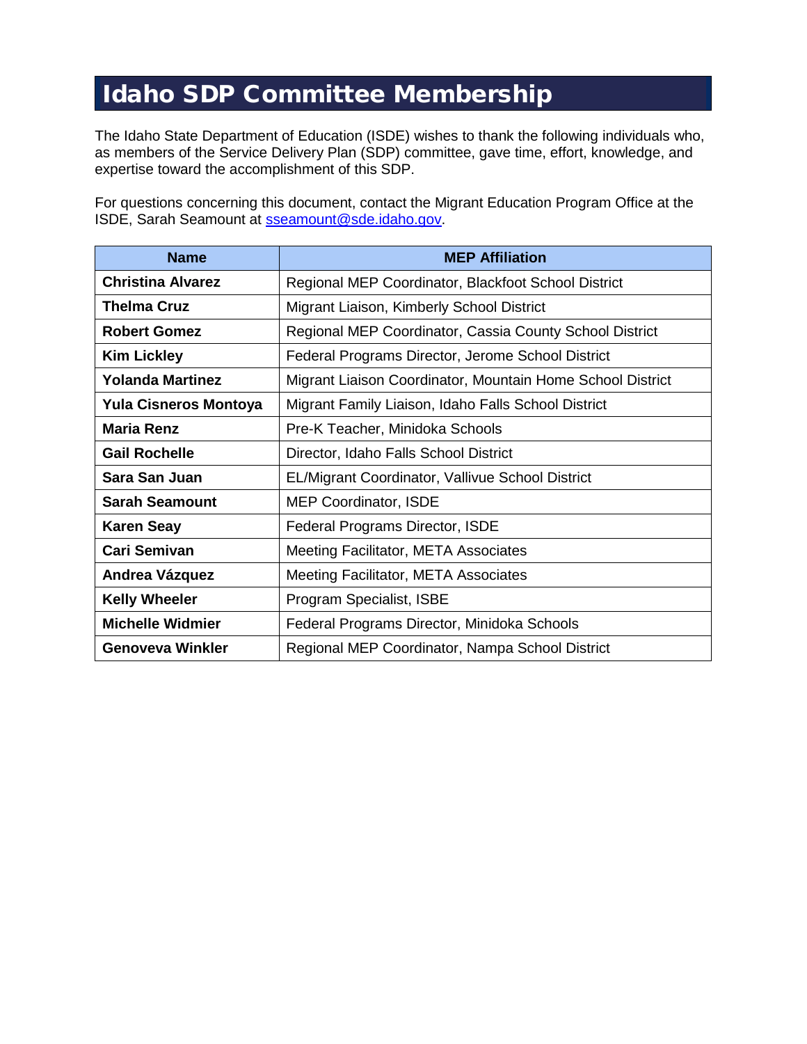# Idaho SDP Committee Membership

The Idaho State Department of Education (ISDE) wishes to thank the following individuals who, as members of the Service Delivery Plan (SDP) committee, gave time, effort, knowledge, and expertise toward the accomplishment of this SDP.

For questions concerning this document, contact the Migrant Education Program Office at the ISDE, Sarah Seamount at sseamount@sde.idaho.gov.

| Name | MEP Affiliation |
|---|---|
| **Christina Alvarez** | Regional MEP Coordinator, Blackfoot School District |
| **Thelma Cruz** | Migrant Liaison, Kimberly School District |
| **Robert Gomez** | Regional MEP Coordinator, Cassia County School District |
| **Kim Lickley** | Federal Programs Director, Jerome School District |
| **Yolanda Martinez** | Migrant Liaison Coordinator, Mountain Home School District |
| **Yula Cisneros Montoya** | Migrant Family Liaison, Idaho Falls School District |
| **Maria Renz** | Pre-K Teacher, Minidoka Schools |
| **Gail Rochelle** | Director, Idaho Falls School District |
| **Sara San Juan** | EL/Migrant Coordinator, Vallivue School District |
| **Sarah Seamount** | MEP Coordinator, ISDE |
| **Karen Seay** | Federal Programs Director, ISDE |
| **Cari Semivan** | Meeting Facilitator, META Associates |
| **Andrea Vázquez** | Meeting Facilitator, META Associates |
| **Kelly Wheeler** | Program Specialist, ISBE |
| **Michelle Widmier** | Federal Programs Director, Minidoka Schools |
| **Genoveva Winkler** | Regional MEP Coordinator, Nampa School District |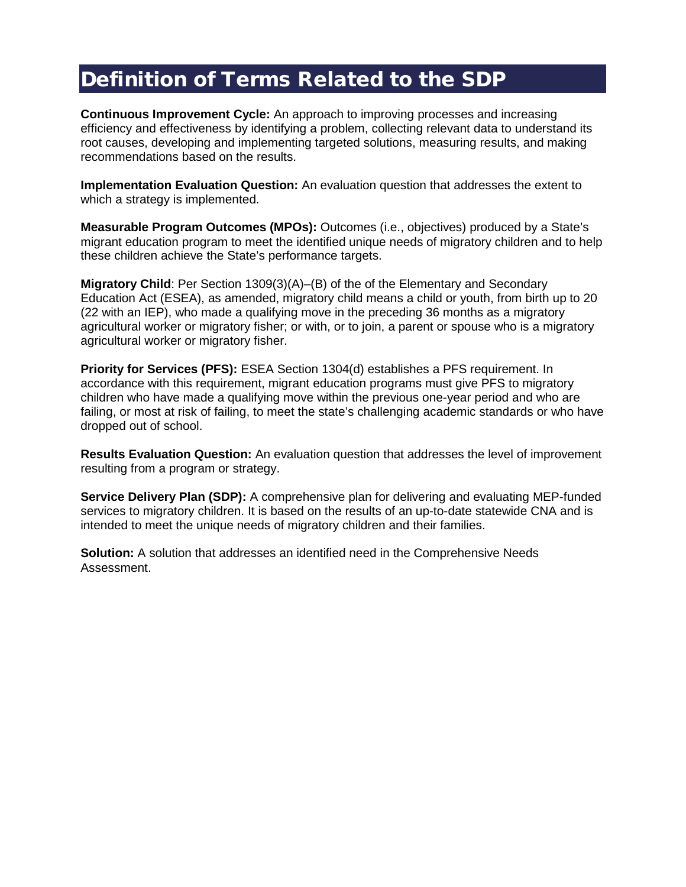# Definition of Terms Related to the SDP

**Continuous Improvement Cycle:** An approach to improving processes and increasing efficiency and effectiveness by identifying a problem, collecting relevant data to understand its root causes, developing and implementing targeted solutions, measuring results, and making recommendations based on the results.

**Implementation Evaluation Question:** An evaluation question that addresses the extent to which a strategy is implemented.

**Measurable Program Outcomes (MPOs):** Outcomes (i.e., objectives) produced by a State's migrant education program to meet the identified unique needs of migratory children and to help these children achieve the State's performance targets.

**Migratory Child**: Per Section 1309(3)(A)–(B) of the of the Elementary and Secondary Education Act (ESEA), as amended, migratory child means a child or youth, from birth up to 20 (22 with an IEP), who made a qualifying move in the preceding 36 months as a migratory agricultural worker or migratory fisher; or with, or to join, a parent or spouse who is a migratory agricultural worker or migratory fisher.

**Priority for Services (PFS):** ESEA Section 1304(d) establishes a PFS requirement. In accordance with this requirement, migrant education programs must give PFS to migratory children who have made a qualifying move within the previous one-year period and who are failing, or most at risk of failing, to meet the state's challenging academic standards or who have dropped out of school.

**Results Evaluation Question:** An evaluation question that addresses the level of improvement resulting from a program or strategy.

**Service Delivery Plan (SDP):** A comprehensive plan for delivering and evaluating MEP-funded services to migratory children. It is based on the results of an up-to-date statewide CNA and is intended to meet the unique needs of migratory children and their families.

**Solution:** A solution that addresses an identified need in the Comprehensive Needs Assessment.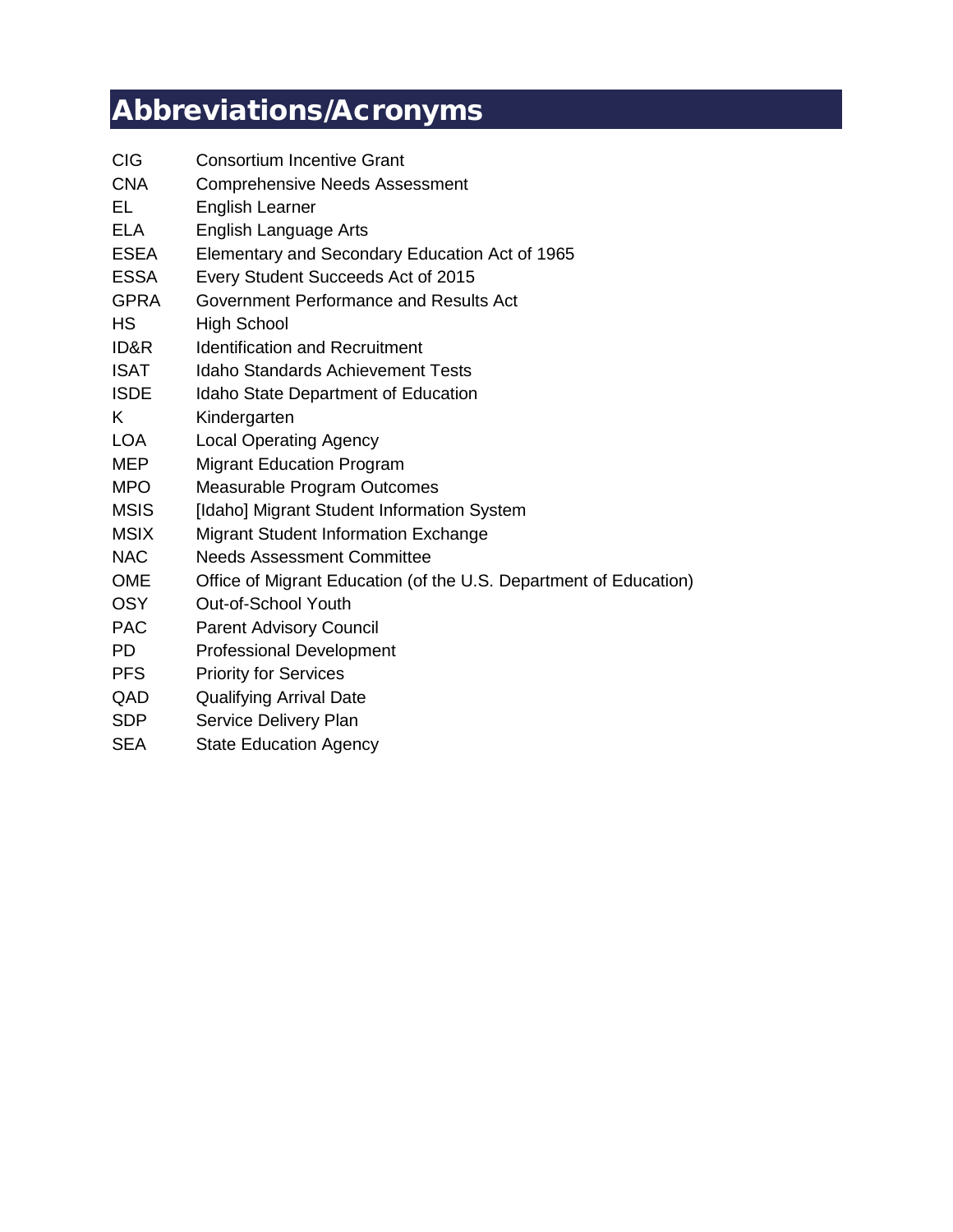# Abbreviations/Acronyms

| | |
|---|---|
| CIG | Consortium Incentive Grant |
| CNA | Comprehensive Needs Assessment |
| EL | English Learner |
| ELA | English Language Arts |
| ESEA | Elementary and Secondary Education Act of 1965 |
| ESSA | Every Student Succeeds Act of 2015 |
| GPRA | Government Performance and Results Act |
| HS | High School |
| ID&R | Identification and Recruitment |
| ISAT | Idaho Standards Achievement Tests |
| ISDE | Idaho State Department of Education |
| K | Kindergarten |
| LOA | Local Operating Agency |
| MEP | Migrant Education Program |
| MPO | Measurable Program Outcomes |
| MSIS | [Idaho] Migrant Student Information System |
| MSIX | Migrant Student Information Exchange |
| NAC | Needs Assessment Committee |
| OME | Office of Migrant Education (of the U.S. Department of Education) |
| OSY | Out-of-School Youth |
| PAC | Parent Advisory Council |
| PD | Professional Development |
| PFS | Priority for Services |
| QAD | Qualifying Arrival Date |
| SDP | Service Delivery Plan |
| SEA | State Education Agency |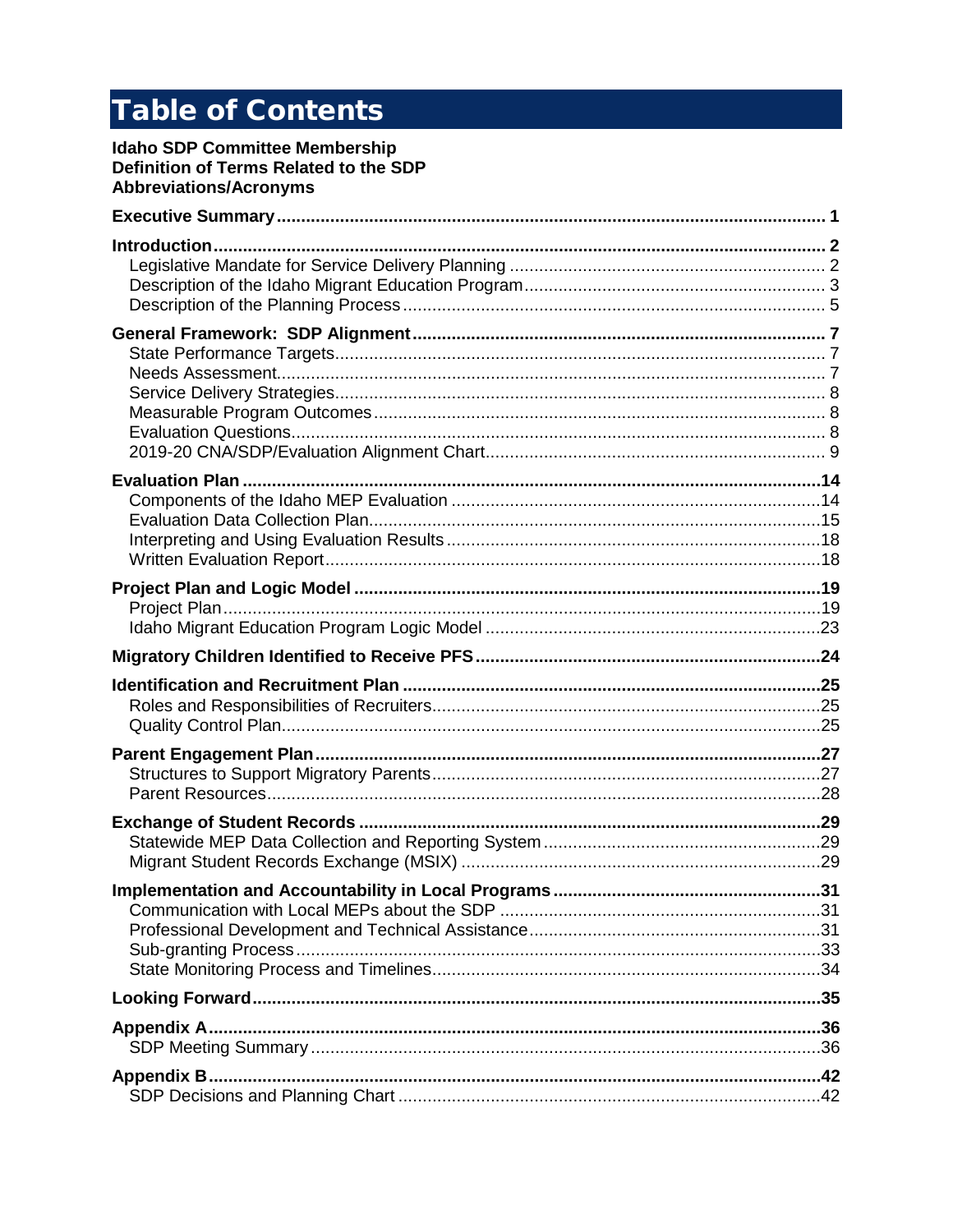# Table of Contents

**Idaho SDP Committee Membership**
**Definition of Terms Related to the SDP**
**Abbreviations/Acronyms**

**Executive Summary** ..... 1

**Introduction** ..... 2
- Legislative Mandate for Service Delivery Planning ..... 2
- Description of the Idaho Migrant Education Program ..... 3
- Description of the Planning Process ..... 5

**General Framework: SDP Alignment** ..... 7
- State Performance Targets ..... 7
- Needs Assessment ..... 7
- Service Delivery Strategies ..... 8
- Measurable Program Outcomes ..... 8
- Evaluation Questions ..... 8
- 2019-20 CNA/SDP/Evaluation Alignment Chart ..... 9

**Evaluation Plan** ..... 14
- Components of the Idaho MEP Evaluation ..... 14
- Evaluation Data Collection Plan ..... 15
- Interpreting and Using Evaluation Results ..... 18
- Written Evaluation Report ..... 18

**Project Plan and Logic Model** ..... 19
- Project Plan ..... 19
- Idaho Migrant Education Program Logic Model ..... 23

**Migratory Children Identified to Receive PFS** ..... 24

**Identification and Recruitment Plan** ..... 25
- Roles and Responsibilities of Recruiters ..... 25
- Quality Control Plan ..... 25

**Parent Engagement Plan** ..... 27
- Structures to Support Migratory Parents ..... 27
- Parent Resources ..... 28

**Exchange of Student Records** ..... 29
- Statewide MEP Data Collection and Reporting System ..... 29
- Migrant Student Records Exchange (MSIX) ..... 29

**Implementation and Accountability in Local Programs** ..... 31
- Communication with Local MEPs about the SDP ..... 31
- Professional Development and Technical Assistance ..... 31
- Sub-granting Process ..... 33
- State Monitoring Process and Timelines ..... 34

**Looking Forward** ..... 35

**Appendix A** ..... 36
- SDP Meeting Summary ..... 36

**Appendix B** ..... 42
- SDP Decisions and Planning Chart ..... 42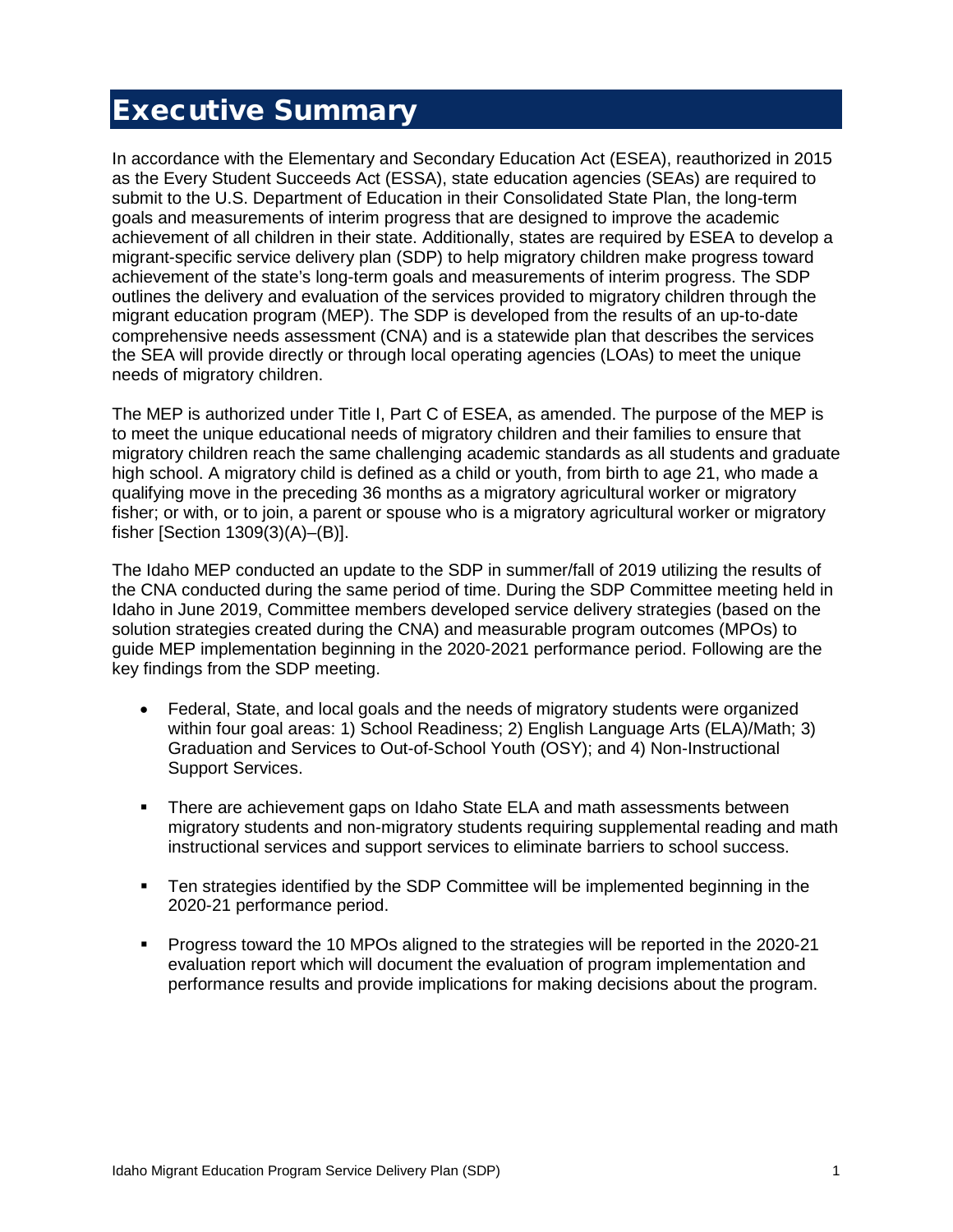# Executive Summary

In accordance with the Elementary and Secondary Education Act (ESEA), reauthorized in 2015 as the Every Student Succeeds Act (ESSA), state education agencies (SEAs) are required to submit to the U.S. Department of Education in their Consolidated State Plan, the long-term goals and measurements of interim progress that are designed to improve the academic achievement of all children in their state. Additionally, states are required by ESEA to develop a migrant-specific service delivery plan (SDP) to help migratory children make progress toward achievement of the state's long-term goals and measurements of interim progress. The SDP outlines the delivery and evaluation of the services provided to migratory children through the migrant education program (MEP). The SDP is developed from the results of an up-to-date comprehensive needs assessment (CNA) and is a statewide plan that describes the services the SEA will provide directly or through local operating agencies (LOAs) to meet the unique needs of migratory children.

The MEP is authorized under Title I, Part C of ESEA, as amended. The purpose of the MEP is to meet the unique educational needs of migratory children and their families to ensure that migratory children reach the same challenging academic standards as all students and graduate high school. A migratory child is defined as a child or youth, from birth to age 21, who made a qualifying move in the preceding 36 months as a migratory agricultural worker or migratory fisher; or with, or to join, a parent or spouse who is a migratory agricultural worker or migratory fisher [Section 1309(3)(A)–(B)].

The Idaho MEP conducted an update to the SDP in summer/fall of 2019 utilizing the results of the CNA conducted during the same period of time. During the SDP Committee meeting held in Idaho in June 2019, Committee members developed service delivery strategies (based on the solution strategies created during the CNA) and measurable program outcomes (MPOs) to guide MEP implementation beginning in the 2020-2021 performance period. Following are the key findings from the SDP meeting.

- Federal, State, and local goals and the needs of migratory students were organized within four goal areas: 1) School Readiness; 2) English Language Arts (ELA)/Math; 3) Graduation and Services to Out-of-School Youth (OSY); and 4) Non-Instructional Support Services.
- There are achievement gaps on Idaho State ELA and math assessments between migratory students and non-migratory students requiring supplemental reading and math instructional services and support services to eliminate barriers to school success.
- Ten strategies identified by the SDP Committee will be implemented beginning in the 2020-21 performance period.
- Progress toward the 10 MPOs aligned to the strategies will be reported in the 2020-21 evaluation report which will document the evaluation of program implementation and performance results and provide implications for making decisions about the program.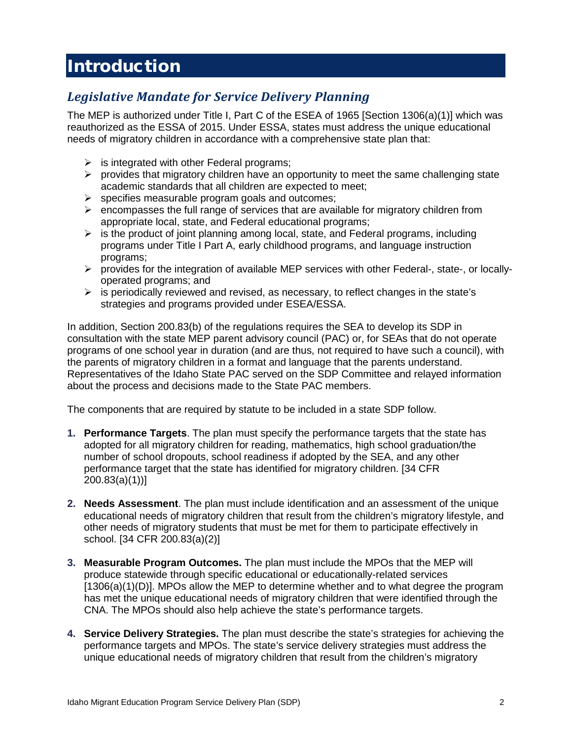# Introduction

## *Legislative Mandate for Service Delivery Planning*

The MEP is authorized under Title I, Part C of the ESEA of 1965 [Section 1306(a)(1)] which was reauthorized as the ESSA of 2015. Under ESSA, states must address the unique educational needs of migratory children in accordance with a comprehensive state plan that:

- is integrated with other Federal programs;
- provides that migratory children have an opportunity to meet the same challenging state academic standards that all children are expected to meet;
- specifies measurable program goals and outcomes;
- encompasses the full range of services that are available for migratory children from appropriate local, state, and Federal educational programs;
- is the product of joint planning among local, state, and Federal programs, including programs under Title I Part A, early childhood programs, and language instruction programs;
- provides for the integration of available MEP services with other Federal-, state-, or locally-operated programs; and
- is periodically reviewed and revised, as necessary, to reflect changes in the state's strategies and programs provided under ESEA/ESSA.

In addition, Section 200.83(b) of the regulations requires the SEA to develop its SDP in consultation with the state MEP parent advisory council (PAC) or, for SEAs that do not operate programs of one school year in duration (and are thus, not required to have such a council), with the parents of migratory children in a format and language that the parents understand. Representatives of the Idaho State PAC served on the SDP Committee and relayed information about the process and decisions made to the State PAC members.

The components that are required by statute to be included in a state SDP follow.

1. **Performance Targets**. The plan must specify the performance targets that the state has adopted for all migratory children for reading, mathematics, high school graduation/the number of school dropouts, school readiness if adopted by the SEA, and any other performance target that the state has identified for migratory children. [34 CFR 200.83(a)(1))]

2. **Needs Assessment**. The plan must include identification and an assessment of the unique educational needs of migratory children that result from the children's migratory lifestyle, and other needs of migratory students that must be met for them to participate effectively in school. [34 CFR 200.83(a)(2)]

3. **Measurable Program Outcomes.** The plan must include the MPOs that the MEP will produce statewide through specific educational or educationally-related services [1306(a)(1)(D)]. MPOs allow the MEP to determine whether and to what degree the program has met the unique educational needs of migratory children that were identified through the CNA. The MPOs should also help achieve the state's performance targets.

4. **Service Delivery Strategies.** The plan must describe the state's strategies for achieving the performance targets and MPOs. The state's service delivery strategies must address the unique educational needs of migratory children that result from the children's migratory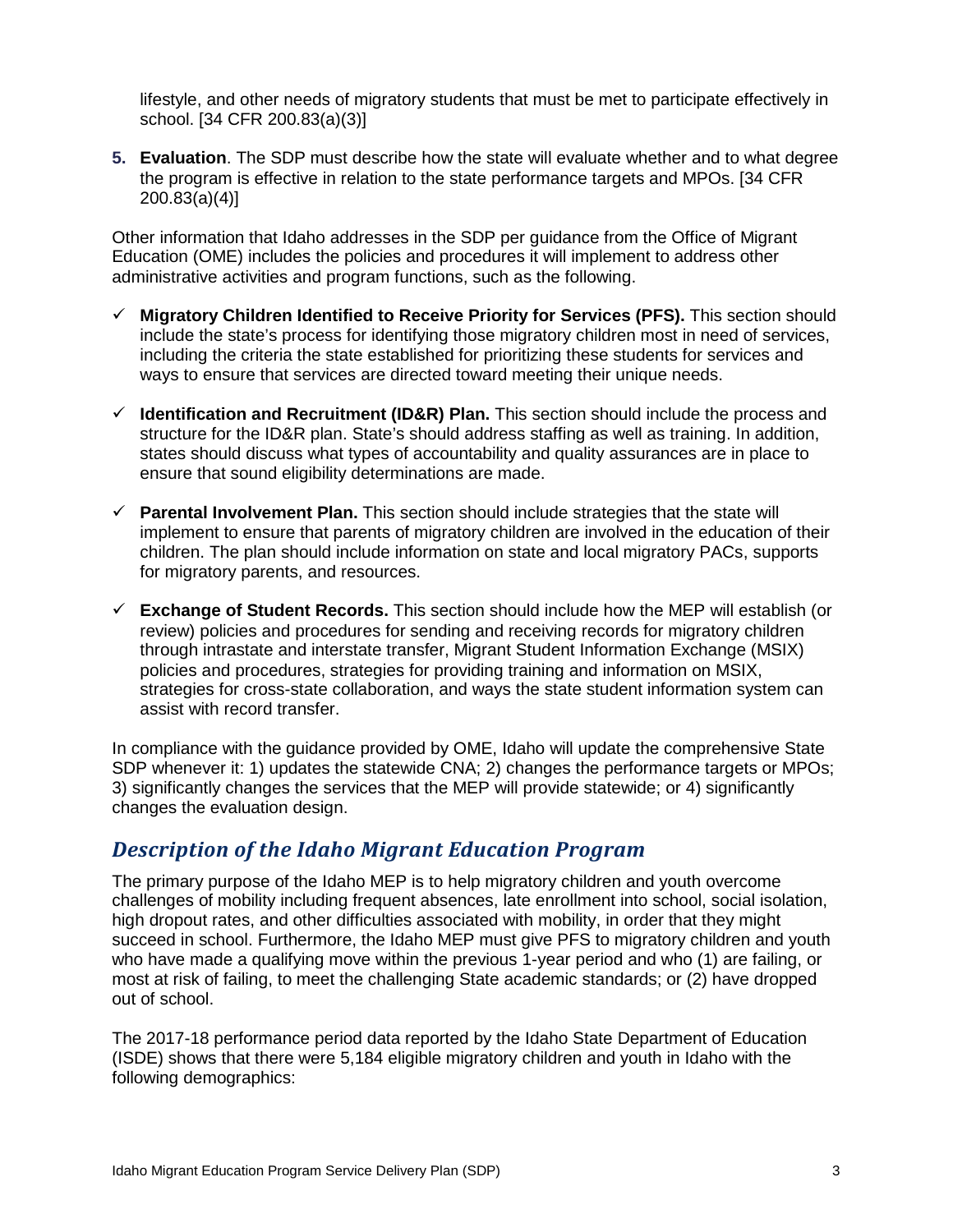lifestyle, and other needs of migratory students that must be met to participate effectively in school. [34 CFR 200.83(a)(3)]

5. **Evaluation**. The SDP must describe how the state will evaluate whether and to what degree the program is effective in relation to the state performance targets and MPOs. [34 CFR 200.83(a)(4)]

Other information that Idaho addresses in the SDP per guidance from the Office of Migrant Education (OME) includes the policies and procedures it will implement to address other administrative activities and program functions, such as the following.

- ✓ **Migratory Children Identified to Receive Priority for Services (PFS).** This section should include the state's process for identifying those migratory children most in need of services, including the criteria the state established for prioritizing these students for services and ways to ensure that services are directed toward meeting their unique needs.
- ✓ **Identification and Recruitment (ID&R) Plan.** This section should include the process and structure for the ID&R plan. State's should address staffing as well as training. In addition, states should discuss what types of accountability and quality assurances are in place to ensure that sound eligibility determinations are made.
- ✓ **Parental Involvement Plan.** This section should include strategies that the state will implement to ensure that parents of migratory children are involved in the education of their children. The plan should include information on state and local migratory PACs, supports for migratory parents, and resources.
- ✓ **Exchange of Student Records.** This section should include how the MEP will establish (or review) policies and procedures for sending and receiving records for migratory children through intrastate and interstate transfer, Migrant Student Information Exchange (MSIX) policies and procedures, strategies for providing training and information on MSIX, strategies for cross-state collaboration, and ways the state student information system can assist with record transfer.

In compliance with the guidance provided by OME, Idaho will update the comprehensive State SDP whenever it: 1) updates the statewide CNA; 2) changes the performance targets or MPOs; 3) significantly changes the services that the MEP will provide statewide; or 4) significantly changes the evaluation design.

## *Description of the Idaho Migrant Education Program*

The primary purpose of the Idaho MEP is to help migratory children and youth overcome challenges of mobility including frequent absences, late enrollment into school, social isolation, high dropout rates, and other difficulties associated with mobility, in order that they might succeed in school. Furthermore, the Idaho MEP must give PFS to migratory children and youth who have made a qualifying move within the previous 1-year period and who (1) are failing, or most at risk of failing, to meet the challenging State academic standards; or (2) have dropped out of school.

The 2017-18 performance period data reported by the Idaho State Department of Education (ISDE) shows that there were 5,184 eligible migratory children and youth in Idaho with the following demographics: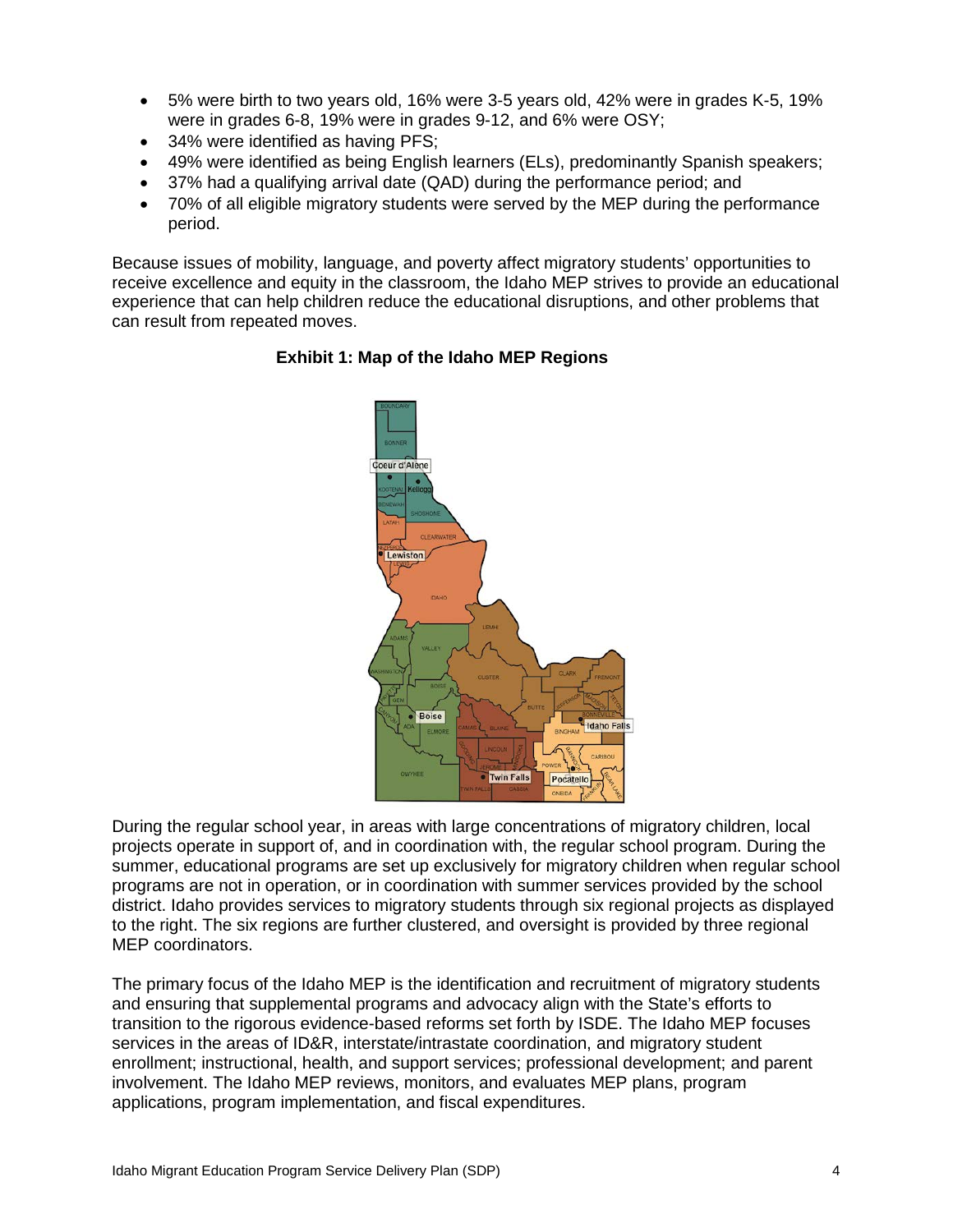- 5% were birth to two years old, 16% were 3-5 years old, 42% were in grades K-5, 19% were in grades 6-8, 19% were in grades 9-12, and 6% were OSY;
- 34% were identified as having PFS;
- 49% were identified as being English learners (ELs), predominantly Spanish speakers;
- 37% had a qualifying arrival date (QAD) during the performance period; and
- 70% of all eligible migratory students were served by the MEP during the performance period.

Because issues of mobility, language, and poverty affect migratory students' opportunities to receive excellence and equity in the classroom, the Idaho MEP strives to provide an educational experience that can help children reduce the educational disruptions, and other problems that can result from repeated moves.

**Exhibit 1: Map of the Idaho MEP Regions**

During the regular school year, in areas with large concentrations of migratory children, local projects operate in support of, and in coordination with, the regular school program. During the summer, educational programs are set up exclusively for migratory children when regular school programs are not in operation, or in coordination with summer services provided by the school district. Idaho provides services to migratory students through six regional projects as displayed to the right. The six regions are further clustered, and oversight is provided by three regional MEP coordinators.

The primary focus of the Idaho MEP is the identification and recruitment of migratory students and ensuring that supplemental programs and advocacy align with the State's efforts to transition to the rigorous evidence-based reforms set forth by ISDE. The Idaho MEP focuses services in the areas of ID&R, interstate/intrastate coordination, and migratory student enrollment; instructional, health, and support services; professional development; and parent involvement. The Idaho MEP reviews, monitors, and evaluates MEP plans, program applications, program implementation, and fiscal expenditures.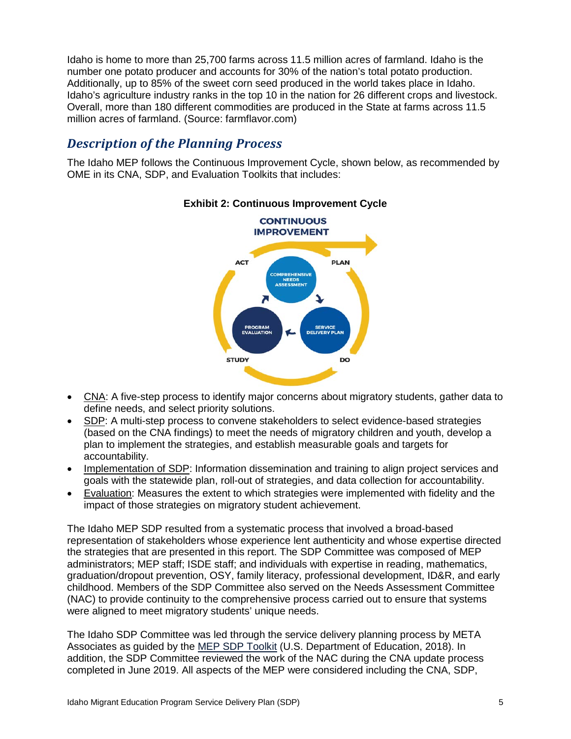Idaho is home to more than 25,700 farms across 11.5 million acres of farmland. Idaho is the number one potato producer and accounts for 30% of the nation's total potato production. Additionally, up to 85% of the sweet corn seed produced in the world takes place in Idaho. Idaho's agriculture industry ranks in the top 10 in the nation for 26 different crops and livestock. Overall, more than 180 different commodities are produced in the State at farms across 11.5 million acres of farmland. (Source: farmflavor.com)

## *Description of the Planning Process*

The Idaho MEP follows the Continuous Improvement Cycle, shown below, as recommended by OME in its CNA, SDP, and Evaluation Toolkits that includes:

**Exhibit 2: Continuous Improvement Cycle**

CONTINUOUS IMPROVEMENT

ACT — PLAN — DO — STUDY

COMPREHENSIVE NEEDS ASSESSMENT → SERVICE DELIVERY PLAN → PROGRAM EVALUATION

- CNA: A five-step process to identify major concerns about migratory students, gather data to define needs, and select priority solutions.
- SDP: A multi-step process to convene stakeholders to select evidence-based strategies (based on the CNA findings) to meet the needs of migratory children and youth, develop a plan to implement the strategies, and establish measurable goals and targets for accountability.
- Implementation of SDP: Information dissemination and training to align project services and goals with the statewide plan, roll-out of strategies, and data collection for accountability.
- Evaluation: Measures the extent to which strategies were implemented with fidelity and the impact of those strategies on migratory student achievement.

The Idaho MEP SDP resulted from a systematic process that involved a broad-based representation of stakeholders whose experience lent authenticity and whose expertise directed the strategies that are presented in this report. The SDP Committee was composed of MEP administrators; MEP staff; ISDE staff; and individuals with expertise in reading, mathematics, graduation/dropout prevention, OSY, family literacy, professional development, ID&R, and early childhood. Members of the SDP Committee also served on the Needs Assessment Committee (NAC) to provide continuity to the comprehensive process carried out to ensure that systems were aligned to meet migratory students' unique needs.

The Idaho SDP Committee was led through the service delivery planning process by META Associates as guided by the MEP SDP Toolkit (U.S. Department of Education, 2018). In addition, the SDP Committee reviewed the work of the NAC during the CNA update process completed in June 2019. All aspects of the MEP were considered including the CNA, SDP,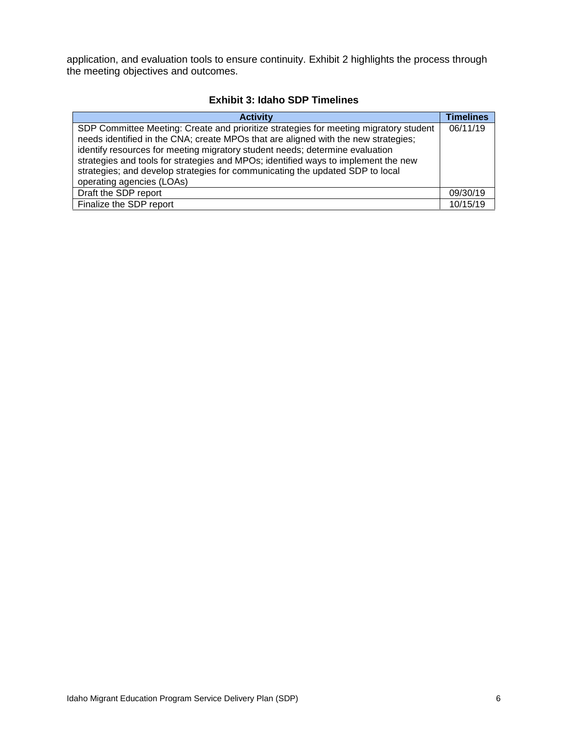application, and evaluation tools to ensure continuity. Exhibit 2 highlights the process through the meeting objectives and outcomes.

**Exhibit 3: Idaho SDP Timelines**

| Activity | Timelines |
|---|---|
| SDP Committee Meeting: Create and prioritize strategies for meeting migratory student needs identified in the CNA; create MPOs that are aligned with the new strategies; identify resources for meeting migratory student needs; determine evaluation strategies and tools for strategies and MPOs; identified ways to implement the new strategies; and develop strategies for communicating the updated SDP to local operating agencies (LOAs) | 06/11/19 |
| Draft the SDP report | 09/30/19 |
| Finalize the SDP report | 10/15/19 |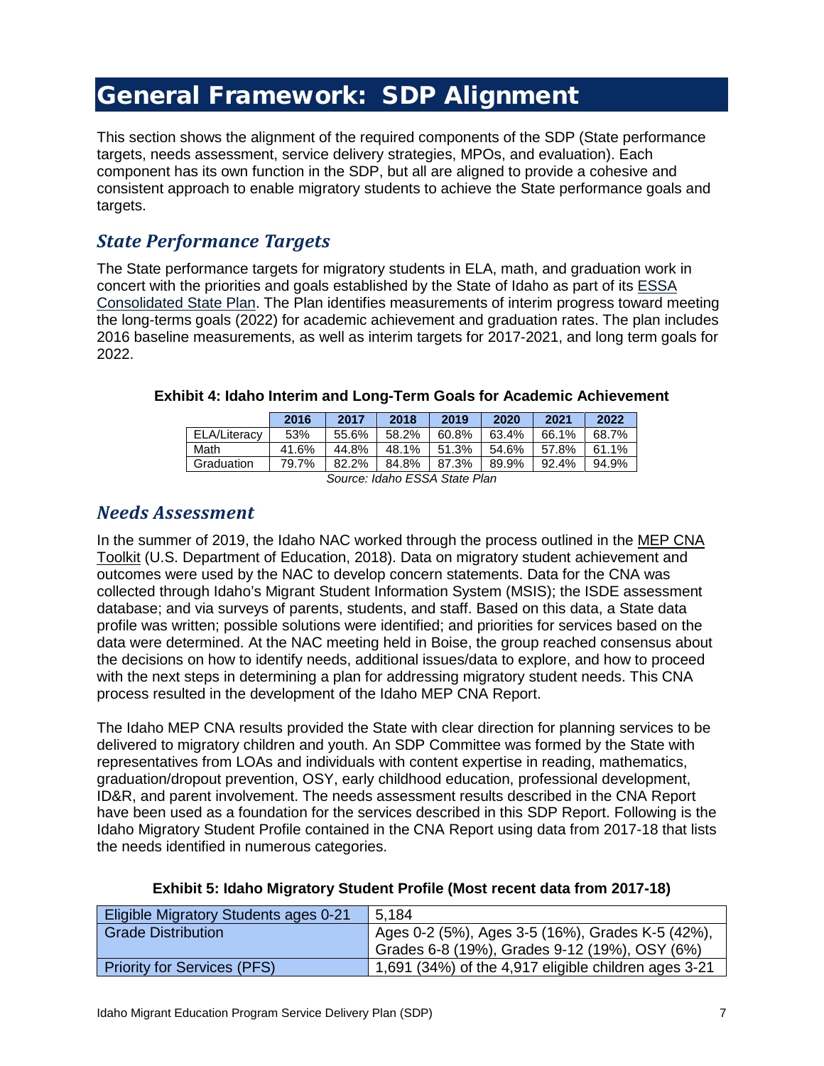# General Framework: SDP Alignment

This section shows the alignment of the required components of the SDP (State performance targets, needs assessment, service delivery strategies, MPOs, and evaluation). Each component has its own function in the SDP, but all are aligned to provide a cohesive and consistent approach to enable migratory students to achieve the State performance goals and targets.

## *State Performance Targets*

The State performance targets for migratory students in ELA, math, and graduation work in concert with the priorities and goals established by the State of Idaho as part of its ESSA Consolidated State Plan. The Plan identifies measurements of interim progress toward meeting the long-terms goals (2022) for academic achievement and graduation rates. The plan includes 2016 baseline measurements, as well as interim targets for 2017-2021, and long term goals for 2022.

**Exhibit 4: Idaho Interim and Long-Term Goals for Academic Achievement**

| | 2016 | 2017 | 2018 | 2019 | 2020 | 2021 | 2022 |
|---|---|---|---|---|---|---|---|
| ELA/Literacy | 53% | 55.6% | 58.2% | 60.8% | 63.4% | 66.1% | 68.7% |
| Math | 41.6% | 44.8% | 48.1% | 51.3% | 54.6% | 57.8% | 61.1% |
| Graduation | 79.7% | 82.2% | 84.8% | 87.3% | 89.9% | 92.4% | 94.9% |

*Source: Idaho ESSA State Plan*

## *Needs Assessment*

In the summer of 2019, the Idaho NAC worked through the process outlined in the MEP CNA Toolkit (U.S. Department of Education, 2018). Data on migratory student achievement and outcomes were used by the NAC to develop concern statements. Data for the CNA was collected through Idaho's Migrant Student Information System (MSIS); the ISDE assessment database; and via surveys of parents, students, and staff. Based on this data, a State data profile was written; possible solutions were identified; and priorities for services based on the data were determined. At the NAC meeting held in Boise, the group reached consensus about the decisions on how to identify needs, additional issues/data to explore, and how to proceed with the next steps in determining a plan for addressing migratory student needs. This CNA process resulted in the development of the Idaho MEP CNA Report.

The Idaho MEP CNA results provided the State with clear direction for planning services to be delivered to migratory children and youth. An SDP Committee was formed by the State with representatives from LOAs and individuals with content expertise in reading, mathematics, graduation/dropout prevention, OSY, early childhood education, professional development, ID&R, and parent involvement. The needs assessment results described in the CNA Report have been used as a foundation for the services described in this SDP Report. Following is the Idaho Migratory Student Profile contained in the CNA Report using data from 2017-18 that lists the needs identified in numerous categories.

**Exhibit 5: Idaho Migratory Student Profile (Most recent data from 2017-18)**

| | |
|---|---|
| Eligible Migratory Students ages 0-21 | 5,184 |
| Grade Distribution | Ages 0-2 (5%), Ages 3-5 (16%), Grades K-5 (42%), Grades 6-8 (19%), Grades 9-12 (19%), OSY (6%) |
| Priority for Services (PFS) | 1,691 (34%) of the 4,917 eligible children ages 3-21 |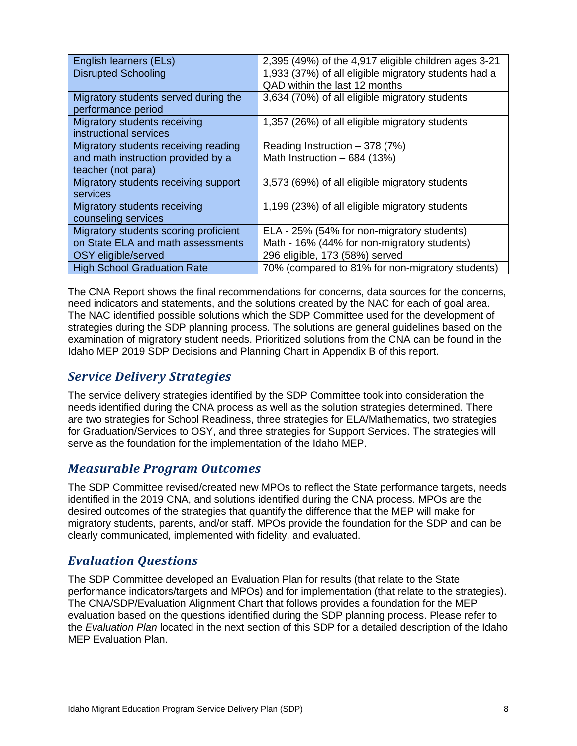| English learners (ELs) | 2,395 (49%) of the 4,917 eligible children ages 3-21 |
|---|---|
| Disrupted Schooling | 1,933 (37%) of all eligible migratory students had a QAD within the last 12 months |
| Migratory students served during the performance period | 3,634 (70%) of all eligible migratory students |
| Migratory students receiving instructional services | 1,357 (26%) of all eligible migratory students |
| Migratory students receiving reading and math instruction provided by a teacher (not para) | Reading Instruction – 378 (7%)<br>Math Instruction – 684 (13%) |
| Migratory students receiving support services | 3,573 (69%) of all eligible migratory students |
| Migratory students receiving counseling services | 1,199 (23%) of all eligible migratory students |
| Migratory students scoring proficient on State ELA and math assessments | ELA - 25% (54% for non-migratory students)<br>Math - 16% (44% for non-migratory students) |
| OSY eligible/served | 296 eligible, 173 (58%) served |
| High School Graduation Rate | 70% (compared to 81% for non-migratory students) |

The CNA Report shows the final recommendations for concerns, data sources for the concerns, need indicators and statements, and the solutions created by the NAC for each of goal area. The NAC identified possible solutions which the SDP Committee used for the development of strategies during the SDP planning process. The solutions are general guidelines based on the examination of migratory student needs. Prioritized solutions from the CNA can be found in the Idaho MEP 2019 SDP Decisions and Planning Chart in Appendix B of this report.

## *Service Delivery Strategies*

The service delivery strategies identified by the SDP Committee took into consideration the needs identified during the CNA process as well as the solution strategies determined. There are two strategies for School Readiness, three strategies for ELA/Mathematics, two strategies for Graduation/Services to OSY, and three strategies for Support Services. The strategies will serve as the foundation for the implementation of the Idaho MEP.

## *Measurable Program Outcomes*

The SDP Committee revised/created new MPOs to reflect the State performance targets, needs identified in the 2019 CNA, and solutions identified during the CNA process. MPOs are the desired outcomes of the strategies that quantify the difference that the MEP will make for migratory students, parents, and/or staff. MPOs provide the foundation for the SDP and can be clearly communicated, implemented with fidelity, and evaluated.

## *Evaluation Questions*

The SDP Committee developed an Evaluation Plan for results (that relate to the State performance indicators/targets and MPOs) and for implementation (that relate to the strategies). The CNA/SDP/Evaluation Alignment Chart that follows provides a foundation for the MEP evaluation based on the questions identified during the SDP planning process. Please refer to the *Evaluation Plan* located in the next section of this SDP for a detailed description of the Idaho MEP Evaluation Plan.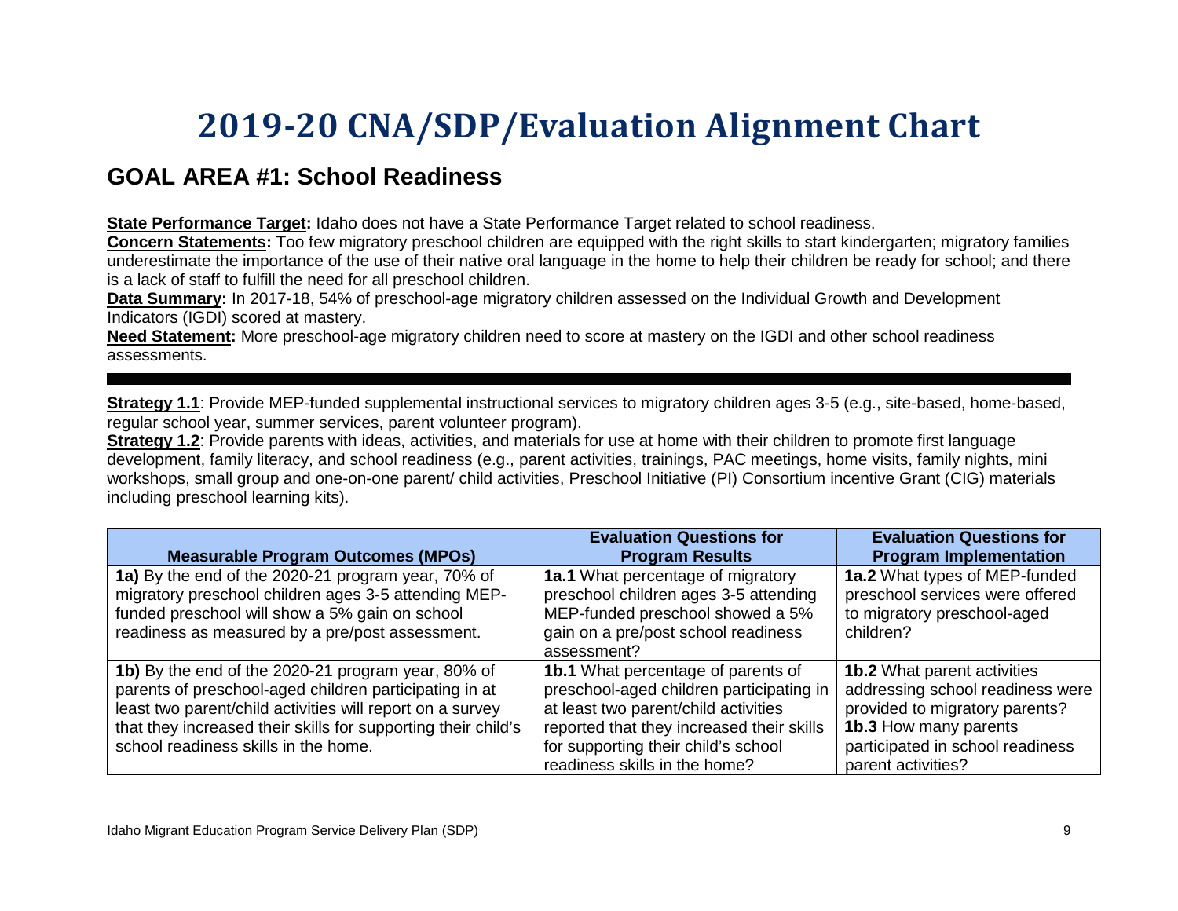# 2019-20 CNA/SDP/Evaluation Alignment Chart

## GOAL AREA #1: School Readiness

**State Performance Target:** Idaho does not have a State Performance Target related to school readiness.
**Concern Statements:** Too few migratory preschool children are equipped with the right skills to start kindergarten; migratory families underestimate the importance of the use of their native oral language in the home to help their children be ready for school; and there is a lack of staff to fulfill the need for all preschool children.
**Data Summary:** In 2017-18, 54% of preschool-age migratory children assessed on the Individual Growth and Development Indicators (IGDI) scored at mastery.
**Need Statement:** More preschool-age migratory children need to score at mastery on the IGDI and other school readiness assessments.

---

**Strategy 1.1**: Provide MEP-funded supplemental instructional services to migratory children ages 3-5 (e.g., site-based, home-based, regular school year, summer services, parent volunteer program).
**Strategy 1.2**: Provide parents with ideas, activities, and materials for use at home with their children to promote first language development, family literacy, and school readiness (e.g., parent activities, trainings, PAC meetings, home visits, family nights, mini workshops, small group and one-on-one parent/ child activities, Preschool Initiative (PI) Consortium incentive Grant (CIG) materials including preschool learning kits).

| Measurable Program Outcomes (MPOs) | Evaluation Questions for Program Results | Evaluation Questions for Program Implementation |
|---|---|---|
| **1a)** By the end of the 2020-21 program year, 70% of migratory preschool children ages 3-5 attending MEP-funded preschool will show a 5% gain on school readiness as measured by a pre/post assessment. | **1a.1** What percentage of migratory preschool children ages 3-5 attending MEP-funded preschool showed a 5% gain on a pre/post school readiness assessment? | **1a.2** What types of MEP-funded preschool services were offered to migratory preschool-aged children? |
| **1b)** By the end of the 2020-21 program year, 80% of parents of preschool-aged children participating in at least two parent/child activities will report on a survey that they increased their skills for supporting their child's school readiness skills in the home. | **1b.1** What percentage of parents of preschool-aged children participating in at least two parent/child activities reported that they increased their skills for supporting their child's school readiness skills in the home? | **1b.2** What parent activities addressing school readiness were provided to migratory parents? **1b.3** How many parents participated in school readiness parent activities? |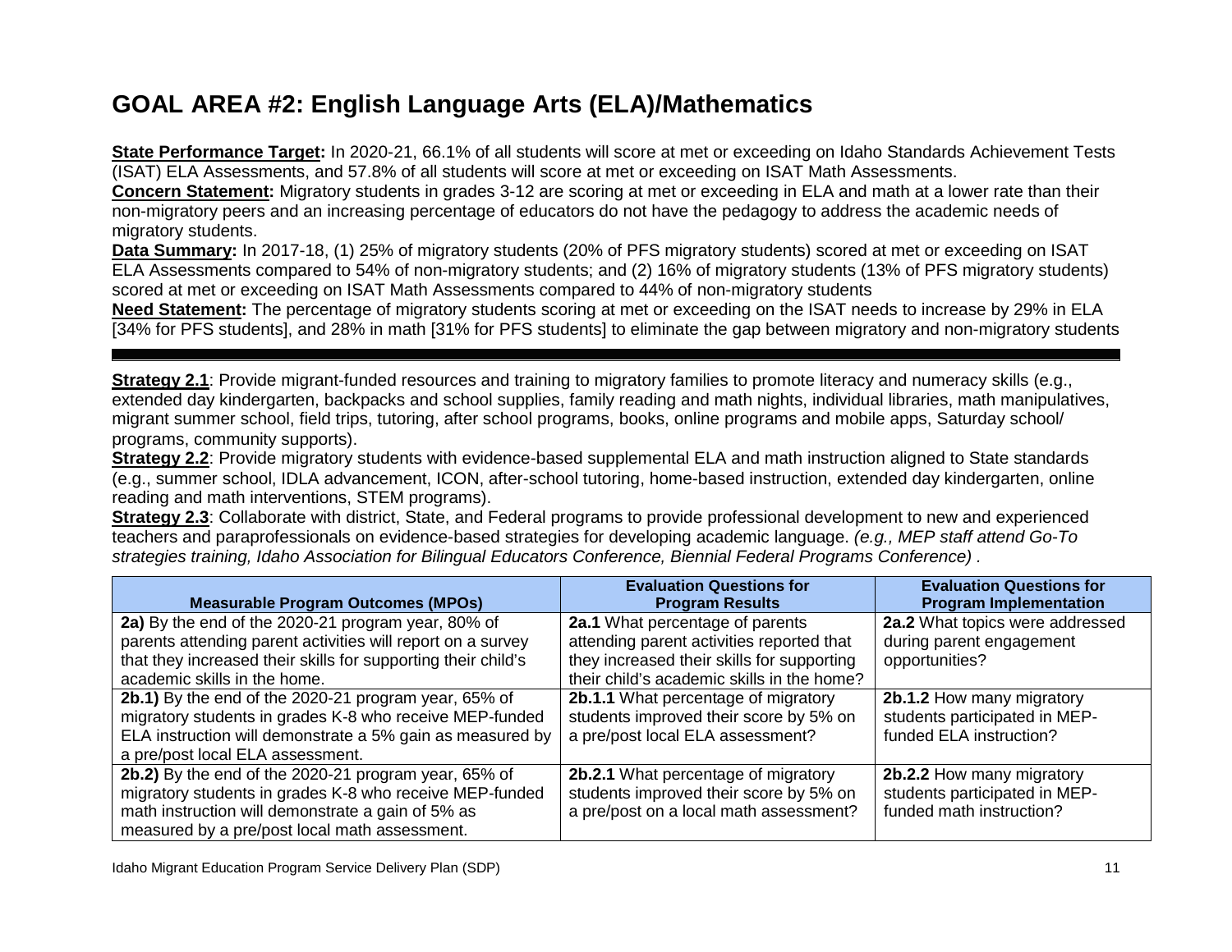# GOAL AREA #2: English Language Arts (ELA)/Mathematics

**State Performance Target:** In 2020-21, 66.1% of all students will score at met or exceeding on Idaho Standards Achievement Tests (ISAT) ELA Assessments, and 57.8% of all students will score at met or exceeding on ISAT Math Assessments.
**Concern Statement:** Migratory students in grades 3-12 are scoring at met or exceeding in ELA and math at a lower rate than their non-migratory peers and an increasing percentage of educators do not have the pedagogy to address the academic needs of migratory students.
**Data Summary:** In 2017-18, (1) 25% of migratory students (20% of PFS migratory students) scored at met or exceeding on ISAT ELA Assessments compared to 54% of non-migratory students; and (2) 16% of migratory students (13% of PFS migratory students) scored at met or exceeding on ISAT Math Assessments compared to 44% of non-migratory students
**Need Statement:** The percentage of migratory students scoring at met or exceeding on the ISAT needs to increase by 29% in ELA [34% for PFS students], and 28% in math [31% for PFS students] to eliminate the gap between migratory and non-migratory students

---

**Strategy 2.1**: Provide migrant-funded resources and training to migratory families to promote literacy and numeracy skills (e.g., extended day kindergarten, backpacks and school supplies, family reading and math nights, individual libraries, math manipulatives, migrant summer school, field trips, tutoring, after school programs, books, online programs and mobile apps, Saturday school/ programs, community supports).
**Strategy 2.2**: Provide migratory students with evidence-based supplemental ELA and math instruction aligned to State standards (e.g., summer school, IDLA advancement, ICON, after-school tutoring, home-based instruction, extended day kindergarten, online reading and math interventions, STEM programs).
**Strategy 2.3**: Collaborate with district, State, and Federal programs to provide professional development to new and experienced teachers and paraprofessionals on evidence-based strategies for developing academic language. *(e.g., MEP staff attend Go-To strategies training, Idaho Association for Bilingual Educators Conference, Biennial Federal Programs Conference)* .

| Measurable Program Outcomes (MPOs) | Evaluation Questions for Program Results | Evaluation Questions for Program Implementation |
|---|---|---|
| **2a)** By the end of the 2020-21 program year, 80% of parents attending parent activities will report on a survey that they increased their skills for supporting their child's academic skills in the home. | **2a.1** What percentage of parents attending parent activities reported that they increased their skills for supporting their child's academic skills in the home? | **2a.2** What topics were addressed during parent engagement opportunities? |
| **2b.1)** By the end of the 2020-21 program year, 65% of migratory students in grades K-8 who receive MEP-funded ELA instruction will demonstrate a 5% gain as measured by a pre/post local ELA assessment. | **2b.1.1** What percentage of migratory students improved their score by 5% on a pre/post local ELA assessment? | **2b.1.2** How many migratory students participated in MEP-funded ELA instruction? |
| **2b.2)** By the end of the 2020-21 program year, 65% of migratory students in grades K-8 who receive MEP-funded math instruction will demonstrate a gain of 5% as measured by a pre/post local math assessment. | **2b.2.1** What percentage of migratory students improved their score by 5% on a pre/post on a local math assessment? | **2b.2.2** How many migratory students participated in MEP-funded math instruction? |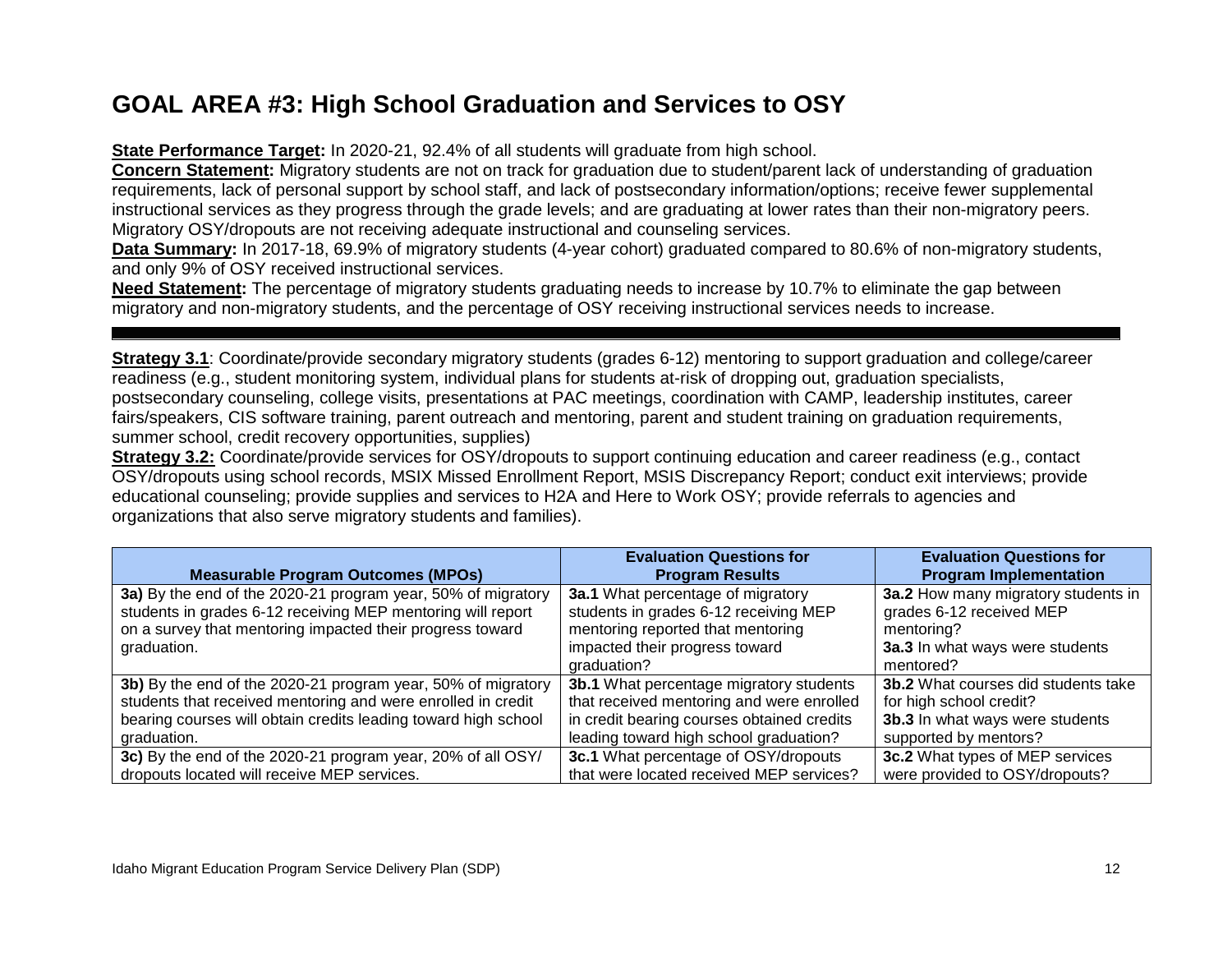# GOAL AREA #3: High School Graduation and Services to OSY

**State Performance Target:** In 2020-21, 92.4% of all students will graduate from high school.

**Concern Statement:** Migratory students are not on track for graduation due to student/parent lack of understanding of graduation requirements, lack of personal support by school staff, and lack of postsecondary information/options; receive fewer supplemental instructional services as they progress through the grade levels; and are graduating at lower rates than their non-migratory peers. Migratory OSY/dropouts are not receiving adequate instructional and counseling services.

**Data Summary:** In 2017-18, 69.9% of migratory students (4-year cohort) graduated compared to 80.6% of non-migratory students, and only 9% of OSY received instructional services.

**Need Statement:** The percentage of migratory students graduating needs to increase by 10.7% to eliminate the gap between migratory and non-migratory students, and the percentage of OSY receiving instructional services needs to increase.

---

**Strategy 3.1**: Coordinate/provide secondary migratory students (grades 6-12) mentoring to support graduation and college/career readiness (e.g., student monitoring system, individual plans for students at-risk of dropping out, graduation specialists, postsecondary counseling, college visits, presentations at PAC meetings, coordination with CAMP, leadership institutes, career fairs/speakers, CIS software training, parent outreach and mentoring, parent and student training on graduation requirements, summer school, credit recovery opportunities, supplies)

**Strategy 3.2:** Coordinate/provide services for OSY/dropouts to support continuing education and career readiness (e.g., contact OSY/dropouts using school records, MSIX Missed Enrollment Report, MSIS Discrepancy Report; conduct exit interviews; provide educational counseling; provide supplies and services to H2A and Here to Work OSY; provide referrals to agencies and organizations that also serve migratory students and families).

| Measurable Program Outcomes (MPOs) | Evaluation Questions for Program Results | Evaluation Questions for Program Implementation |
|---|---|---|
| **3a)** By the end of the 2020-21 program year, 50% of migratory students in grades 6-12 receiving MEP mentoring will report on a survey that mentoring impacted their progress toward graduation. | **3a.1** What percentage of migratory students in grades 6-12 receiving MEP mentoring reported that mentoring impacted their progress toward graduation? | **3a.2** How many migratory students in grades 6-12 received MEP mentoring?<br>**3a.3** In what ways were students mentored? |
| **3b)** By the end of the 2020-21 program year, 50% of migratory students that received mentoring and were enrolled in credit bearing courses will obtain credits leading toward high school graduation. | **3b.1** What percentage migratory students that received mentoring and were enrolled in credit bearing courses obtained credits leading toward high school graduation? | **3b.2** What courses did students take for high school credit?<br>**3b.3** In what ways were students supported by mentors? |
| **3c)** By the end of the 2020-21 program year, 20% of all OSY/ dropouts located will receive MEP services. | **3c.1** What percentage of OSY/dropouts that were located received MEP services? | **3c.2** What types of MEP services were provided to OSY/dropouts? |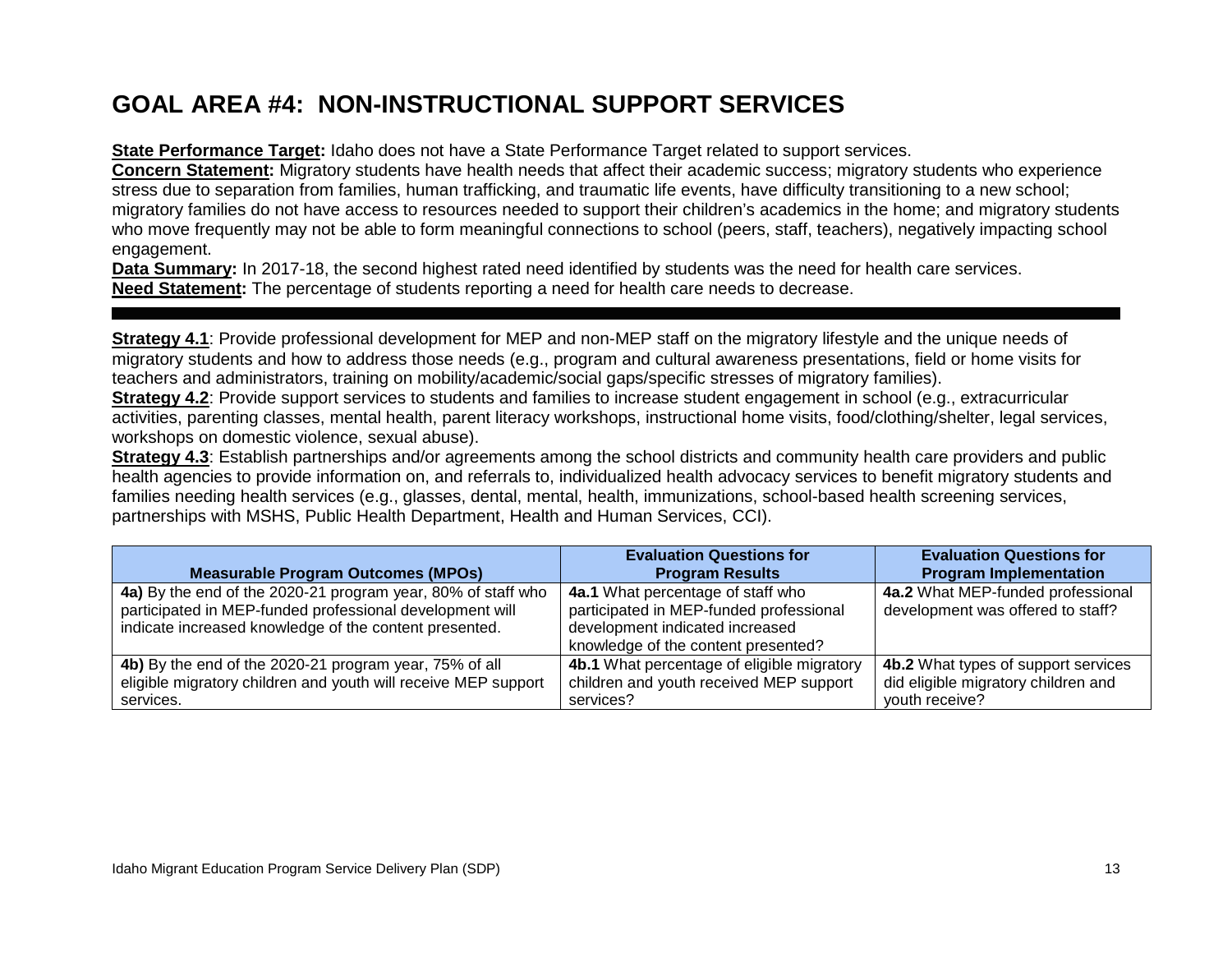# GOAL AREA #4: NON-INSTRUCTIONAL SUPPORT SERVICES

**State Performance Target:** Idaho does not have a State Performance Target related to support services.

**Concern Statement:** Migratory students have health needs that affect their academic success; migratory students who experience stress due to separation from families, human trafficking, and traumatic life events, have difficulty transitioning to a new school; migratory families do not have access to resources needed to support their children's academics in the home; and migratory students who move frequently may not be able to form meaningful connections to school (peers, staff, teachers), negatively impacting school engagement.

**Data Summary:** In 2017-18, the second highest rated need identified by students was the need for health care services.

**Need Statement:** The percentage of students reporting a need for health care needs to decrease.

---

**Strategy 4.1**: Provide professional development for MEP and non-MEP staff on the migratory lifestyle and the unique needs of migratory students and how to address those needs (e.g., program and cultural awareness presentations, field or home visits for teachers and administrators, training on mobility/academic/social gaps/specific stresses of migratory families).

**Strategy 4.2**: Provide support services to students and families to increase student engagement in school (e.g., extracurricular activities, parenting classes, mental health, parent literacy workshops, instructional home visits, food/clothing/shelter, legal services, workshops on domestic violence, sexual abuse).

**Strategy 4.3**: Establish partnerships and/or agreements among the school districts and community health care providers and public health agencies to provide information on, and referrals to, individualized health advocacy services to benefit migratory students and families needing health services (e.g., glasses, dental, mental, health, immunizations, school-based health screening services, partnerships with MSHS, Public Health Department, Health and Human Services, CCI).

| Measurable Program Outcomes (MPOs) | Evaluation Questions for Program Results | Evaluation Questions for Program Implementation |
|---|---|---|
| **4a)** By the end of the 2020-21 program year, 80% of staff who participated in MEP-funded professional development will indicate increased knowledge of the content presented. | **4a.1** What percentage of staff who participated in MEP-funded professional development indicated increased knowledge of the content presented? | **4a.2** What MEP-funded professional development was offered to staff? |
| **4b)** By the end of the 2020-21 program year, 75% of all eligible migratory children and youth will receive MEP support services. | **4b.1** What percentage of eligible migratory children and youth received MEP support services? | **4b.2** What types of support services did eligible migratory children and youth receive? |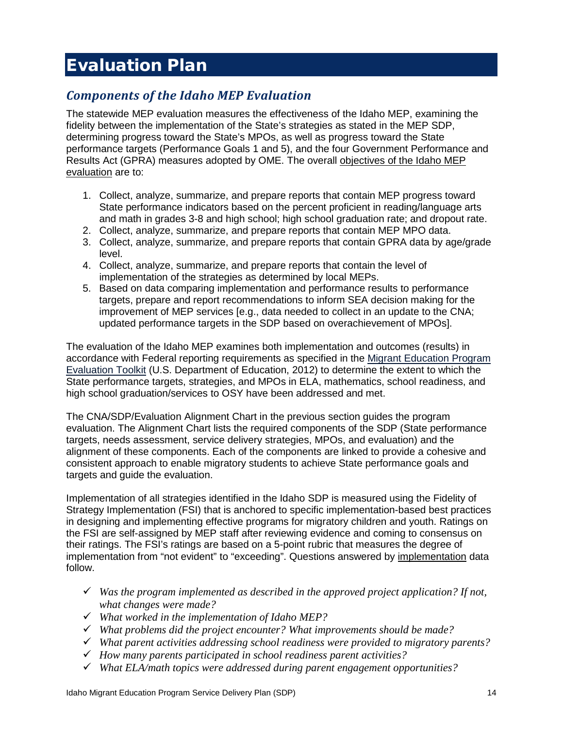# Evaluation Plan

## *Components of the Idaho MEP Evaluation*

The statewide MEP evaluation measures the effectiveness of the Idaho MEP, examining the fidelity between the implementation of the State's strategies as stated in the MEP SDP, determining progress toward the State's MPOs, as well as progress toward the State performance targets (Performance Goals 1 and 5), and the four Government Performance and Results Act (GPRA) measures adopted by OME. The overall objectives of the Idaho MEP evaluation are to:

1. Collect, analyze, summarize, and prepare reports that contain MEP progress toward State performance indicators based on the percent proficient in reading/language arts and math in grades 3-8 and high school; high school graduation rate; and dropout rate.
2. Collect, analyze, summarize, and prepare reports that contain MEP MPO data.
3. Collect, analyze, summarize, and prepare reports that contain GPRA data by age/grade level.
4. Collect, analyze, summarize, and prepare reports that contain the level of implementation of the strategies as determined by local MEPs.
5. Based on data comparing implementation and performance results to performance targets, prepare and report recommendations to inform SEA decision making for the improvement of MEP services [e.g., data needed to collect in an update to the CNA; updated performance targets in the SDP based on overachievement of MPOs].

The evaluation of the Idaho MEP examines both implementation and outcomes (results) in accordance with Federal reporting requirements as specified in the Migrant Education Program Evaluation Toolkit (U.S. Department of Education, 2012) to determine the extent to which the State performance targets, strategies, and MPOs in ELA, mathematics, school readiness, and high school graduation/services to OSY have been addressed and met.

The CNA/SDP/Evaluation Alignment Chart in the previous section guides the program evaluation. The Alignment Chart lists the required components of the SDP (State performance targets, needs assessment, service delivery strategies, MPOs, and evaluation) and the alignment of these components. Each of the components are linked to provide a cohesive and consistent approach to enable migratory students to achieve State performance goals and targets and guide the evaluation.

Implementation of all strategies identified in the Idaho SDP is measured using the Fidelity of Strategy Implementation (FSI) that is anchored to specific implementation-based best practices in designing and implementing effective programs for migratory children and youth. Ratings on the FSI are self-assigned by MEP staff after reviewing evidence and coming to consensus on their ratings. The FSI's ratings are based on a 5-point rubric that measures the degree of implementation from "not evident" to "exceeding". Questions answered by implementation data follow.

- ✓ *Was the program implemented as described in the approved project application? If not, what changes were made?*
- ✓ *What worked in the implementation of Idaho MEP?*
- ✓ *What problems did the project encounter? What improvements should be made?*
- ✓ *What parent activities addressing school readiness were provided to migratory parents?*
- ✓ *How many parents participated in school readiness parent activities?*
- ✓ *What ELA/math topics were addressed during parent engagement opportunities?*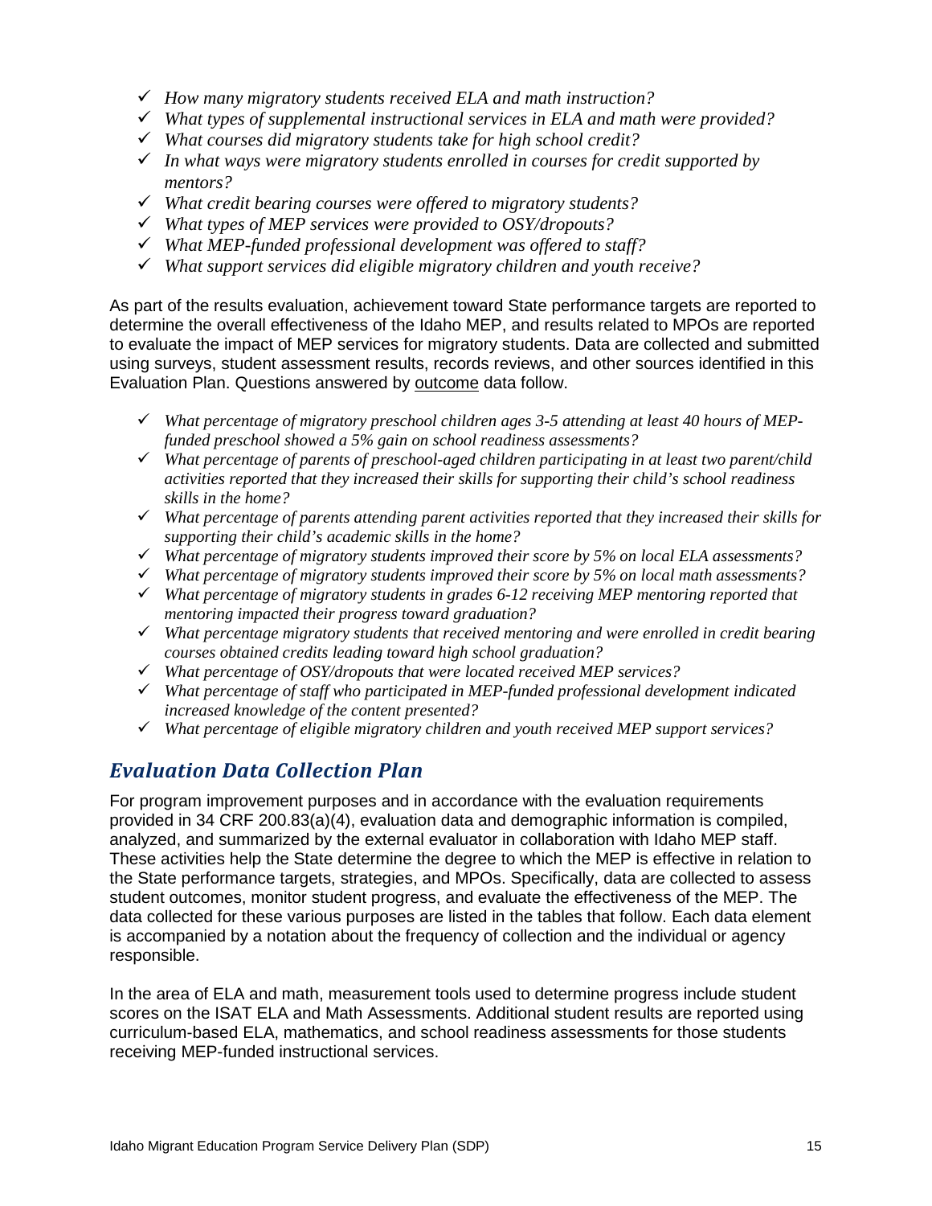- ✓ *How many migratory students received ELA and math instruction?*
- ✓ *What types of supplemental instructional services in ELA and math were provided?*
- ✓ *What courses did migratory students take for high school credit?*
- ✓ *In what ways were migratory students enrolled in courses for credit supported by mentors?*
- ✓ *What credit bearing courses were offered to migratory students?*
- ✓ *What types of MEP services were provided to OSY/dropouts?*
- ✓ *What MEP-funded professional development was offered to staff?*
- ✓ *What support services did eligible migratory children and youth receive?*

As part of the results evaluation, achievement toward State performance targets are reported to determine the overall effectiveness of the Idaho MEP, and results related to MPOs are reported to evaluate the impact of MEP services for migratory students. Data are collected and submitted using surveys, student assessment results, records reviews, and other sources identified in this Evaluation Plan. Questions answered by outcome data follow.

- ✓ *What percentage of migratory preschool children ages 3-5 attending at least 40 hours of MEP-funded preschool showed a 5% gain on school readiness assessments?*
- ✓ *What percentage of parents of preschool-aged children participating in at least two parent/child activities reported that they increased their skills for supporting their child's school readiness skills in the home?*
- ✓ *What percentage of parents attending parent activities reported that they increased their skills for supporting their child's academic skills in the home?*
- ✓ *What percentage of migratory students improved their score by 5% on local ELA assessments?*
- ✓ *What percentage of migratory students improved their score by 5% on local math assessments?*
- ✓ *What percentage of migratory students in grades 6-12 receiving MEP mentoring reported that mentoring impacted their progress toward graduation?*
- ✓ *What percentage migratory students that received mentoring and were enrolled in credit bearing courses obtained credits leading toward high school graduation?*
- ✓ *What percentage of OSY/dropouts that were located received MEP services?*
- ✓ *What percentage of staff who participated in MEP-funded professional development indicated increased knowledge of the content presented?*
- ✓ *What percentage of eligible migratory children and youth received MEP support services?*

## *Evaluation Data Collection Plan*

For program improvement purposes and in accordance with the evaluation requirements provided in 34 CRF 200.83(a)(4), evaluation data and demographic information is compiled, analyzed, and summarized by the external evaluator in collaboration with Idaho MEP staff. These activities help the State determine the degree to which the MEP is effective in relation to the State performance targets, strategies, and MPOs. Specifically, data are collected to assess student outcomes, monitor student progress, and evaluate the effectiveness of the MEP. The data collected for these various purposes are listed in the tables that follow. Each data element is accompanied by a notation about the frequency of collection and the individual or agency responsible.

In the area of ELA and math, measurement tools used to determine progress include student scores on the ISAT ELA and Math Assessments. Additional student results are reported using curriculum-based ELA, mathematics, and school readiness assessments for those students receiving MEP-funded instructional services.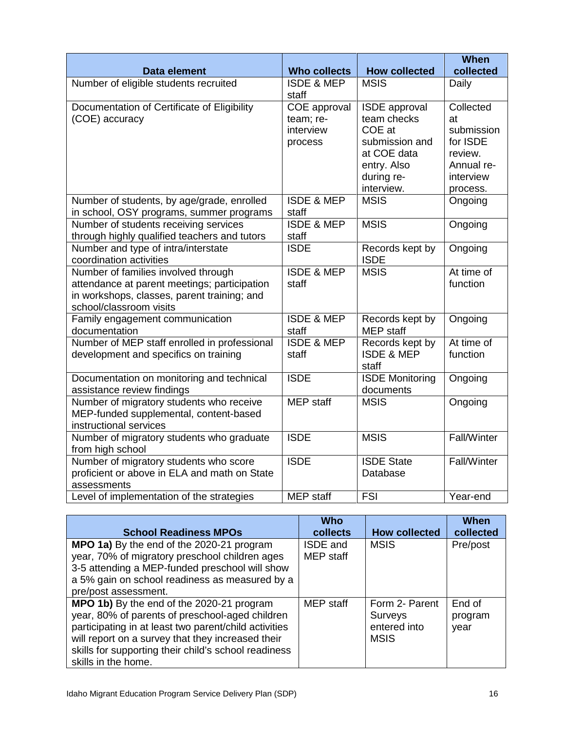| Data element | Who collects | How collected | When collected |
|---|---|---|---|
| Number of eligible students recruited | ISDE & MEP staff | MSIS | Daily |
| Documentation of Certificate of Eligibility (COE) accuracy | COE approval team; re-interview process | ISDE approval team checks COE at submission and at COE data entry. Also during re-interview. | Collected at submission for ISDE review. Annual re-interview process. |
| Number of students, by age/grade, enrolled in school, OSY programs, summer programs | ISDE & MEP staff | MSIS | Ongoing |
| Number of students receiving services through highly qualified teachers and tutors | ISDE & MEP staff | MSIS | Ongoing |
| Number and type of intra/interstate coordination activities | ISDE | Records kept by ISDE | Ongoing |
| Number of families involved through attendance at parent meetings; participation in workshops, classes, parent training; and school/classroom visits | ISDE & MEP staff | MSIS | At time of function |
| Family engagement communication documentation | ISDE & MEP staff | Records kept by MEP staff | Ongoing |
| Number of MEP staff enrolled in professional development and specifics on training | ISDE & MEP staff | Records kept by ISDE & MEP staff | At time of function |
| Documentation on monitoring and technical assistance review findings | ISDE | ISDE Monitoring documents | Ongoing |
| Number of migratory students who receive MEP-funded supplemental, content-based instructional services | MEP staff | MSIS | Ongoing |
| Number of migratory students who graduate from high school | ISDE | MSIS | Fall/Winter |
| Number of migratory students who score proficient or above in ELA and math on State assessments | ISDE | ISDE State Database | Fall/Winter |
| Level of implementation of the strategies | MEP staff | FSI | Year-end |

| School Readiness MPOs | Who collects | How collected | When collected |
|---|---|---|---|
| **MPO 1a)** By the end of the 2020-21 program year, 70% of migratory preschool children ages 3-5 attending a MEP-funded preschool will show a 5% gain on school readiness as measured by a pre/post assessment. | ISDE and MEP staff | MSIS | Pre/post |
| **MPO 1b)** By the end of the 2020-21 program year, 80% of parents of preschool-aged children participating in at least two parent/child activities will report on a survey that they increased their skills for supporting their child's school readiness skills in the home. | MEP staff | Form 2- Parent Surveys entered into MSIS | End of program year |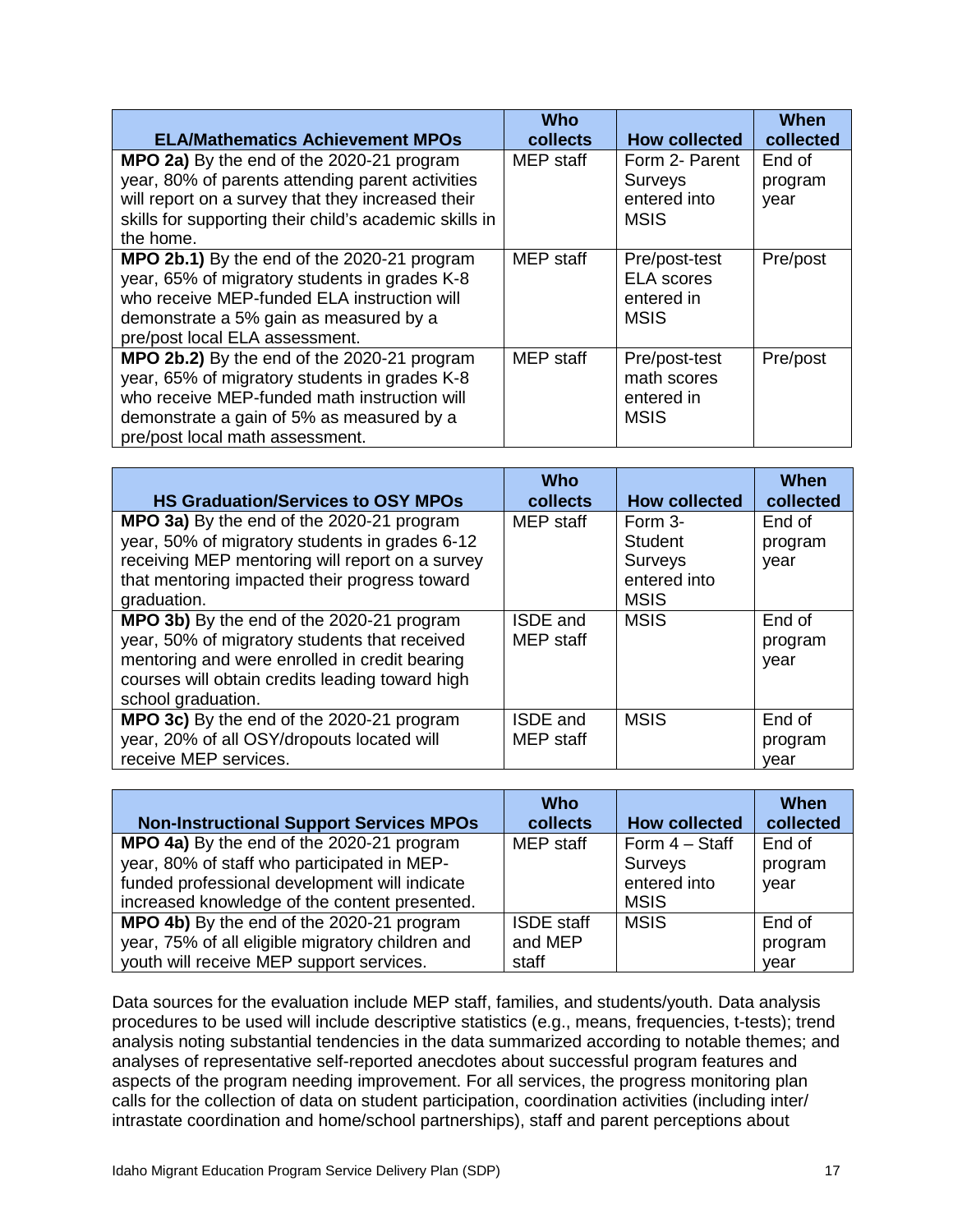| ELA/Mathematics Achievement MPOs | Who collects | How collected | When collected |
|---|---|---|---|
| **MPO 2a)** By the end of the 2020-21 program year, 80% of parents attending parent activities will report on a survey that they increased their skills for supporting their child's academic skills in the home. | MEP staff | Form 2- Parent Surveys entered into MSIS | End of program year |
| **MPO 2b.1)** By the end of the 2020-21 program year, 65% of migratory students in grades K-8 who receive MEP-funded ELA instruction will demonstrate a 5% gain as measured by a pre/post local ELA assessment. | MEP staff | Pre/post-test ELA scores entered in MSIS | Pre/post |
| **MPO 2b.2)** By the end of the 2020-21 program year, 65% of migratory students in grades K-8 who receive MEP-funded math instruction will demonstrate a gain of 5% as measured by a pre/post local math assessment. | MEP staff | Pre/post-test math scores entered in MSIS | Pre/post |

| HS Graduation/Services to OSY MPOs | Who collects | How collected | When collected |
|---|---|---|---|
| **MPO 3a)** By the end of the 2020-21 program year, 50% of migratory students in grades 6-12 receiving MEP mentoring will report on a survey that mentoring impacted their progress toward graduation. | MEP staff | Form 3- Student Surveys entered into MSIS | End of program year |
| **MPO 3b)** By the end of the 2020-21 program year, 50% of migratory students that received mentoring and were enrolled in credit bearing courses will obtain credits leading toward high school graduation. | ISDE and MEP staff | MSIS | End of program year |
| **MPO 3c)** By the end of the 2020-21 program year, 20% of all OSY/dropouts located will receive MEP services. | ISDE and MEP staff | MSIS | End of program year |

| Non-Instructional Support Services MPOs | Who collects | How collected | When collected |
|---|---|---|---|
| **MPO 4a)** By the end of the 2020-21 program year, 80% of staff who participated in MEP-funded professional development will indicate increased knowledge of the content presented. | MEP staff | Form 4 – Staff Surveys entered into MSIS | End of program year |
| **MPO 4b)** By the end of the 2020-21 program year, 75% of all eligible migratory children and youth will receive MEP support services. | ISDE staff and MEP staff | MSIS | End of program year |

Data sources for the evaluation include MEP staff, families, and students/youth. Data analysis procedures to be used will include descriptive statistics (e.g., means, frequencies, t-tests); trend analysis noting substantial tendencies in the data summarized according to notable themes; and analyses of representative self-reported anecdotes about successful program features and aspects of the program needing improvement. For all services, the progress monitoring plan calls for the collection of data on student participation, coordination activities (including inter/ intrastate coordination and home/school partnerships), staff and parent perceptions about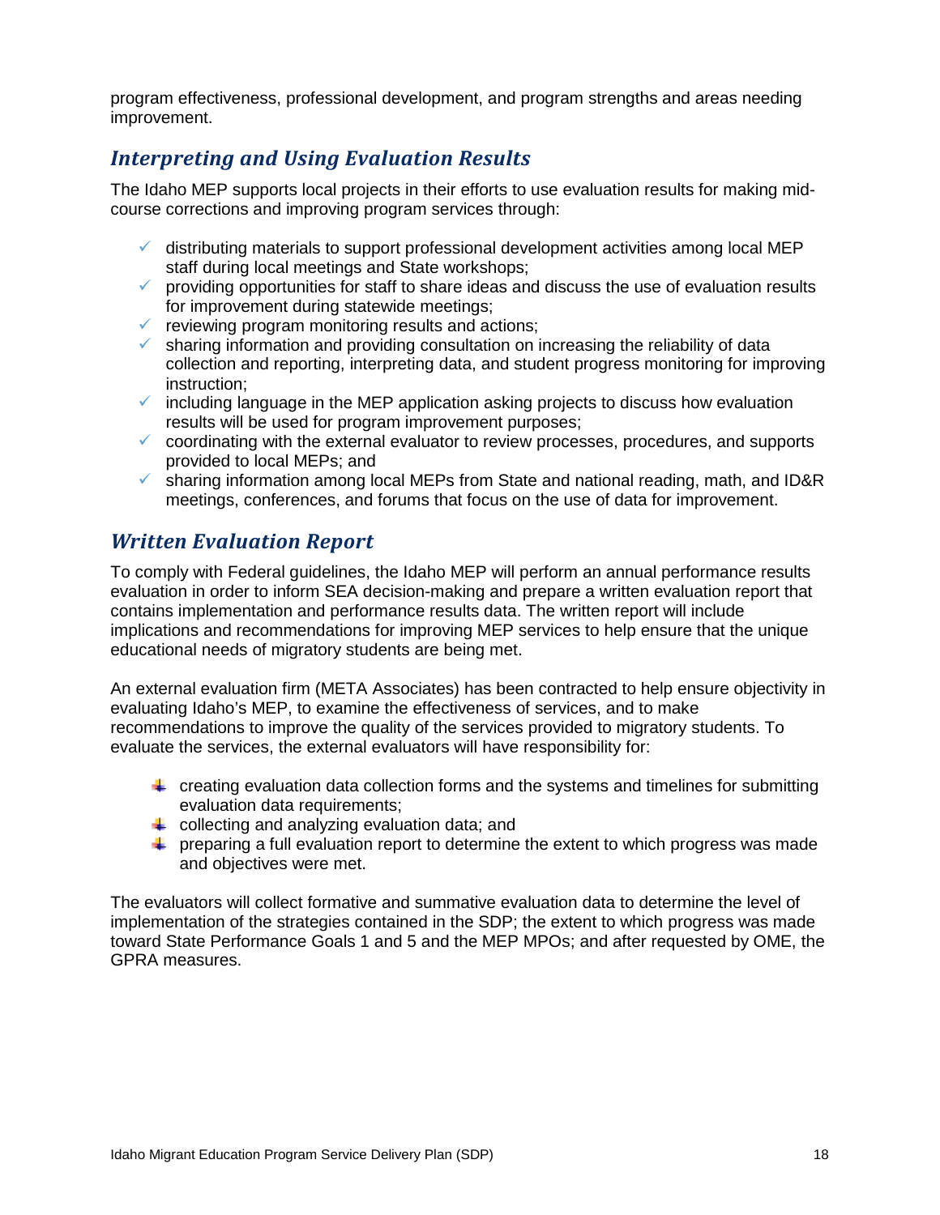program effectiveness, professional development, and program strengths and areas needing improvement.

## Interpreting and Using Evaluation Results

The Idaho MEP supports local projects in their efforts to use evaluation results for making mid-course corrections and improving program services through:

- distributing materials to support professional development activities among local MEP staff during local meetings and State workshops;
- providing opportunities for staff to share ideas and discuss the use of evaluation results for improvement during statewide meetings;
- reviewing program monitoring results and actions;
- sharing information and providing consultation on increasing the reliability of data collection and reporting, interpreting data, and student progress monitoring for improving instruction;
- including language in the MEP application asking projects to discuss how evaluation results will be used for program improvement purposes;
- coordinating with the external evaluator to review processes, procedures, and supports provided to local MEPs; and
- sharing information among local MEPs from State and national reading, math, and ID&R meetings, conferences, and forums that focus on the use of data for improvement.

## Written Evaluation Report

To comply with Federal guidelines, the Idaho MEP will perform an annual performance results evaluation in order to inform SEA decision-making and prepare a written evaluation report that contains implementation and performance results data. The written report will include implications and recommendations for improving MEP services to help ensure that the unique educational needs of migratory students are being met.

An external evaluation firm (META Associates) has been contracted to help ensure objectivity in evaluating Idaho's MEP, to examine the effectiveness of services, and to make recommendations to improve the quality of the services provided to migratory students. To evaluate the services, the external evaluators will have responsibility for:

- creating evaluation data collection forms and the systems and timelines for submitting evaluation data requirements;
- collecting and analyzing evaluation data; and
- preparing a full evaluation report to determine the extent to which progress was made and objectives were met.

The evaluators will collect formative and summative evaluation data to determine the level of implementation of the strategies contained in the SDP; the extent to which progress was made toward State Performance Goals 1 and 5 and the MEP MPOs; and after requested by OME, the GPRA measures.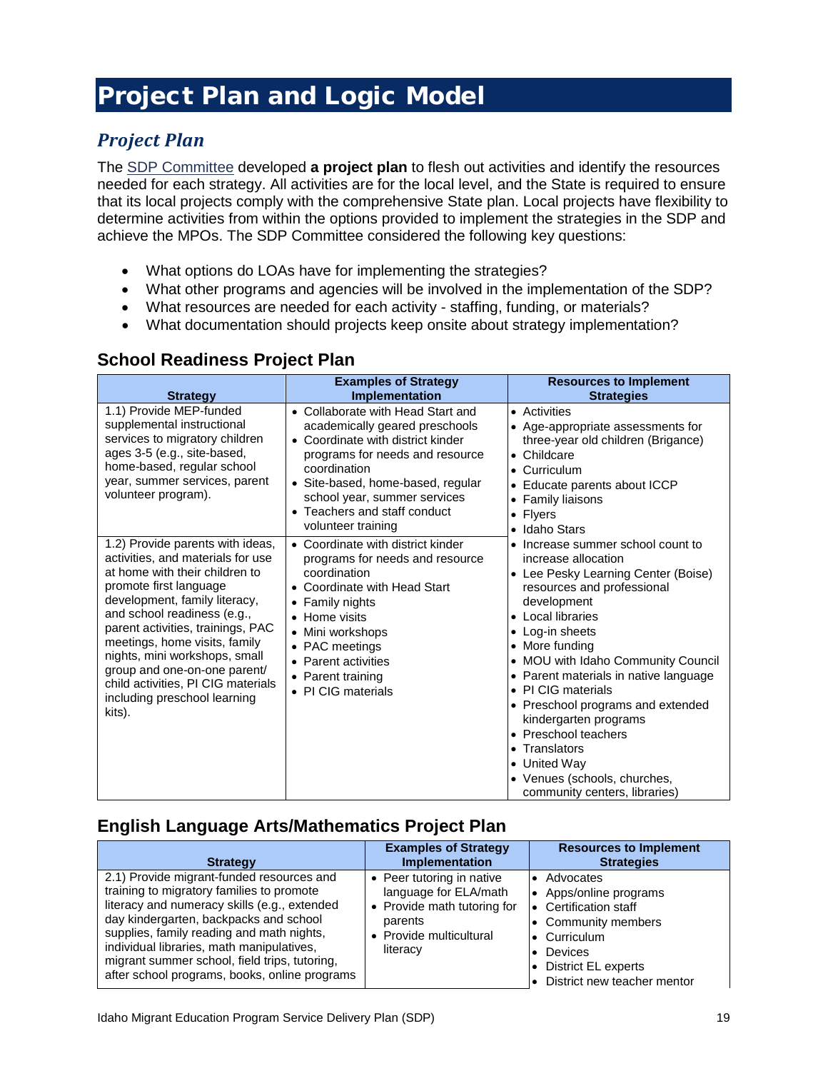# Project Plan and Logic Model

## *Project Plan*

The SDP Committee developed **a project plan** to flesh out activities and identify the resources needed for each strategy. All activities are for the local level, and the State is required to ensure that its local projects comply with the comprehensive State plan. Local projects have flexibility to determine activities from within the options provided to implement the strategies in the SDP and achieve the MPOs. The SDP Committee considered the following key questions:

- What options do LOAs have for implementing the strategies?
- What other programs and agencies will be involved in the implementation of the SDP?
- What resources are needed for each activity - staffing, funding, or materials?
- What documentation should projects keep onsite about strategy implementation?

### School Readiness Project Plan

| Strategy | Examples of Strategy Implementation | Resources to Implement Strategies |
|---|---|---|
| 1.1) Provide MEP-funded supplemental instructional services to migratory children ages 3-5 (e.g., site-based, home-based, regular school year, summer services, parent volunteer program). | • Collaborate with Head Start and academically geared preschools<br>• Coordinate with district kinder programs for needs and resource coordination<br>• Site-based, home-based, regular school year, summer services<br>• Teachers and staff conduct volunteer training | • Activities<br>• Age-appropriate assessments for three-year old children (Brigance)<br>• Childcare<br>• Curriculum<br>• Educate parents about ICCP<br>• Family liaisons<br>• Flyers<br>• Idaho Stars<br>• Increase summer school count to increase allocation<br>• Lee Pesky Learning Center (Boise) resources and professional development<br>• Local libraries<br>• Log-in sheets<br>• More funding<br>• MOU with Idaho Community Council<br>• Parent materials in native language<br>• PI CIG materials<br>• Preschool programs and extended kindergarten programs<br>• Preschool teachers<br>• Translators<br>• United Way<br>• Venues (schools, churches, community centers, libraries) |
| 1.2) Provide parents with ideas, activities, and materials for use at home with their children to promote first language development, family literacy, and school readiness (e.g., parent activities, trainings, PAC meetings, home visits, family nights, mini workshops, small group and one-on-one parent/ child activities, PI CIG materials including preschool learning kits). | • Coordinate with district kinder programs for needs and resource coordination<br>• Coordinate with Head Start<br>• Family nights<br>• Home visits<br>• Mini workshops<br>• PAC meetings<br>• Parent activities<br>• Parent training<br>• PI CIG materials | |

### English Language Arts/Mathematics Project Plan

| Strategy | Examples of Strategy Implementation | Resources to Implement Strategies |
|---|---|---|
| 2.1) Provide migrant-funded resources and training to migratory families to promote literacy and numeracy skills (e.g., extended day kindergarten, backpacks and school supplies, family reading and math nights, individual libraries, math manipulatives, migrant summer school, field trips, tutoring, after school programs, books, online programs | • Peer tutoring in native language for ELA/math<br>• Provide math tutoring for parents<br>• Provide multicultural literacy | • Advocates<br>• Apps/online programs<br>• Certification staff<br>• Community members<br>• Curriculum<br>• Devices<br>• District EL experts<br>• District new teacher mentor |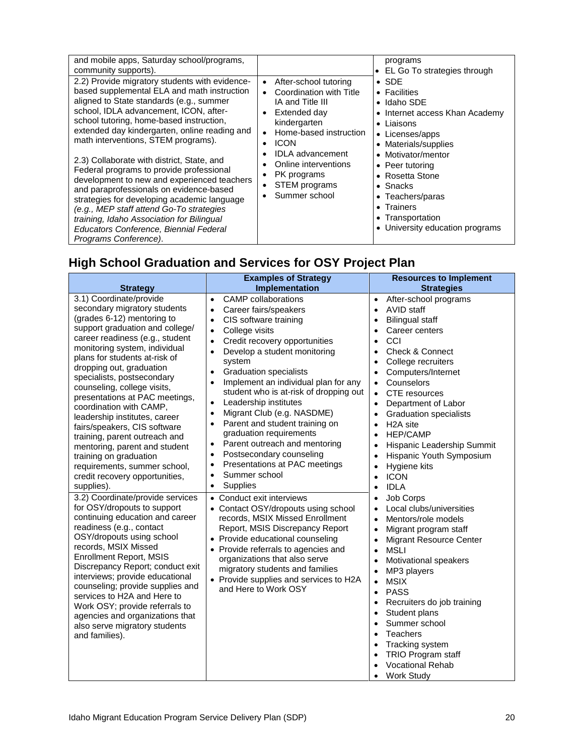| | | |
|---|---|---|
| and mobile apps, Saturday school/programs, community supports). | | programs<br>• EL Go To strategies through |
| 2.2) Provide migratory students with evidence-based supplemental ELA and math instruction aligned to State standards (e.g., summer school, IDLA advancement, ICON, after-school tutoring, home-based instruction, extended day kindergarten, online reading and math interventions, STEM programs).<br><br>2.3) Collaborate with district, State, and Federal programs to provide professional development to new and experienced teachers and paraprofessionals on evidence-based strategies for developing academic language *(e.g., MEP staff attend Go-To strategies training, Idaho Association for Bilingual Educators Conference, Biennial Federal Programs Conference)*. | • After-school tutoring<br>• Coordination with Title IA and Title III<br>• Extended day kindergarten<br>• Home-based instruction<br>• ICON<br>• IDLA advancement<br>• Online interventions<br>• PK programs<br>• STEM programs<br>• Summer school | • SDE<br>• Facilities<br>• Idaho SDE<br>• Internet access Khan Academy<br>• Liaisons<br>• Licenses/apps<br>• Materials/supplies<br>• Motivator/mentor<br>• Peer tutoring<br>• Rosetta Stone<br>• Snacks<br>• Teachers/paras<br>• Trainers<br>• Transportation<br>• University education programs |

## High School Graduation and Services for OSY Project Plan

| Strategy | Examples of Strategy Implementation | Resources to Implement Strategies |
|---|---|---|
| 3.1) Coordinate/provide secondary migratory students (grades 6-12) mentoring to support graduation and college/ career readiness (e.g., student monitoring system, individual plans for students at-risk of dropping out, graduation specialists, postsecondary counseling, college visits, presentations at PAC meetings, coordination with CAMP, leadership institutes, career fairs/speakers, CIS software training, parent outreach and mentoring, parent and student training on graduation requirements, summer school, credit recovery opportunities, supplies). | • CAMP collaborations<br>• Career fairs/speakers<br>• CIS software training<br>• College visits<br>• Credit recovery opportunities<br>• Develop a student monitoring system<br>• Graduation specialists<br>• Implement an individual plan for any student who is at-risk of dropping out<br>• Leadership institutes<br>• Migrant Club (e.g. NASDME)<br>• Parent and student training on graduation requirements<br>• Parent outreach and mentoring<br>• Postsecondary counseling<br>• Presentations at PAC meetings<br>• Summer school<br>• Supplies | • After-school programs<br>• AVID staff<br>• Bilingual staff<br>• Career centers<br>• CCI<br>• Check & Connect<br>• College recruiters<br>• Computers/Internet<br>• Counselors<br>• CTE resources<br>• Department of Labor<br>• Graduation specialists<br>• H2A site<br>• HEP/CAMP<br>• Hispanic Leadership Summit<br>• Hispanic Youth Symposium<br>• Hygiene kits<br>• ICON<br>• IDLA |
| 3.2) Coordinate/provide services for OSY/dropouts to support continuing education and career readiness (e.g., contact OSY/dropouts using school records, MSIX Missed Enrollment Report, MSIS Discrepancy Report; conduct exit interviews; provide educational counseling; provide supplies and services to H2A and Here to Work OSY; provide referrals to agencies and organizations that also serve migratory students and families). | • Conduct exit interviews<br>• Contact OSY/dropouts using school records, MSIX Missed Enrollment Report, MSIS Discrepancy Report<br>• Provide educational counseling<br>• Provide referrals to agencies and organizations that also serve migratory students and families<br>• Provide supplies and services to H2A and Here to Work OSY | • Job Corps<br>• Local clubs/universities<br>• Mentors/role models<br>• Migrant program staff<br>• Migrant Resource Center<br>• MSLI<br>• Motivational speakers<br>• MP3 players<br>• MSIX<br>• PASS<br>• Recruiters do job training<br>• Student plans<br>• Summer school<br>• Teachers<br>• Tracking system<br>• TRIO Program staff<br>• Vocational Rehab<br>• Work Study |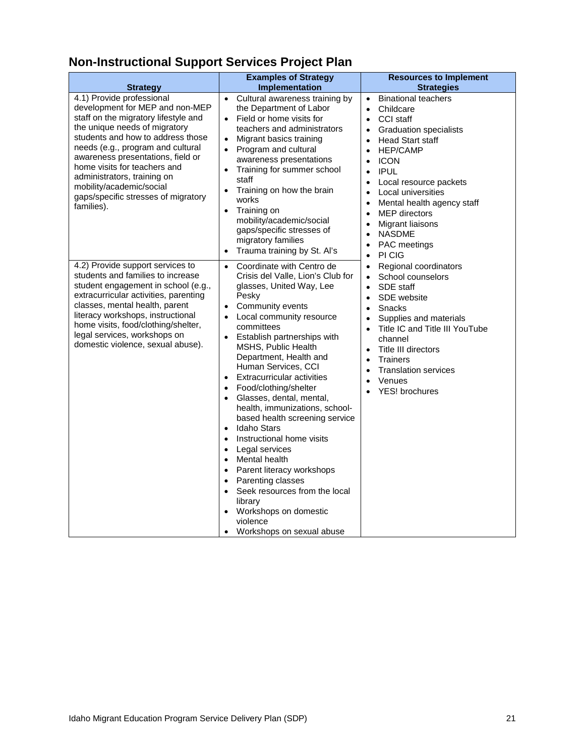## Non-Instructional Support Services Project Plan

| Strategy | Examples of Strategy Implementation | Resources to Implement Strategies |
|---|---|---|
| 4.1) Provide professional development for MEP and non-MEP staff on the migratory lifestyle and the unique needs of migratory students and how to address those needs (e.g., program and cultural awareness presentations, field or home visits for teachers and administrators, training on mobility/academic/social gaps/specific stresses of migratory families). | • Cultural awareness training by the Department of Labor<br>• Field or home visits for teachers and administrators<br>• Migrant basics training<br>• Program and cultural awareness presentations<br>• Training for summer school staff<br>• Training on how the brain works<br>• Training on mobility/academic/social gaps/specific stresses of migratory families<br>• Trauma training by St. Al's | • Binational teachers<br>• Childcare<br>• CCI staff<br>• Graduation specialists<br>• Head Start staff<br>• HEP/CAMP<br>• ICON<br>• IPUL<br>• Local resource packets<br>• Local universities<br>• Mental health agency staff<br>• MEP directors<br>• Migrant liaisons<br>• NASDME<br>• PAC meetings<br>• PI CIG |
| 4.2) Provide support services to students and families to increase student engagement in school (e.g., extracurricular activities, parenting classes, mental health, parent literacy workshops, instructional home visits, food/clothing/shelter, legal services, workshops on domestic violence, sexual abuse). | • Coordinate with Centro de Crisis del Valle, Lion's Club for glasses, United Way, Lee Pesky<br>• Community events<br>• Local community resource committees<br>• Establish partnerships with MSHS, Public Health Department, Health and Human Services, CCI<br>• Extracurricular activities<br>• Food/clothing/shelter<br>• Glasses, dental, mental, health, immunizations, school-based health screening service<br>• Idaho Stars<br>• Instructional home visits<br>• Legal services<br>• Mental health<br>• Parent literacy workshops<br>• Parenting classes<br>• Seek resources from the local library<br>• Workshops on domestic violence<br>• Workshops on sexual abuse | • Regional coordinators<br>• School counselors<br>• SDE staff<br>• SDE website<br>• Snacks<br>• Supplies and materials<br>• Title IC and Title III YouTube channel<br>• Title III directors<br>• Trainers<br>• Translation services<br>• Venues<br>• YES! brochures |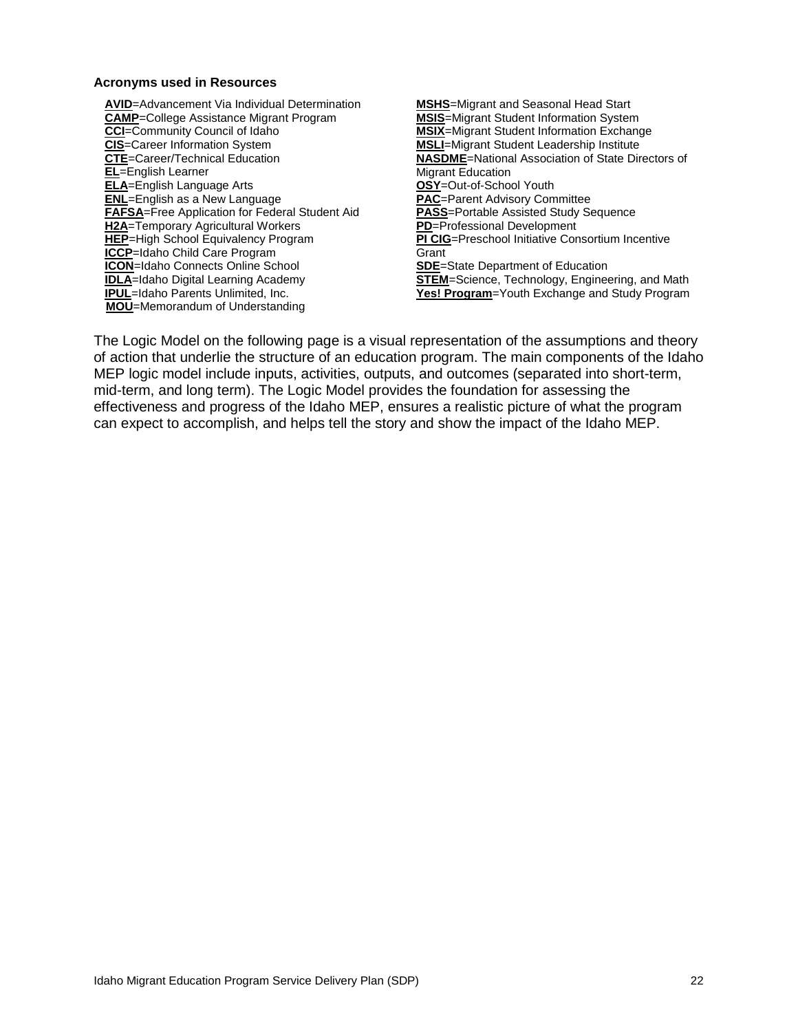**Acronyms used in Resources**

- **AVID**=Advancement Via Individual Determination
- **CAMP**=College Assistance Migrant Program
- **CCI**=Community Council of Idaho
- **CIS**=Career Information System
- **CTE**=Career/Technical Education
- **EL**=English Learner
- **ELA**=English Language Arts
- **ENL**=English as a New Language
- **FAFSA**=Free Application for Federal Student Aid
- **H2A**=Temporary Agricultural Workers
- **HEP**=High School Equivalency Program
- **ICCP**=Idaho Child Care Program
- **ICON**=Idaho Connects Online School
- **IDLA**=Idaho Digital Learning Academy
- **IPUL**=Idaho Parents Unlimited, Inc.
- **MOU**=Memorandum of Understanding
- **MSHS**=Migrant and Seasonal Head Start
- **MSIS**=Migrant Student Information System
- **MSIX**=Migrant Student Information Exchange
- **MSLI**=Migrant Student Leadership Institute
- **NASDME**=National Association of State Directors of Migrant Education
- **OSY**=Out-of-School Youth
- **PAC**=Parent Advisory Committee
- **PASS**=Portable Assisted Study Sequence
- **PD**=Professional Development
- **PI CIG**=Preschool Initiative Consortium Incentive Grant
- **SDE**=State Department of Education
- **STEM**=Science, Technology, Engineering, and Math
- **Yes! Program**=Youth Exchange and Study Program

The Logic Model on the following page is a visual representation of the assumptions and theory of action that underlie the structure of an education program. The main components of the Idaho MEP logic model include inputs, activities, outputs, and outcomes (separated into short-term, mid-term, and long term). The Logic Model provides the foundation for assessing the effectiveness and progress of the Idaho MEP, ensures a realistic picture of what the program can expect to accomplish, and helps tell the story and show the impact of the Idaho MEP.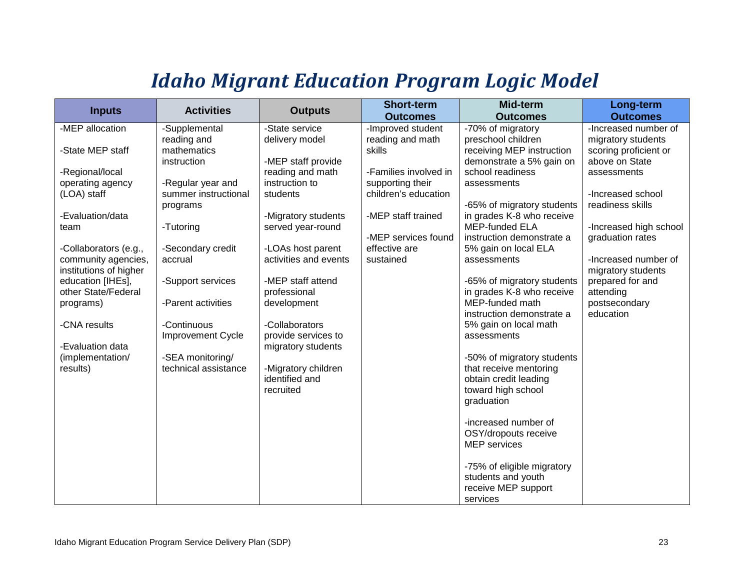# Idaho Migrant Education Program Logic Model

| Inputs | Activities | Outputs | Short-term Outcomes | Mid-term Outcomes | Long-term Outcomes |
|---|---|---|---|---|---|
| -MEP allocation<br><br>-State MEP staff<br><br>-Regional/local operating agency (LOA) staff<br><br>-Evaluation/data team<br><br>-Collaborators (e.g., community agencies, institutions of higher education [IHEs], other State/Federal programs)<br><br>-CNA results<br><br>-Evaluation data (implementation/ results) | -Supplemental reading and mathematics instruction<br><br>-Regular year and summer instructional programs<br><br>-Tutoring<br><br>-Secondary credit accrual<br><br>-Support services<br><br>-Parent activities<br><br>-Continuous Improvement Cycle<br><br>-SEA monitoring/ technical assistance | -State service delivery model<br><br>-MEP staff provide reading and math instruction to students<br><br>-Migratory students served year-round<br><br>-LOAs host parent activities and events<br><br>-MEP staff attend professional development<br><br>-Collaborators provide services to migratory students<br><br>-Migratory children identified and recruited | -Improved student reading and math skills<br><br>-Families involved in supporting their children's education<br><br>-MEP staff trained<br><br>-MEP services found effective are sustained | -70% of migratory preschool children receiving MEP instruction demonstrate a 5% gain on school readiness assessments<br><br>-65% of migratory students in grades K-8 who receive MEP-funded ELA instruction demonstrate a 5% gain on local ELA assessments<br><br>-65% of migratory students in grades K-8 who receive MEP-funded math instruction demonstrate a 5% gain on local math assessments<br><br>-50% of migratory students that receive mentoring obtain credit leading toward high school graduation<br><br>-increased number of OSY/dropouts receive MEP services<br><br>-75% of eligible migratory students and youth receive MEP support services | -Increased number of migratory students scoring proficient or above on State assessments<br><br>-Increased school readiness skills<br><br>-Increased high school graduation rates<br><br>-Increased number of migratory students prepared for and attending postsecondary education |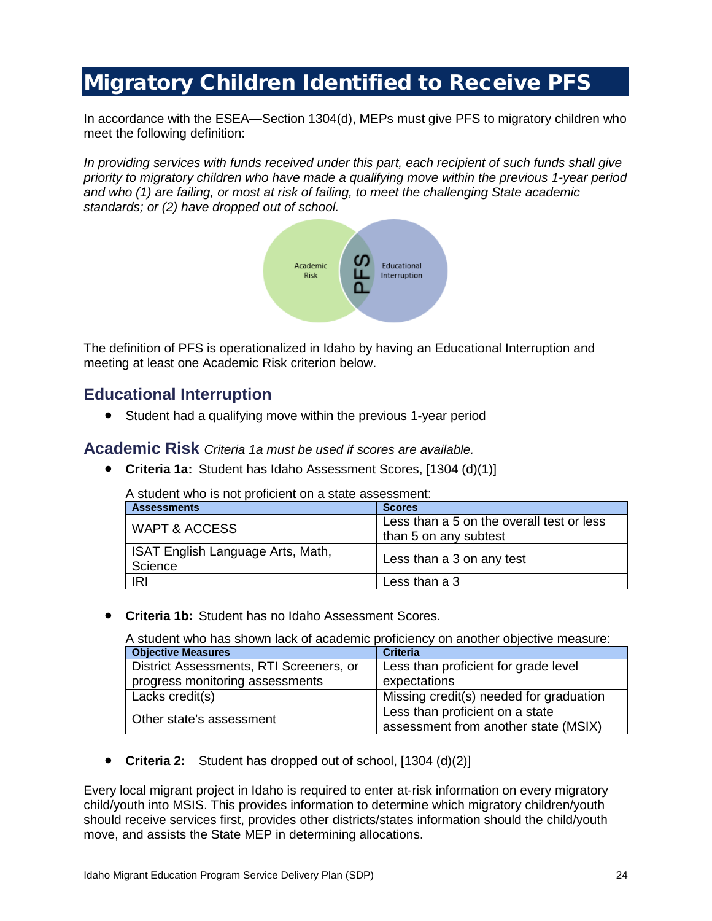# Migratory Children Identified to Receive PFS

In accordance with the ESEA—Section 1304(d), MEPs must give PFS to migratory children who meet the following definition:

*In providing services with funds received under this part, each recipient of such funds shall give priority to migratory children who have made a qualifying move within the previous 1-year period and who (1) are failing, or most at risk of failing, to meet the challenging State academic standards; or (2) have dropped out of school.*

Academic Risk | PFS | Educational Interruption

The definition of PFS is operationalized in Idaho by having an Educational Interruption and meeting at least one Academic Risk criterion below.

## Educational Interruption

- Student had a qualifying move within the previous 1-year period

## Academic Risk *Criteria 1a must be used if scores are available.*

- **Criteria 1a:** Student has Idaho Assessment Scores, [1304 (d)(1)]

  A student who is not proficient on a state assessment:

| Assessments | Scores |
|---|---|
| WAPT & ACCESS | Less than a 5 on the overall test or less than 5 on any subtest |
| ISAT English Language Arts, Math, Science | Less than a 3 on any test |
| IRI | Less than a 3 |

- **Criteria 1b:** Student has no Idaho Assessment Scores.

  A student who has shown lack of academic proficiency on another objective measure:

| Objective Measures | Criteria |
|---|---|
| District Assessments, RTI Screeners, or progress monitoring assessments | Less than proficient for grade level expectations |
| Lacks credit(s) | Missing credit(s) needed for graduation |
| Other state's assessment | Less than proficient on a state assessment from another state (MSIX) |

- **Criteria 2:** Student has dropped out of school, [1304 (d)(2)]

Every local migrant project in Idaho is required to enter at-risk information on every migratory child/youth into MSIS. This provides information to determine which migratory children/youth should receive services first, provides other districts/states information should the child/youth move, and assists the State MEP in determining allocations.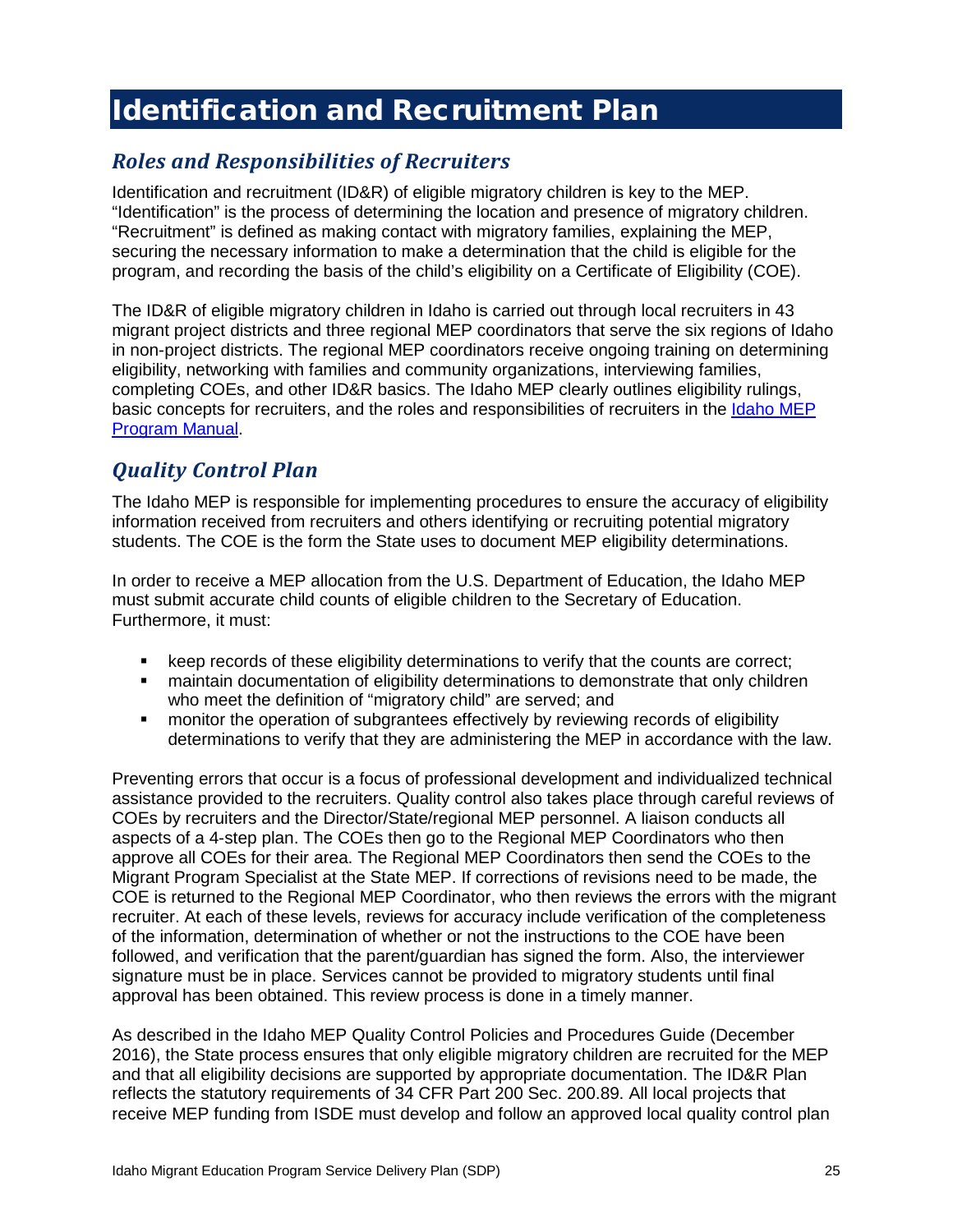# Identification and Recruitment Plan

## *Roles and Responsibilities of Recruiters*

Identification and recruitment (ID&R) of eligible migratory children is key to the MEP. "Identification" is the process of determining the location and presence of migratory children. "Recruitment" is defined as making contact with migratory families, explaining the MEP, securing the necessary information to make a determination that the child is eligible for the program, and recording the basis of the child's eligibility on a Certificate of Eligibility (COE).

The ID&R of eligible migratory children in Idaho is carried out through local recruiters in 43 migrant project districts and three regional MEP coordinators that serve the six regions of Idaho in non-project districts. The regional MEP coordinators receive ongoing training on determining eligibility, networking with families and community organizations, interviewing families, completing COEs, and other ID&R basics. The Idaho MEP clearly outlines eligibility rulings, basic concepts for recruiters, and the roles and responsibilities of recruiters in the Idaho MEP Program Manual.

## *Quality Control Plan*

The Idaho MEP is responsible for implementing procedures to ensure the accuracy of eligibility information received from recruiters and others identifying or recruiting potential migratory students. The COE is the form the State uses to document MEP eligibility determinations.

In order to receive a MEP allocation from the U.S. Department of Education, the Idaho MEP must submit accurate child counts of eligible children to the Secretary of Education. Furthermore, it must:

- keep records of these eligibility determinations to verify that the counts are correct;
- maintain documentation of eligibility determinations to demonstrate that only children who meet the definition of "migratory child" are served; and
- monitor the operation of subgrantees effectively by reviewing records of eligibility determinations to verify that they are administering the MEP in accordance with the law.

Preventing errors that occur is a focus of professional development and individualized technical assistance provided to the recruiters. Quality control also takes place through careful reviews of COEs by recruiters and the Director/State/regional MEP personnel. A liaison conducts all aspects of a 4-step plan. The COEs then go to the Regional MEP Coordinators who then approve all COEs for their area. The Regional MEP Coordinators then send the COEs to the Migrant Program Specialist at the State MEP. If corrections of revisions need to be made, the COE is returned to the Regional MEP Coordinator, who then reviews the errors with the migrant recruiter. At each of these levels, reviews for accuracy include verification of the completeness of the information, determination of whether or not the instructions to the COE have been followed, and verification that the parent/guardian has signed the form. Also, the interviewer signature must be in place. Services cannot be provided to migratory students until final approval has been obtained. This review process is done in a timely manner.

As described in the Idaho MEP Quality Control Policies and Procedures Guide (December 2016), the State process ensures that only eligible migratory children are recruited for the MEP and that all eligibility decisions are supported by appropriate documentation. The ID&R Plan reflects the statutory requirements of 34 CFR Part 200 Sec. 200.89. All local projects that receive MEP funding from ISDE must develop and follow an approved local quality control plan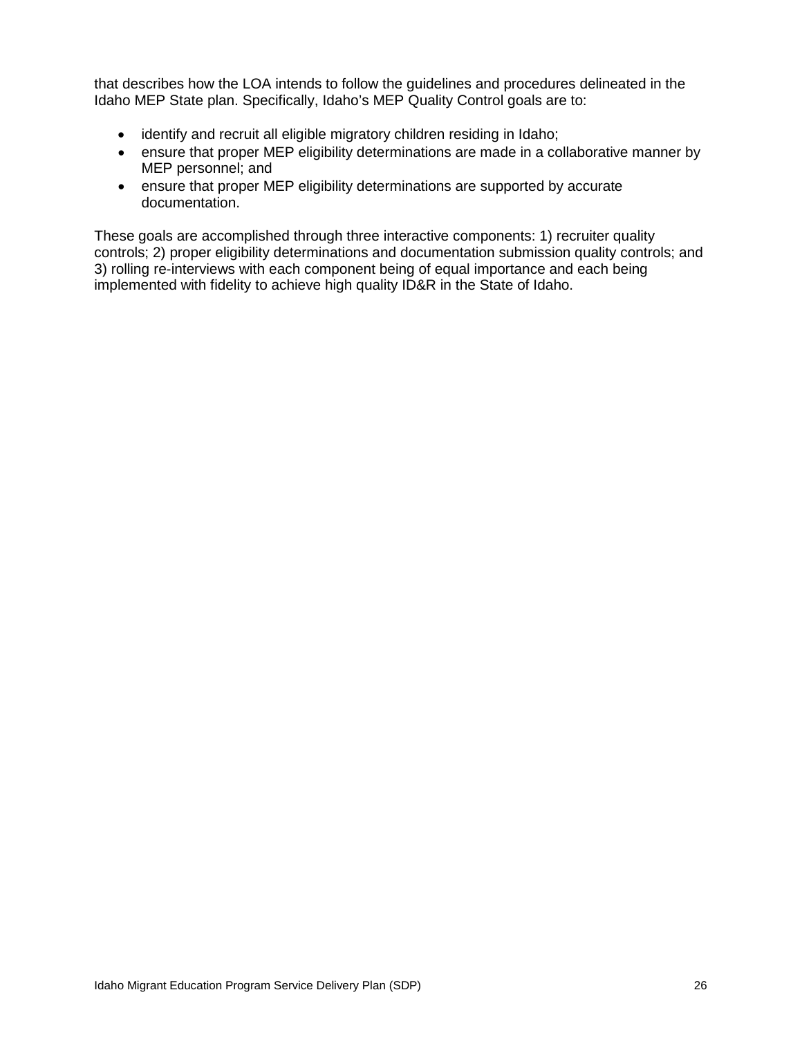that describes how the LOA intends to follow the guidelines and procedures delineated in the Idaho MEP State plan. Specifically, Idaho's MEP Quality Control goals are to:

- identify and recruit all eligible migratory children residing in Idaho;
- ensure that proper MEP eligibility determinations are made in a collaborative manner by MEP personnel; and
- ensure that proper MEP eligibility determinations are supported by accurate documentation.

These goals are accomplished through three interactive components: 1) recruiter quality controls; 2) proper eligibility determinations and documentation submission quality controls; and 3) rolling re-interviews with each component being of equal importance and each being implemented with fidelity to achieve high quality ID&R in the State of Idaho.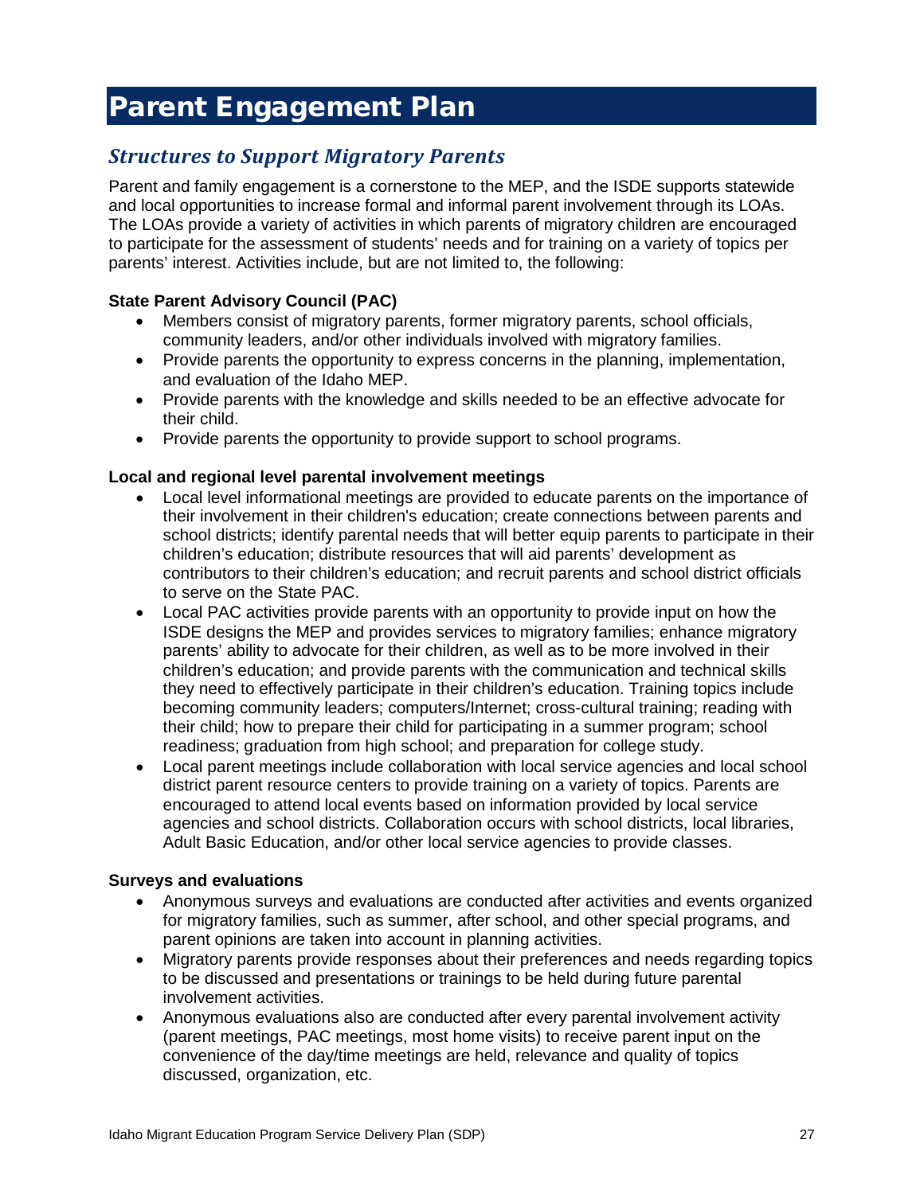# Parent Engagement Plan

## *Structures to Support Migratory Parents*

Parent and family engagement is a cornerstone to the MEP, and the ISDE supports statewide and local opportunities to increase formal and informal parent involvement through its LOAs. The LOAs provide a variety of activities in which parents of migratory children are encouraged to participate for the assessment of students' needs and for training on a variety of topics per parents' interest. Activities include, but are not limited to, the following:

**State Parent Advisory Council (PAC)**

- Members consist of migratory parents, former migratory parents, school officials, community leaders, and/or other individuals involved with migratory families.
- Provide parents the opportunity to express concerns in the planning, implementation, and evaluation of the Idaho MEP.
- Provide parents with the knowledge and skills needed to be an effective advocate for their child.
- Provide parents the opportunity to provide support to school programs.

**Local and regional level parental involvement meetings**

- Local level informational meetings are provided to educate parents on the importance of their involvement in their children's education; create connections between parents and school districts; identify parental needs that will better equip parents to participate in their children's education; distribute resources that will aid parents' development as contributors to their children's education; and recruit parents and school district officials to serve on the State PAC.
- Local PAC activities provide parents with an opportunity to provide input on how the ISDE designs the MEP and provides services to migratory families; enhance migratory parents' ability to advocate for their children, as well as to be more involved in their children's education; and provide parents with the communication and technical skills they need to effectively participate in their children's education. Training topics include becoming community leaders; computers/Internet; cross-cultural training; reading with their child; how to prepare their child for participating in a summer program; school readiness; graduation from high school; and preparation for college study.
- Local parent meetings include collaboration with local service agencies and local school district parent resource centers to provide training on a variety of topics. Parents are encouraged to attend local events based on information provided by local service agencies and school districts. Collaboration occurs with school districts, local libraries, Adult Basic Education, and/or other local service agencies to provide classes.

**Surveys and evaluations**

- Anonymous surveys and evaluations are conducted after activities and events organized for migratory families, such as summer, after school, and other special programs, and parent opinions are taken into account in planning activities.
- Migratory parents provide responses about their preferences and needs regarding topics to be discussed and presentations or trainings to be held during future parental involvement activities.
- Anonymous evaluations also are conducted after every parental involvement activity (parent meetings, PAC meetings, most home visits) to receive parent input on the convenience of the day/time meetings are held, relevance and quality of topics discussed, organization, etc.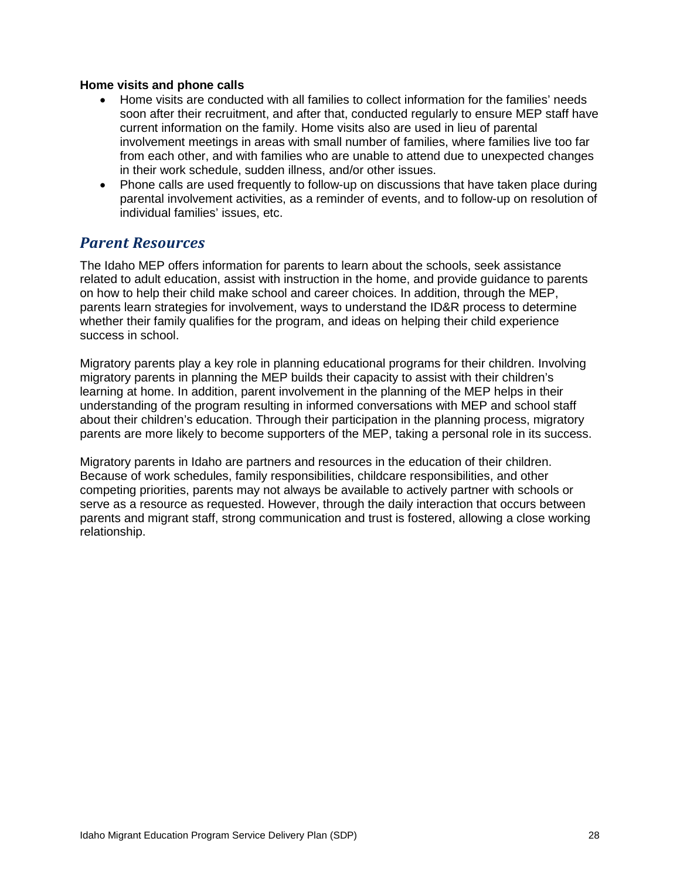**Home visits and phone calls**

- Home visits are conducted with all families to collect information for the families' needs soon after their recruitment, and after that, conducted regularly to ensure MEP staff have current information on the family. Home visits also are used in lieu of parental involvement meetings in areas with small number of families, where families live too far from each other, and with families who are unable to attend due to unexpected changes in their work schedule, sudden illness, and/or other issues.
- Phone calls are used frequently to follow-up on discussions that have taken place during parental involvement activities, as a reminder of events, and to follow-up on resolution of individual families' issues, etc.

## *Parent Resources*

The Idaho MEP offers information for parents to learn about the schools, seek assistance related to adult education, assist with instruction in the home, and provide guidance to parents on how to help their child make school and career choices. In addition, through the MEP, parents learn strategies for involvement, ways to understand the ID&R process to determine whether their family qualifies for the program, and ideas on helping their child experience success in school.

Migratory parents play a key role in planning educational programs for their children. Involving migratory parents in planning the MEP builds their capacity to assist with their children's learning at home. In addition, parent involvement in the planning of the MEP helps in their understanding of the program resulting in informed conversations with MEP and school staff about their children's education. Through their participation in the planning process, migratory parents are more likely to become supporters of the MEP, taking a personal role in its success.

Migratory parents in Idaho are partners and resources in the education of their children. Because of work schedules, family responsibilities, childcare responsibilities, and other competing priorities, parents may not always be available to actively partner with schools or serve as a resource as requested. However, through the daily interaction that occurs between parents and migrant staff, strong communication and trust is fostered, allowing a close working relationship.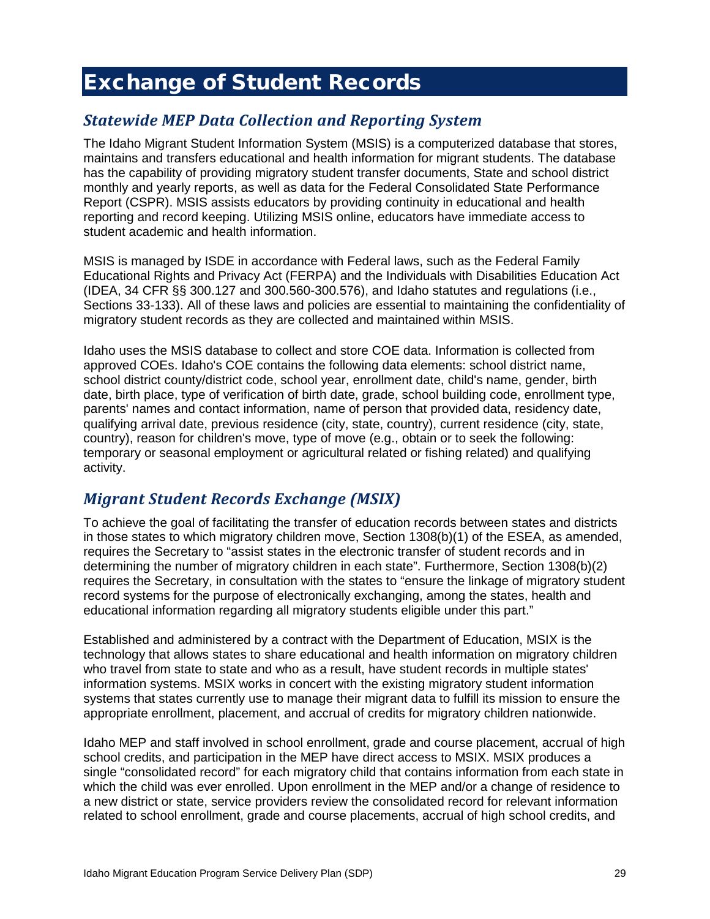# Exchange of Student Records

## *Statewide MEP Data Collection and Reporting System*

The Idaho Migrant Student Information System (MSIS) is a computerized database that stores, maintains and transfers educational and health information for migrant students. The database has the capability of providing migratory student transfer documents, State and school district monthly and yearly reports, as well as data for the Federal Consolidated State Performance Report (CSPR). MSIS assists educators by providing continuity in educational and health reporting and record keeping. Utilizing MSIS online, educators have immediate access to student academic and health information.

MSIS is managed by ISDE in accordance with Federal laws, such as the Federal Family Educational Rights and Privacy Act (FERPA) and the Individuals with Disabilities Education Act (IDEA, 34 CFR §§ 300.127 and 300.560-300.576), and Idaho statutes and regulations (i.e., Sections 33-133). All of these laws and policies are essential to maintaining the confidentiality of migratory student records as they are collected and maintained within MSIS.

Idaho uses the MSIS database to collect and store COE data. Information is collected from approved COEs. Idaho's COE contains the following data elements: school district name, school district county/district code, school year, enrollment date, child's name, gender, birth date, birth place, type of verification of birth date, grade, school building code, enrollment type, parents' names and contact information, name of person that provided data, residency date, qualifying arrival date, previous residence (city, state, country), current residence (city, state, country), reason for children's move, type of move (e.g., obtain or to seek the following: temporary or seasonal employment or agricultural related or fishing related) and qualifying activity.

## *Migrant Student Records Exchange (MSIX)*

To achieve the goal of facilitating the transfer of education records between states and districts in those states to which migratory children move, Section 1308(b)(1) of the ESEA, as amended, requires the Secretary to "assist states in the electronic transfer of student records and in determining the number of migratory children in each state". Furthermore, Section 1308(b)(2) requires the Secretary, in consultation with the states to "ensure the linkage of migratory student record systems for the purpose of electronically exchanging, among the states, health and educational information regarding all migratory students eligible under this part."

Established and administered by a contract with the Department of Education, MSIX is the technology that allows states to share educational and health information on migratory children who travel from state to state and who as a result, have student records in multiple states' information systems. MSIX works in concert with the existing migratory student information systems that states currently use to manage their migrant data to fulfill its mission to ensure the appropriate enrollment, placement, and accrual of credits for migratory children nationwide.

Idaho MEP and staff involved in school enrollment, grade and course placement, accrual of high school credits, and participation in the MEP have direct access to MSIX. MSIX produces a single "consolidated record" for each migratory child that contains information from each state in which the child was ever enrolled. Upon enrollment in the MEP and/or a change of residence to a new district or state, service providers review the consolidated record for relevant information related to school enrollment, grade and course placements, accrual of high school credits, and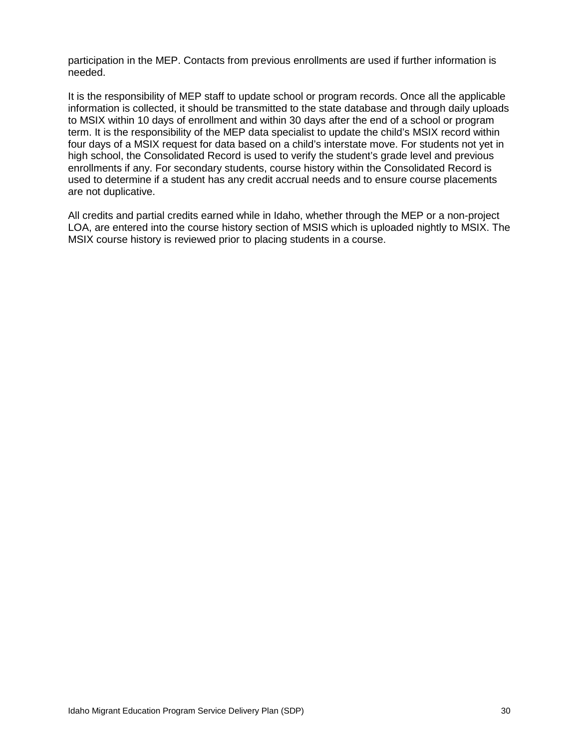participation in the MEP. Contacts from previous enrollments are used if further information is needed.

It is the responsibility of MEP staff to update school or program records. Once all the applicable information is collected, it should be transmitted to the state database and through daily uploads to MSIX within 10 days of enrollment and within 30 days after the end of a school or program term. It is the responsibility of the MEP data specialist to update the child's MSIX record within four days of a MSIX request for data based on a child's interstate move. For students not yet in high school, the Consolidated Record is used to verify the student's grade level and previous enrollments if any. For secondary students, course history within the Consolidated Record is used to determine if a student has any credit accrual needs and to ensure course placements are not duplicative.

All credits and partial credits earned while in Idaho, whether through the MEP or a non-project LOA, are entered into the course history section of MSIS which is uploaded nightly to MSIX. The MSIX course history is reviewed prior to placing students in a course.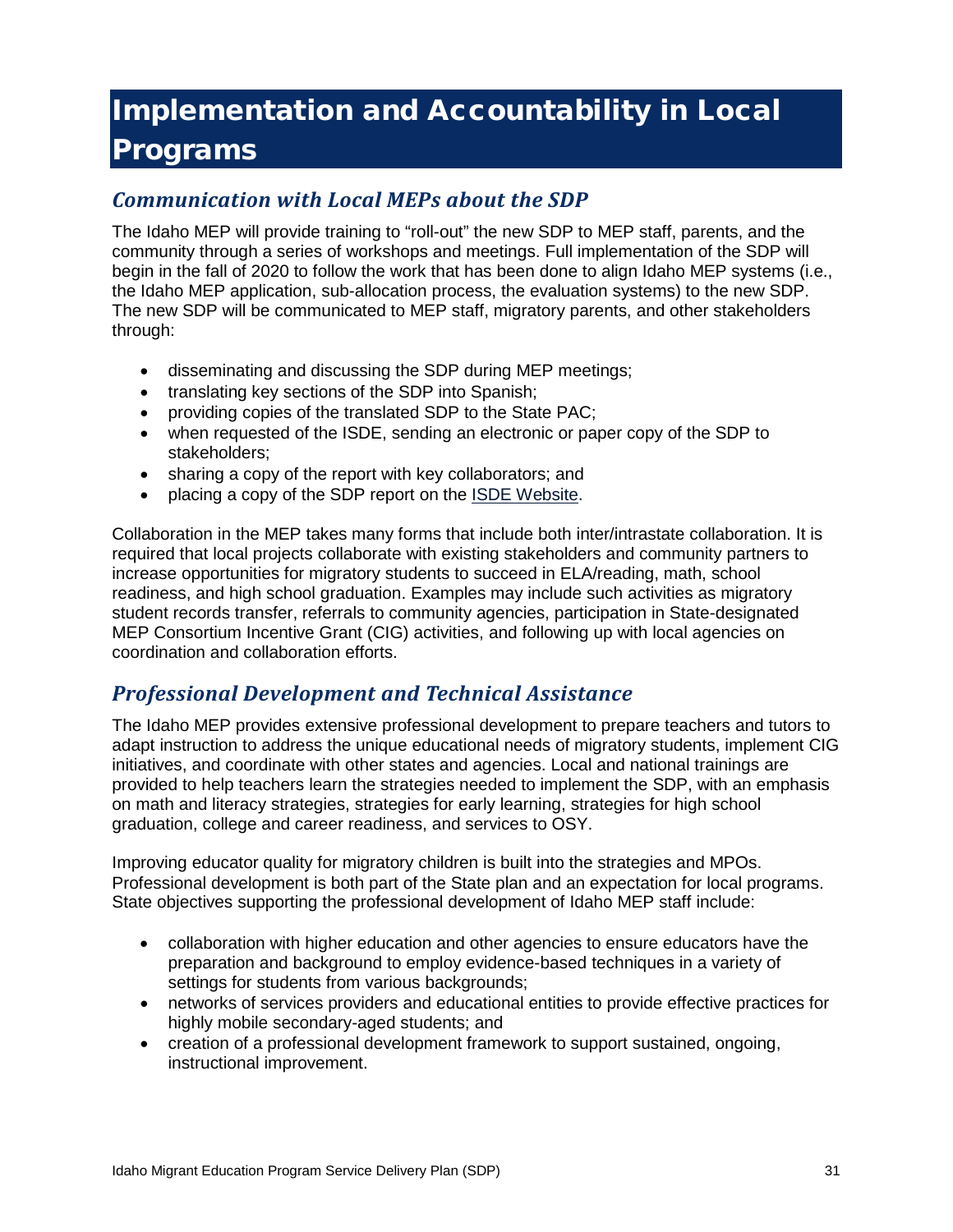# Implementation and Accountability in Local Programs

## *Communication with Local MEPs about the SDP*

The Idaho MEP will provide training to "roll-out" the new SDP to MEP staff, parents, and the community through a series of workshops and meetings. Full implementation of the SDP will begin in the fall of 2020 to follow the work that has been done to align Idaho MEP systems (i.e., the Idaho MEP application, sub-allocation process, the evaluation systems) to the new SDP. The new SDP will be communicated to MEP staff, migratory parents, and other stakeholders through:

- disseminating and discussing the SDP during MEP meetings;
- translating key sections of the SDP into Spanish;
- providing copies of the translated SDP to the State PAC;
- when requested of the ISDE, sending an electronic or paper copy of the SDP to stakeholders;
- sharing a copy of the report with key collaborators; and
- placing a copy of the SDP report on the ISDE Website.

Collaboration in the MEP takes many forms that include both inter/intrastate collaboration. It is required that local projects collaborate with existing stakeholders and community partners to increase opportunities for migratory students to succeed in ELA/reading, math, school readiness, and high school graduation. Examples may include such activities as migratory student records transfer, referrals to community agencies, participation in State-designated MEP Consortium Incentive Grant (CIG) activities, and following up with local agencies on coordination and collaboration efforts.

## *Professional Development and Technical Assistance*

The Idaho MEP provides extensive professional development to prepare teachers and tutors to adapt instruction to address the unique educational needs of migratory students, implement CIG initiatives, and coordinate with other states and agencies. Local and national trainings are provided to help teachers learn the strategies needed to implement the SDP, with an emphasis on math and literacy strategies, strategies for early learning, strategies for high school graduation, college and career readiness, and services to OSY.

Improving educator quality for migratory children is built into the strategies and MPOs. Professional development is both part of the State plan and an expectation for local programs. State objectives supporting the professional development of Idaho MEP staff include:

- collaboration with higher education and other agencies to ensure educators have the preparation and background to employ evidence-based techniques in a variety of settings for students from various backgrounds;
- networks of services providers and educational entities to provide effective practices for highly mobile secondary-aged students; and
- creation of a professional development framework to support sustained, ongoing, instructional improvement.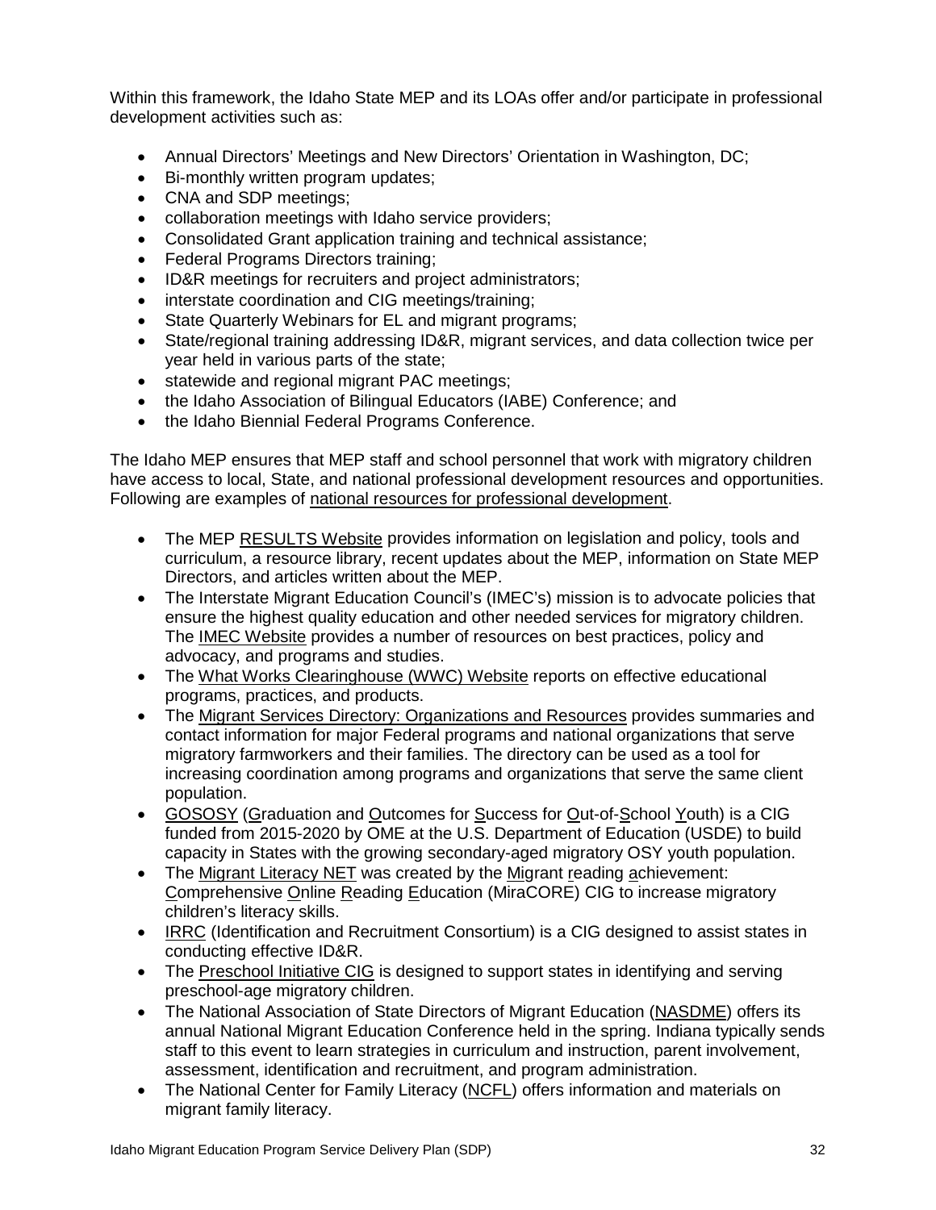Within this framework, the Idaho State MEP and its LOAs offer and/or participate in professional development activities such as:

- Annual Directors' Meetings and New Directors' Orientation in Washington, DC;
- Bi-monthly written program updates;
- CNA and SDP meetings;
- collaboration meetings with Idaho service providers;
- Consolidated Grant application training and technical assistance;
- Federal Programs Directors training;
- ID&R meetings for recruiters and project administrators;
- interstate coordination and CIG meetings/training;
- State Quarterly Webinars for EL and migrant programs;
- State/regional training addressing ID&R, migrant services, and data collection twice per year held in various parts of the state;
- statewide and regional migrant PAC meetings;
- the Idaho Association of Bilingual Educators (IABE) Conference; and
- the Idaho Biennial Federal Programs Conference.

The Idaho MEP ensures that MEP staff and school personnel that work with migratory children have access to local, State, and national professional development resources and opportunities. Following are examples of national resources for professional development.

- The MEP RESULTS Website provides information on legislation and policy, tools and curriculum, a resource library, recent updates about the MEP, information on State MEP Directors, and articles written about the MEP.
- The Interstate Migrant Education Council's (IMEC's) mission is to advocate policies that ensure the highest quality education and other needed services for migratory children. The IMEC Website provides a number of resources on best practices, policy and advocacy, and programs and studies.
- The What Works Clearinghouse (WWC) Website reports on effective educational programs, practices, and products.
- The Migrant Services Directory: Organizations and Resources provides summaries and contact information for major Federal programs and national organizations that serve migratory farmworkers and their families. The directory can be used as a tool for increasing coordination among programs and organizations that serve the same client population.
- GOSOSY (Graduation and Outcomes for Success for Out-of-School Youth) is a CIG funded from 2015-2020 by OME at the U.S. Department of Education (USDE) to build capacity in States with the growing secondary-aged migratory OSY youth population.
- The Migrant Literacy NET was created by the Migrant reading achievement: Comprehensive Online Reading Education (MiraCORE) CIG to increase migratory children's literacy skills.
- IRRC (Identification and Recruitment Consortium) is a CIG designed to assist states in conducting effective ID&R.
- The Preschool Initiative CIG is designed to support states in identifying and serving preschool-age migratory children.
- The National Association of State Directors of Migrant Education (NASDME) offers its annual National Migrant Education Conference held in the spring. Indiana typically sends staff to this event to learn strategies in curriculum and instruction, parent involvement, assessment, identification and recruitment, and program administration.
- The National Center for Family Literacy (NCFL) offers information and materials on migrant family literacy.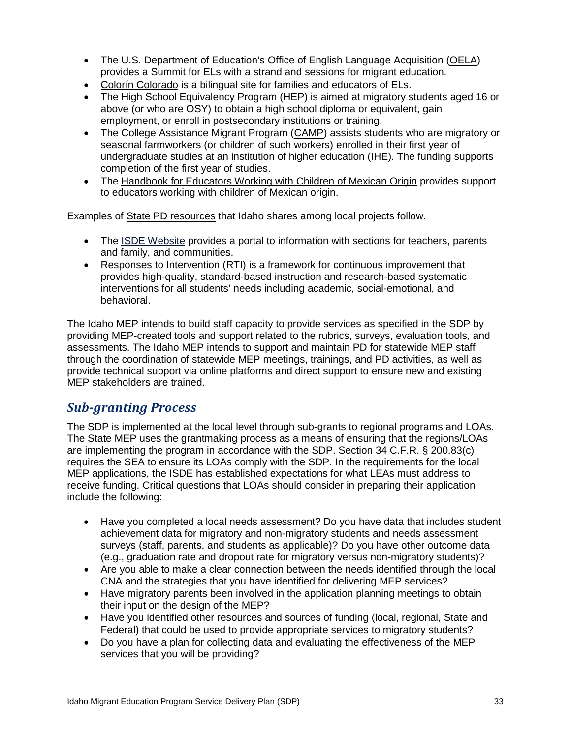- The U.S. Department of Education's Office of English Language Acquisition (OELA) provides a Summit for ELs with a strand and sessions for migrant education.
- Colorín Colorado is a bilingual site for families and educators of ELs.
- The High School Equivalency Program (HEP) is aimed at migratory students aged 16 or above (or who are OSY) to obtain a high school diploma or equivalent, gain employment, or enroll in postsecondary institutions or training.
- The College Assistance Migrant Program (CAMP) assists students who are migratory or seasonal farmworkers (or children of such workers) enrolled in their first year of undergraduate studies at an institution of higher education (IHE). The funding supports completion of the first year of studies.
- The Handbook for Educators Working with Children of Mexican Origin provides support to educators working with children of Mexican origin.

Examples of State PD resources that Idaho shares among local projects follow.

- The ISDE Website provides a portal to information with sections for teachers, parents and family, and communities.
- Responses to Intervention (RTI) is a framework for continuous improvement that provides high-quality, standard-based instruction and research-based systematic interventions for all students' needs including academic, social-emotional, and behavioral.

The Idaho MEP intends to build staff capacity to provide services as specified in the SDP by providing MEP-created tools and support related to the rubrics, surveys, evaluation tools, and assessments. The Idaho MEP intends to support and maintain PD for statewide MEP staff through the coordination of statewide MEP meetings, trainings, and PD activities, as well as provide technical support via online platforms and direct support to ensure new and existing MEP stakeholders are trained.

## *Sub-granting Process*

The SDP is implemented at the local level through sub-grants to regional programs and LOAs. The State MEP uses the grantmaking process as a means of ensuring that the regions/LOAs are implementing the program in accordance with the SDP. Section 34 C.F.R. § 200.83(c) requires the SEA to ensure its LOAs comply with the SDP. In the requirements for the local MEP applications, the ISDE has established expectations for what LEAs must address to receive funding. Critical questions that LOAs should consider in preparing their application include the following:

- Have you completed a local needs assessment? Do you have data that includes student achievement data for migratory and non-migratory students and needs assessment surveys (staff, parents, and students as applicable)? Do you have other outcome data (e.g., graduation rate and dropout rate for migratory versus non-migratory students)?
- Are you able to make a clear connection between the needs identified through the local CNA and the strategies that you have identified for delivering MEP services?
- Have migratory parents been involved in the application planning meetings to obtain their input on the design of the MEP?
- Have you identified other resources and sources of funding (local, regional, State and Federal) that could be used to provide appropriate services to migratory students?
- Do you have a plan for collecting data and evaluating the effectiveness of the MEP services that you will be providing?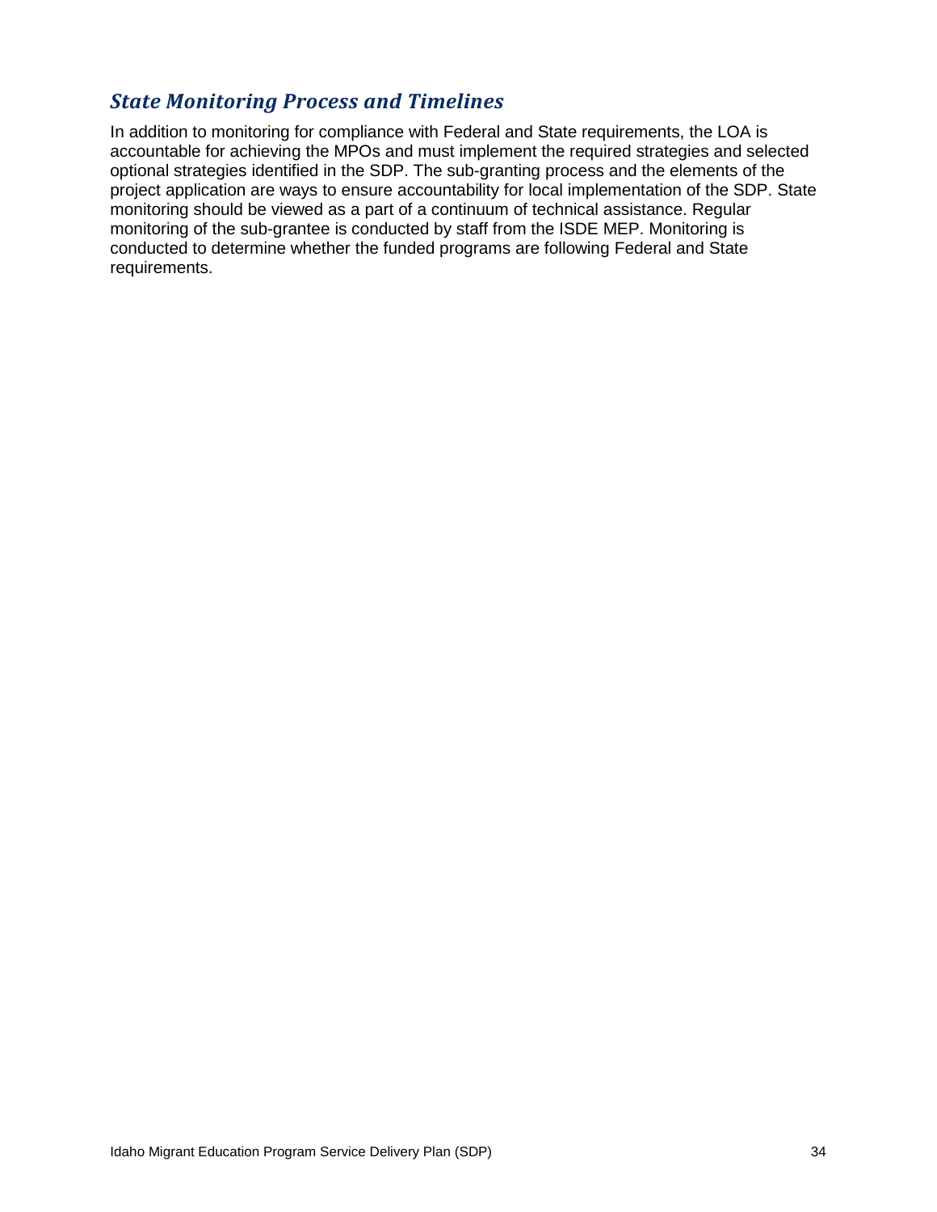## *State Monitoring Process and Timelines*

In addition to monitoring for compliance with Federal and State requirements, the LOA is accountable for achieving the MPOs and must implement the required strategies and selected optional strategies identified in the SDP. The sub-granting process and the elements of the project application are ways to ensure accountability for local implementation of the SDP. State monitoring should be viewed as a part of a continuum of technical assistance. Regular monitoring of the sub-grantee is conducted by staff from the ISDE MEP. Monitoring is conducted to determine whether the funded programs are following Federal and State requirements.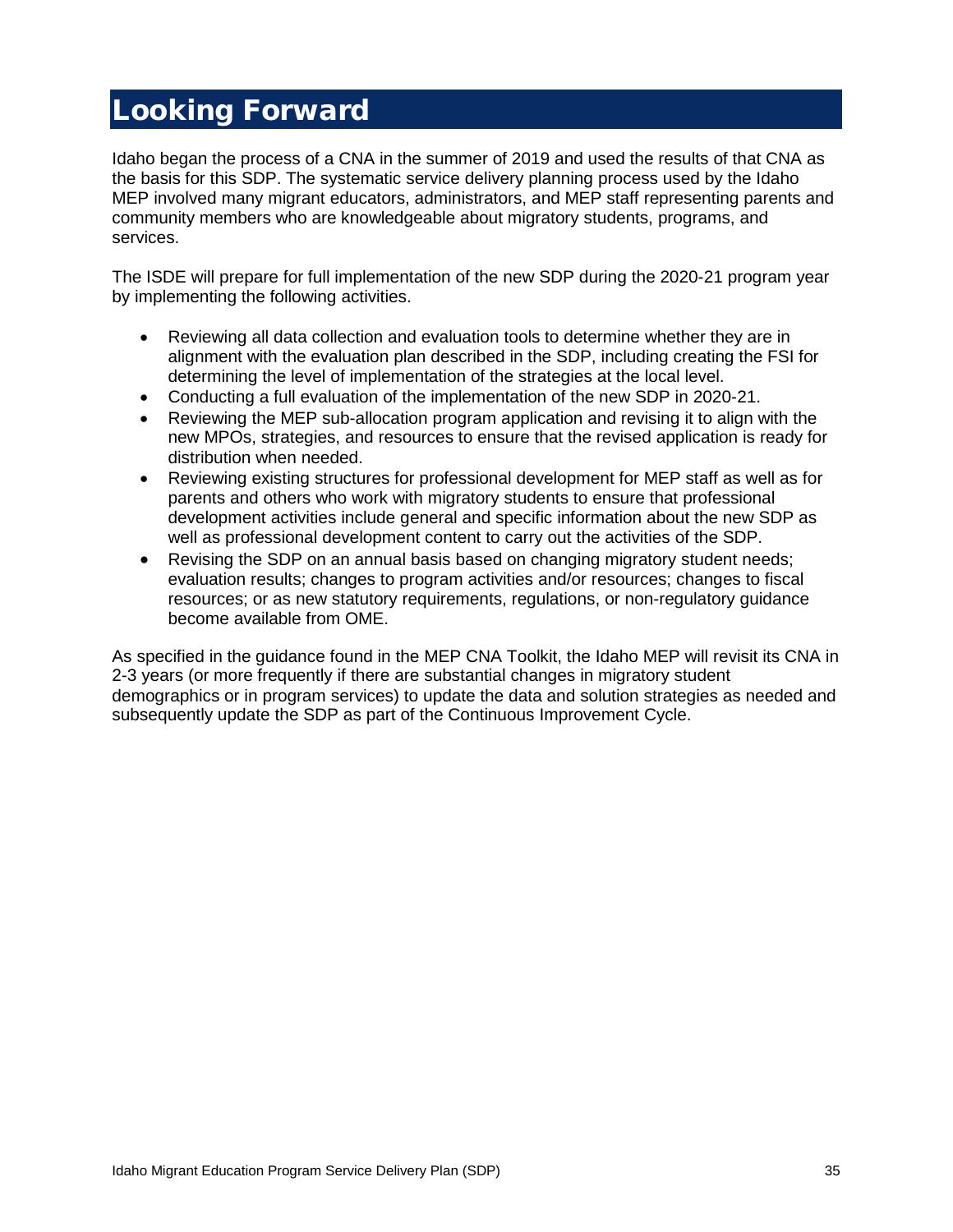# Looking Forward

Idaho began the process of a CNA in the summer of 2019 and used the results of that CNA as the basis for this SDP. The systematic service delivery planning process used by the Idaho MEP involved many migrant educators, administrators, and MEP staff representing parents and community members who are knowledgeable about migratory students, programs, and services.

The ISDE will prepare for full implementation of the new SDP during the 2020-21 program year by implementing the following activities.

- Reviewing all data collection and evaluation tools to determine whether they are in alignment with the evaluation plan described in the SDP, including creating the FSI for determining the level of implementation of the strategies at the local level.
- Conducting a full evaluation of the implementation of the new SDP in 2020-21.
- Reviewing the MEP sub-allocation program application and revising it to align with the new MPOs, strategies, and resources to ensure that the revised application is ready for distribution when needed.
- Reviewing existing structures for professional development for MEP staff as well as for parents and others who work with migratory students to ensure that professional development activities include general and specific information about the new SDP as well as professional development content to carry out the activities of the SDP.
- Revising the SDP on an annual basis based on changing migratory student needs; evaluation results; changes to program activities and/or resources; changes to fiscal resources; or as new statutory requirements, regulations, or non-regulatory guidance become available from OME.

As specified in the guidance found in the MEP CNA Toolkit, the Idaho MEP will revisit its CNA in 2-3 years (or more frequently if there are substantial changes in migratory student demographics or in program services) to update the data and solution strategies as needed and subsequently update the SDP as part of the Continuous Improvement Cycle.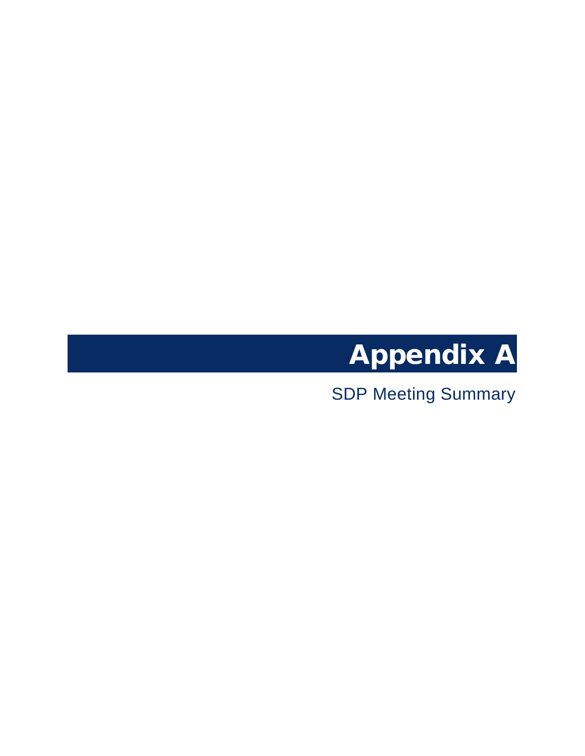# Appendix A

SDP Meeting Summary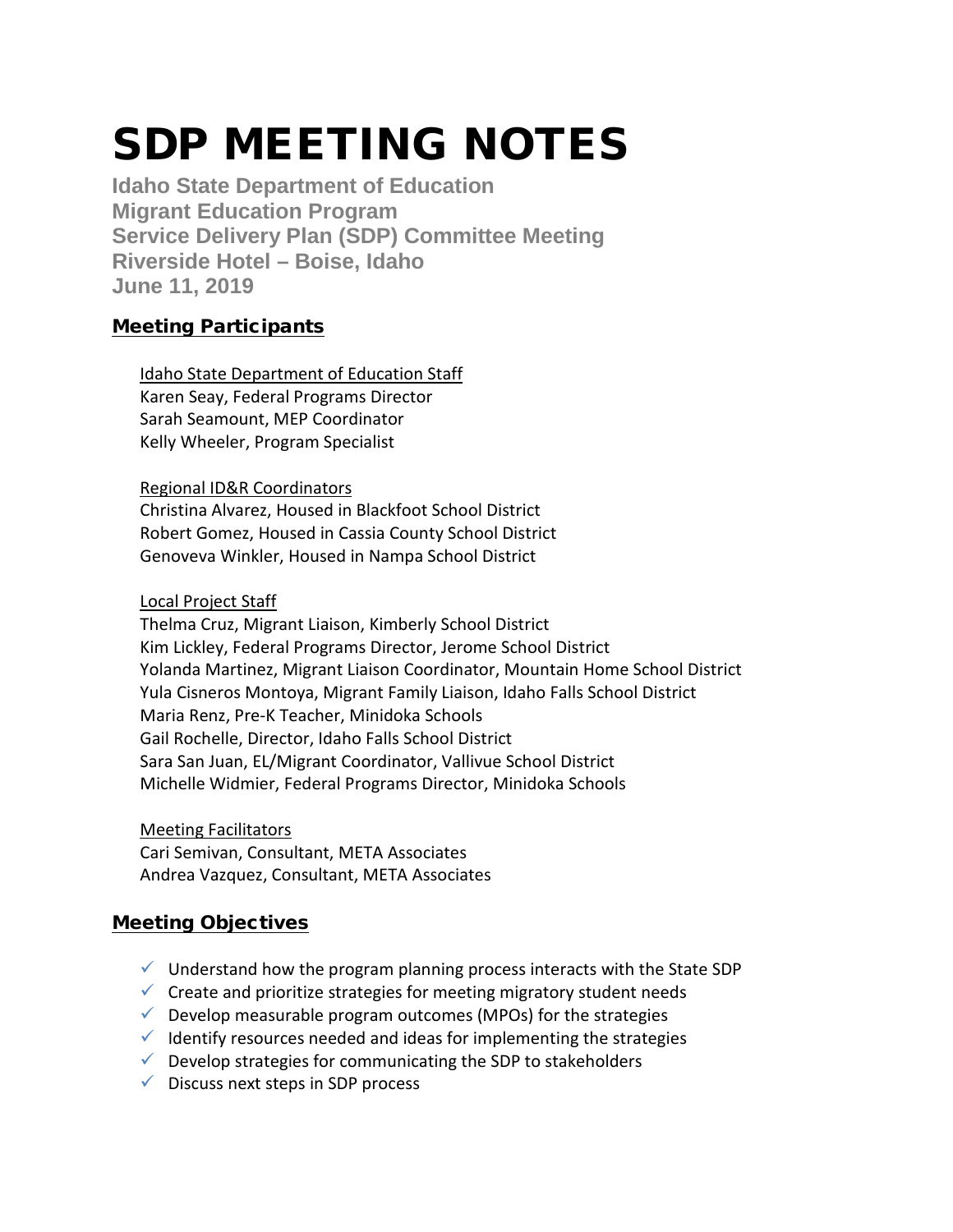# SDP MEETING NOTES

**Idaho State Department of Education**
**Migrant Education Program**
**Service Delivery Plan (SDP) Committee Meeting**
**Riverside Hotel – Boise, Idaho**
**June 11, 2019**

## Meeting Participants

Idaho State Department of Education Staff
Karen Seay, Federal Programs Director
Sarah Seamount, MEP Coordinator
Kelly Wheeler, Program Specialist

Regional ID&R Coordinators
Christina Alvarez, Housed in Blackfoot School District
Robert Gomez, Housed in Cassia County School District
Genoveva Winkler, Housed in Nampa School District

Local Project Staff
Thelma Cruz, Migrant Liaison, Kimberly School District
Kim Lickley, Federal Programs Director, Jerome School District
Yolanda Martinez, Migrant Liaison Coordinator, Mountain Home School District
Yula Cisneros Montoya, Migrant Family Liaison, Idaho Falls School District
Maria Renz, Pre-K Teacher, Minidoka Schools
Gail Rochelle, Director, Idaho Falls School District
Sara San Juan, EL/Migrant Coordinator, Vallivue School District
Michelle Widmier, Federal Programs Director, Minidoka Schools

Meeting Facilitators
Cari Semivan, Consultant, META Associates
Andrea Vazquez, Consultant, META Associates

## Meeting Objectives

- ✓ Understand how the program planning process interacts with the State SDP
- ✓ Create and prioritize strategies for meeting migratory student needs
- ✓ Develop measurable program outcomes (MPOs) for the strategies
- ✓ Identify resources needed and ideas for implementing the strategies
- ✓ Develop strategies for communicating the SDP to stakeholders
- ✓ Discuss next steps in SDP process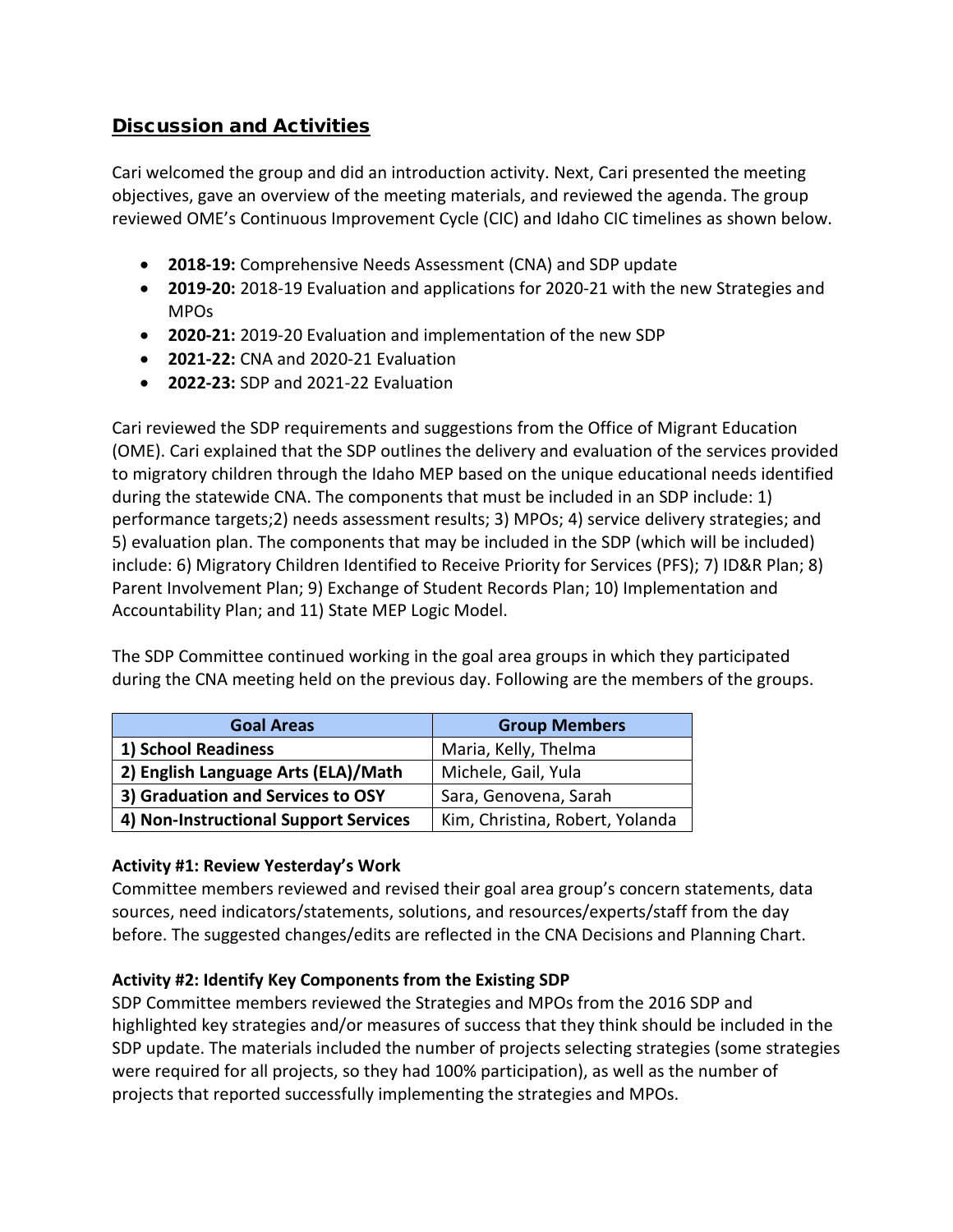## Discussion and Activities

Cari welcomed the group and did an introduction activity. Next, Cari presented the meeting objectives, gave an overview of the meeting materials, and reviewed the agenda. The group reviewed OME's Continuous Improvement Cycle (CIC) and Idaho CIC timelines as shown below.

- **2018-19:** Comprehensive Needs Assessment (CNA) and SDP update
- **2019-20:** 2018-19 Evaluation and applications for 2020-21 with the new Strategies and MPOs
- **2020-21:** 2019-20 Evaluation and implementation of the new SDP
- **2021-22:** CNA and 2020-21 Evaluation
- **2022-23:** SDP and 2021-22 Evaluation

Cari reviewed the SDP requirements and suggestions from the Office of Migrant Education (OME). Cari explained that the SDP outlines the delivery and evaluation of the services provided to migratory children through the Idaho MEP based on the unique educational needs identified during the statewide CNA. The components that must be included in an SDP include: 1) performance targets;2) needs assessment results; 3) MPOs; 4) service delivery strategies; and 5) evaluation plan. The components that may be included in the SDP (which will be included) include: 6) Migratory Children Identified to Receive Priority for Services (PFS); 7) ID&R Plan; 8) Parent Involvement Plan; 9) Exchange of Student Records Plan; 10) Implementation and Accountability Plan; and 11) State MEP Logic Model.

The SDP Committee continued working in the goal area groups in which they participated during the CNA meeting held on the previous day. Following are the members of the groups.

| Goal Areas | Group Members |
|---|---|
| **1) School Readiness** | Maria, Kelly, Thelma |
| **2) English Language Arts (ELA)/Math** | Michele, Gail, Yula |
| **3) Graduation and Services to OSY** | Sara, Genovena, Sarah |
| **4) Non-Instructional Support Services** | Kim, Christina, Robert, Yolanda |

**Activity #1: Review Yesterday's Work**
Committee members reviewed and revised their goal area group's concern statements, data sources, need indicators/statements, solutions, and resources/experts/staff from the day before. The suggested changes/edits are reflected in the CNA Decisions and Planning Chart.

**Activity #2: Identify Key Components from the Existing SDP**
SDP Committee members reviewed the Strategies and MPOs from the 2016 SDP and highlighted key strategies and/or measures of success that they think should be included in the SDP update. The materials included the number of projects selecting strategies (some strategies were required for all projects, so they had 100% participation), as well as the number of projects that reported successfully implementing the strategies and MPOs.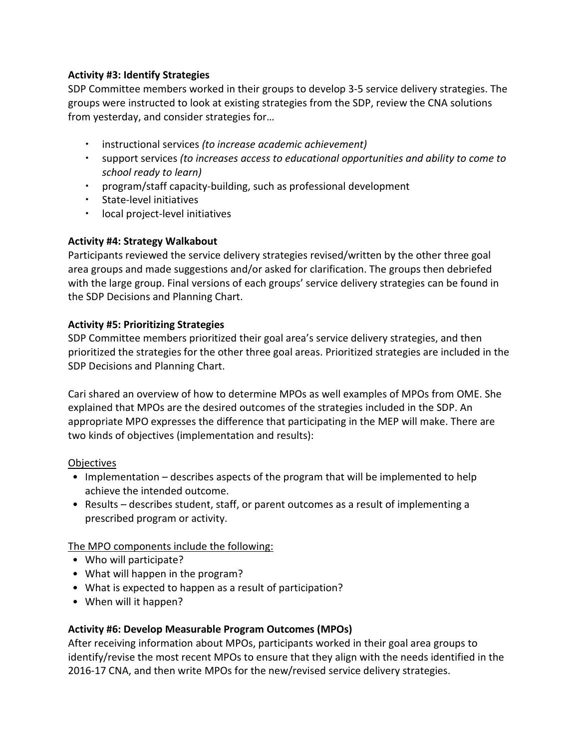**Activity #3: Identify Strategies**

SDP Committee members worked in their groups to develop 3-5 service delivery strategies. The groups were instructed to look at existing strategies from the SDP, review the CNA solutions from yesterday, and consider strategies for…

- instructional services *(to increase academic achievement)*
- support services *(to increases access to educational opportunities and ability to come to school ready to learn)*
- program/staff capacity-building, such as professional development
- State-level initiatives
- local project-level initiatives

**Activity #4: Strategy Walkabout**

Participants reviewed the service delivery strategies revised/written by the other three goal area groups and made suggestions and/or asked for clarification. The groups then debriefed with the large group. Final versions of each groups' service delivery strategies can be found in the SDP Decisions and Planning Chart.

**Activity #5: Prioritizing Strategies**

SDP Committee members prioritized their goal area's service delivery strategies, and then prioritized the strategies for the other three goal areas. Prioritized strategies are included in the SDP Decisions and Planning Chart.

Cari shared an overview of how to determine MPOs as well examples of MPOs from OME. She explained that MPOs are the desired outcomes of the strategies included in the SDP. An appropriate MPO expresses the difference that participating in the MEP will make. There are two kinds of objectives (implementation and results):

<u>Objectives</u>

- Implementation – describes aspects of the program that will be implemented to help achieve the intended outcome.
- Results – describes student, staff, or parent outcomes as a result of implementing a prescribed program or activity.

<u>The MPO components include the following:</u>

- Who will participate?
- What will happen in the program?
- What is expected to happen as a result of participation?
- When will it happen?

**Activity #6: Develop Measurable Program Outcomes (MPOs)**

After receiving information about MPOs, participants worked in their goal area groups to identify/revise the most recent MPOs to ensure that they align with the needs identified in the 2016-17 CNA, and then write MPOs for the new/revised service delivery strategies.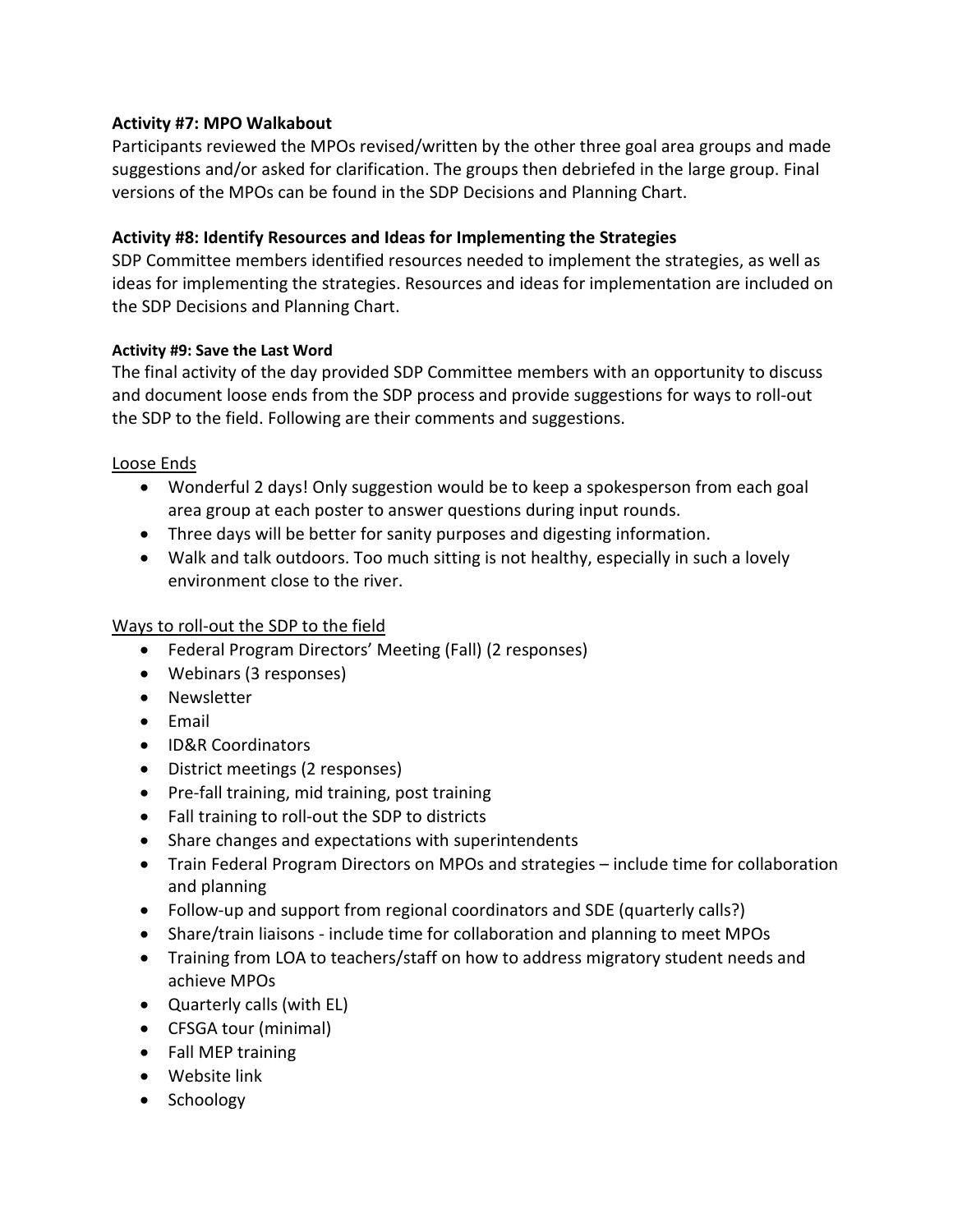**Activity #7: MPO Walkabout**

Participants reviewed the MPOs revised/written by the other three goal area groups and made suggestions and/or asked for clarification. The groups then debriefed in the large group. Final versions of the MPOs can be found in the SDP Decisions and Planning Chart.

**Activity #8: Identify Resources and Ideas for Implementing the Strategies**

SDP Committee members identified resources needed to implement the strategies, as well as ideas for implementing the strategies. Resources and ideas for implementation are included on the SDP Decisions and Planning Chart.

**Activity #9: Save the Last Word**

The final activity of the day provided SDP Committee members with an opportunity to discuss and document loose ends from the SDP process and provide suggestions for ways to roll-out the SDP to the field. Following are their comments and suggestions.

<u>Loose Ends</u>

- Wonderful 2 days! Only suggestion would be to keep a spokesperson from each goal area group at each poster to answer questions during input rounds.
- Three days will be better for sanity purposes and digesting information.
- Walk and talk outdoors. Too much sitting is not healthy, especially in such a lovely environment close to the river.

<u>Ways to roll-out the SDP to the field</u>

- Federal Program Directors' Meeting (Fall) (2 responses)
- Webinars (3 responses)
- Newsletter
- Email
- ID&R Coordinators
- District meetings (2 responses)
- Pre-fall training, mid training, post training
- Fall training to roll-out the SDP to districts
- Share changes and expectations with superintendents
- Train Federal Program Directors on MPOs and strategies – include time for collaboration and planning
- Follow-up and support from regional coordinators and SDE (quarterly calls?)
- Share/train liaisons - include time for collaboration and planning to meet MPOs
- Training from LOA to teachers/staff on how to address migratory student needs and achieve MPOs
- Quarterly calls (with EL)
- CFSGA tour (minimal)
- Fall MEP training
- Website link
- Schoology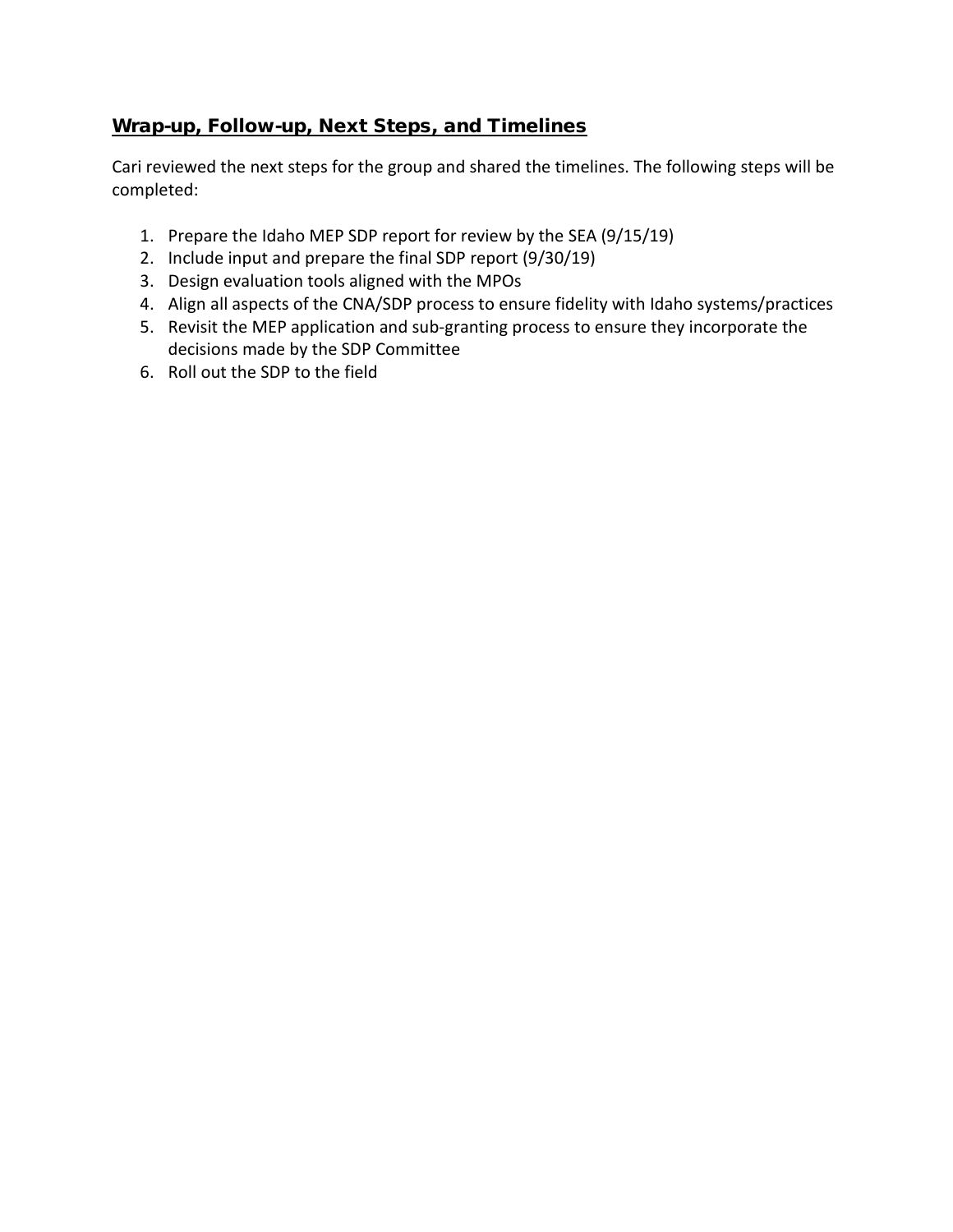## Wrap-up, Follow-up, Next Steps, and Timelines

Cari reviewed the next steps for the group and shared the timelines. The following steps will be completed:

1. Prepare the Idaho MEP SDP report for review by the SEA (9/15/19)
2. Include input and prepare the final SDP report (9/30/19)
3. Design evaluation tools aligned with the MPOs
4. Align all aspects of the CNA/SDP process to ensure fidelity with Idaho systems/practices
5. Revisit the MEP application and sub-granting process to ensure they incorporate the decisions made by the SDP Committee
6. Roll out the SDP to the field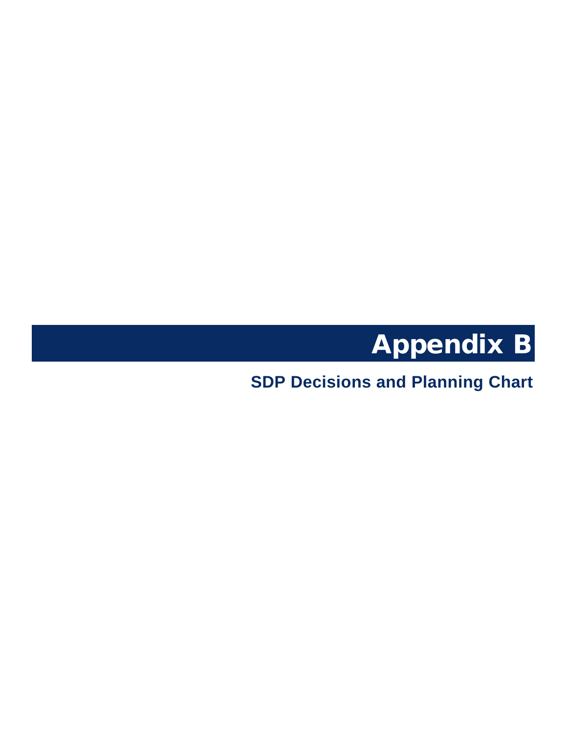# Appendix B

## SDP Decisions and Planning Chart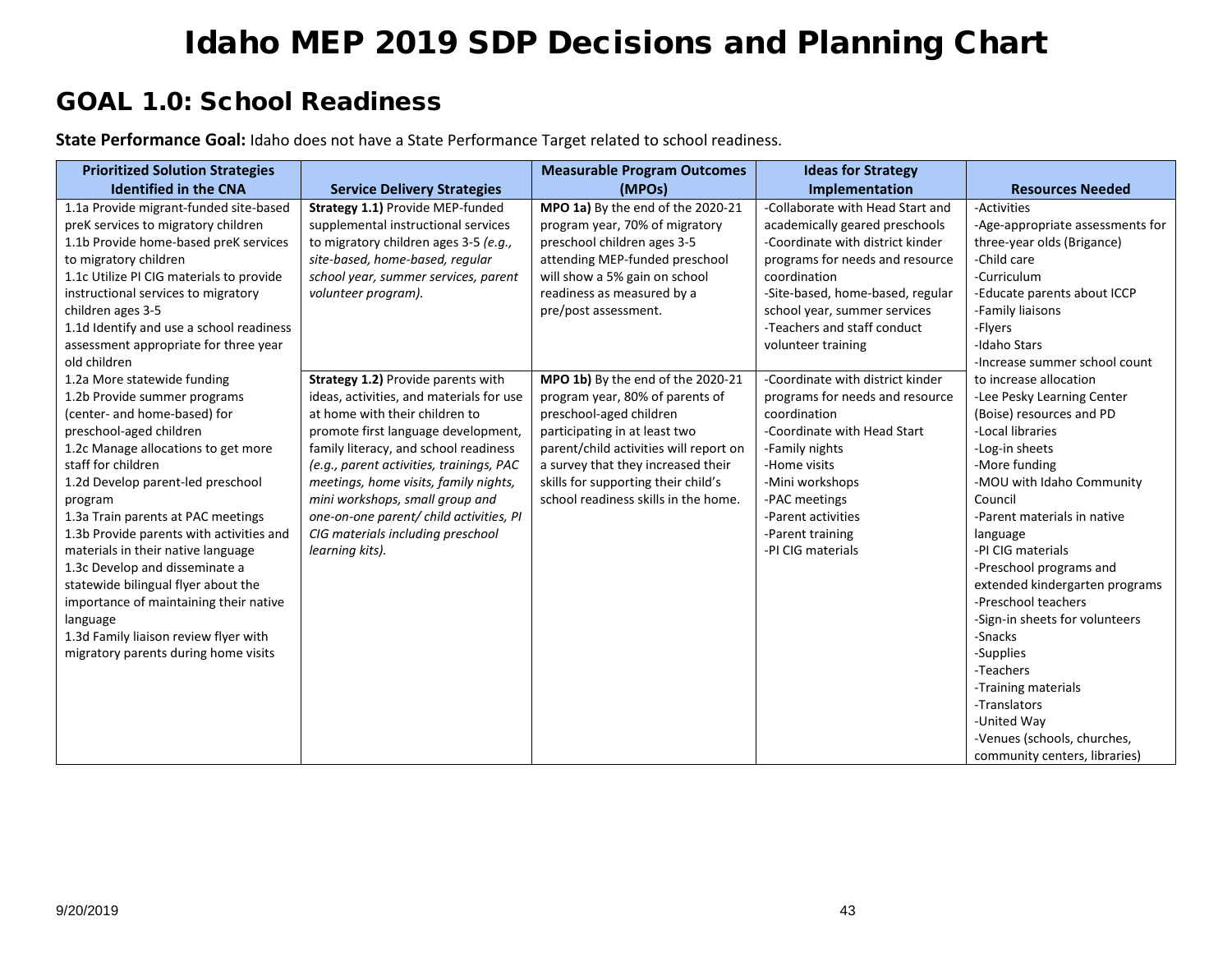# Idaho MEP 2019 SDP Decisions and Planning Chart

## GOAL 1.0: School Readiness

**State Performance Goal:** Idaho does not have a State Performance Target related to school readiness.

| Prioritized Solution Strategies Identified in the CNA | Service Delivery Strategies | Measurable Program Outcomes (MPOs) | Ideas for Strategy Implementation | Resources Needed |
|---|---|---|---|---|
| 1.1a Provide migrant-funded site-based preK services to migratory children<br>1.1b Provide home-based preK services to migratory children<br>1.1c Utilize PI CIG materials to provide instructional services to migratory children ages 3-5<br>1.1d Identify and use a school readiness assessment appropriate for three year old children | **Strategy 1.1)** Provide MEP-funded supplemental instructional services to migratory children ages 3-5 *(e.g., site-based, home-based, regular school year, summer services, parent volunteer program).* | **MPO 1a)** By the end of the 2020-21 program year, 70% of migratory preschool children ages 3-5 attending MEP-funded preschool will show a 5% gain on school readiness as measured by a pre/post assessment. | -Collaborate with Head Start and academically geared preschools<br>-Coordinate with district kinder programs for needs and resource coordination<br>-Site-based, home-based, regular school year, summer services<br>-Teachers and staff conduct volunteer training | -Activities<br>-Age-appropriate assessments for three-year olds (Brigance)<br>-Child care<br>-Curriculum<br>-Educate parents about ICCP<br>-Family liaisons<br>-Flyers<br>-Idaho Stars<br>-Increase summer school count to increase allocation<br>-Lee Pesky Learning Center (Boise) resources and PD<br>-Local libraries<br>-Log-in sheets<br>-More funding<br>-MOU with Idaho Community Council<br>-Parent materials in native language<br>-PI CIG materials<br>-Preschool programs and extended kindergarten programs<br>-Preschool teachers<br>-Sign-in sheets for volunteers<br>-Snacks<br>-Supplies<br>-Teachers<br>-Training materials<br>-Translators<br>-United Way<br>-Venues (schools, churches, community centers, libraries) |
| 1.2a More statewide funding<br>1.2b Provide summer programs (center- and home-based) for preschool-aged children<br>1.2c Manage allocations to get more staff for children<br>1.2d Develop parent-led preschool program<br>1.3a Train parents at PAC meetings<br>1.3b Provide parents with activities and materials in their native language<br>1.3c Develop and disseminate a statewide bilingual flyer about the importance of maintaining their native language<br>1.3d Family liaison review flyer with migratory parents during home visits | **Strategy 1.2)** Provide parents with ideas, activities, and materials for use at home with their children to promote first language development, family literacy, and school readiness *(e.g., parent activities, trainings, PAC meetings, home visits, family nights, mini workshops, small group and one-on-one parent/ child activities, PI CIG materials including preschool learning kits).* | **MPO 1b)** By the end of the 2020-21 program year, 80% of parents of preschool-aged children participating in at least two parent/child activities will report on a survey that they increased their skills for supporting their child's school readiness skills in the home. | -Coordinate with district kinder programs for needs and resource coordination<br>-Coordinate with Head Start<br>-Family nights<br>-Home visits<br>-Mini workshops<br>-PAC meetings<br>-Parent activities<br>-Parent training<br>-PI CIG materials | |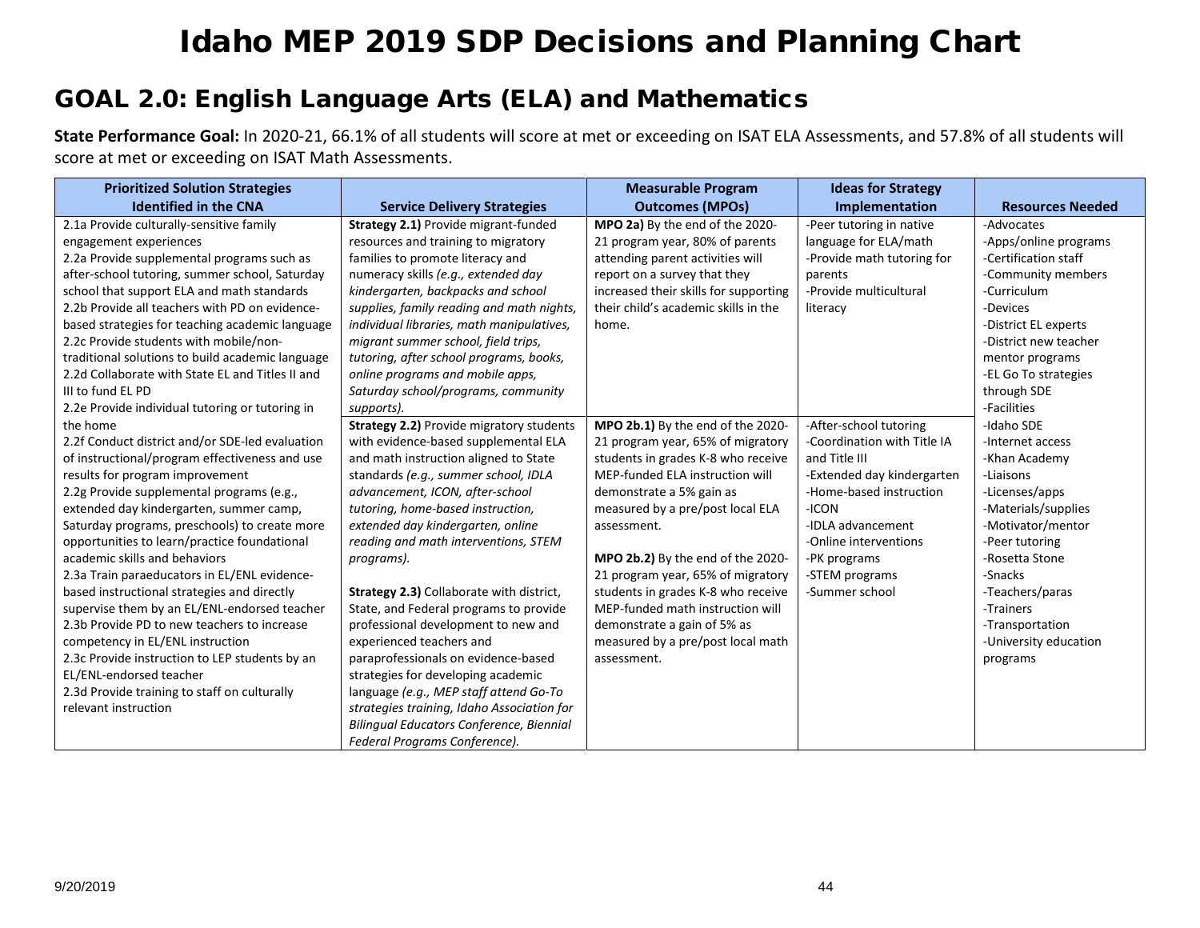# Idaho MEP 2019 SDP Decisions and Planning Chart

## GOAL 2.0: English Language Arts (ELA) and Mathematics

**State Performance Goal:** In 2020-21, 66.1% of all students will score at met or exceeding on ISAT ELA Assessments, and 57.8% of all students will score at met or exceeding on ISAT Math Assessments.

| Prioritized Solution Strategies Identified in the CNA | Service Delivery Strategies | Measurable Program Outcomes (MPOs) | Ideas for Strategy Implementation | Resources Needed |
|---|---|---|---|---|
| 2.1a Provide culturally-sensitive family engagement experiences<br>2.2a Provide supplemental programs such as after-school tutoring, summer school, Saturday school that support ELA and math standards<br>2.2b Provide all teachers with PD on evidence-based strategies for teaching academic language<br>2.2c Provide students with mobile/non-traditional solutions to build academic language<br>2.2d Collaborate with State EL and Titles II and III to fund EL PD<br>2.2e Provide individual tutoring or tutoring in the home<br>2.2f Conduct district and/or SDE-led evaluation of instructional/program effectiveness and use results for program improvement<br>2.2g Provide supplemental programs (e.g., extended day kindergarten, summer camp, Saturday programs, preschools) to create more opportunities to learn/practice foundational academic skills and behaviors<br>2.3a Train paraeducators in EL/ENL evidence-based instructional strategies and directly supervise them by an EL/ENL-endorsed teacher<br>2.3b Provide PD to new teachers to increase competency in EL/ENL instruction<br>2.3c Provide instruction to LEP students by an EL/ENL-endorsed teacher<br>2.3d Provide training to staff on culturally relevant instruction | **Strategy 2.1)** Provide migrant-funded resources and training to migratory families to promote literacy and numeracy skills *(e.g., extended day kindergarten, backpacks and school supplies, family reading and math nights, individual libraries, math manipulatives, migrant summer school, field trips, tutoring, after school programs, books, online programs and mobile apps, Saturday school/programs, community supports).* | **MPO 2a)** By the end of the 2020-21 program year, 80% of parents attending parent activities will report on a survey that they increased their skills for supporting their child's academic skills in the home. | -Peer tutoring in native language for ELA/math<br>-Provide math tutoring for parents<br>-Provide multicultural literacy | -Advocates<br>-Apps/online programs<br>-Certification staff<br>-Community members<br>-Curriculum<br>-Devices<br>-District EL experts<br>-District new teacher mentor programs<br>-EL Go To strategies through SDE<br>-Facilities<br>-Idaho SDE<br>-Internet access<br>-Khan Academy<br>-Liaisons<br>-Licenses/apps<br>-Materials/supplies<br>-Motivator/mentor<br>-Peer tutoring<br>-Rosetta Stone<br>-Snacks<br>-Teachers/paras<br>-Trainers<br>-Transportation<br>-University education programs |
| | **Strategy 2.2)** Provide migratory students with evidence-based supplemental ELA and math instruction aligned to State standards *(e.g., summer school, IDLA advancement, ICON, after-school tutoring, home-based instruction, extended day kindergarten, online reading and math interventions, STEM programs).*<br><br>**Strategy 2.3)** Collaborate with district, State, and Federal programs to provide professional development to new and experienced teachers and paraprofessionals on evidence-based strategies for developing academic language *(e.g., MEP staff attend Go-To strategies training, Idaho Association for Bilingual Educators Conference, Biennial Federal Programs Conference).* | **MPO 2b.1)** By the end of the 2020-21 program year, 65% of migratory students in grades K-8 who receive MEP-funded ELA instruction will demonstrate a 5% gain as measured by a pre/post local ELA assessment.<br><br>**MPO 2b.2)** By the end of the 2020-21 program year, 65% of migratory students in grades K-8 who receive MEP-funded math instruction will demonstrate a gain of 5% as measured by a pre/post local math assessment. | -After-school tutoring<br>-Coordination with Title IA and Title III<br>-Extended day kindergarten<br>-Home-based instruction<br>-ICON<br>-IDLA advancement<br>-Online interventions<br>-PK programs<br>-STEM programs<br>-Summer school | |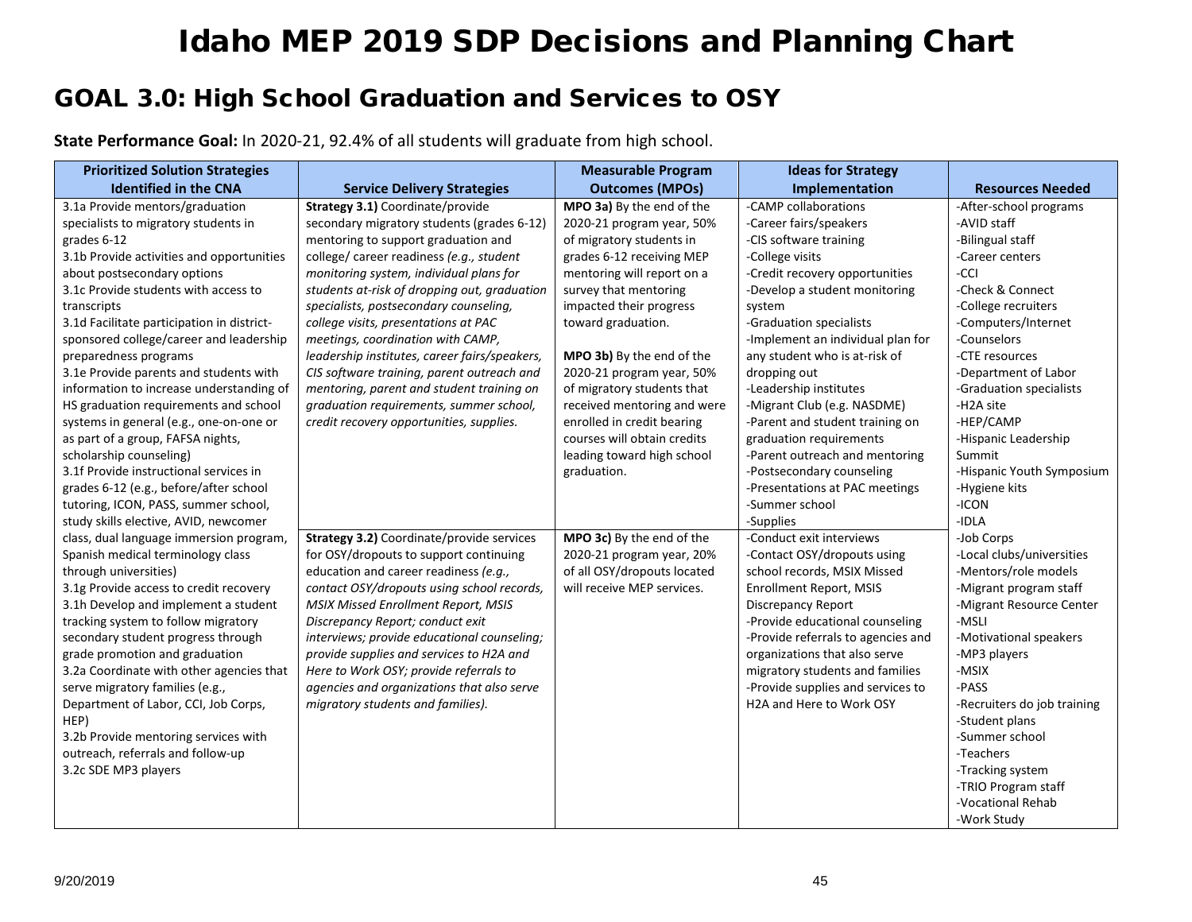# Idaho MEP 2019 SDP Decisions and Planning Chart

## GOAL 3.0: High School Graduation and Services to OSY

**State Performance Goal:** In 2020-21, 92.4% of all students will graduate from high school.

| Prioritized Solution Strategies Identified in the CNA | Service Delivery Strategies | Measurable Program Outcomes (MPOs) | Ideas for Strategy Implementation | Resources Needed |
|---|---|---|---|---|
| 3.1a Provide mentors/graduation specialists to migratory students in grades 6-12<br>3.1b Provide activities and opportunities about postsecondary options<br>3.1c Provide students with access to transcripts<br>3.1d Facilitate participation in district-sponsored college/career and leadership preparedness programs<br>3.1e Provide parents and students with information to increase understanding of HS graduation requirements and school systems in general (e.g., one-on-one or as part of a group, FAFSA nights, scholarship counseling)<br>3.1f Provide instructional services in grades 6-12 (e.g., before/after school tutoring, ICON, PASS, summer school, study skills elective, AVID, newcomer class, dual language immersion program, Spanish medical terminology class through universities)<br>3.1g Provide access to credit recovery<br>3.1h Develop and implement a student tracking system to follow migratory secondary student progress through grade promotion and graduation<br>3.2a Coordinate with other agencies that serve migratory families (e.g., Department of Labor, CCI, Job Corps, HEP)<br>3.2b Provide mentoring services with outreach, referrals and follow-up<br>3.2c SDE MP3 players | **Strategy 3.1)** Coordinate/provide secondary migratory students (grades 6-12) mentoring to support graduation and college/ career readiness *(e.g., student monitoring system, individual plans for students at-risk of dropping out, graduation specialists, postsecondary counseling, college visits, presentations at PAC meetings, coordination with CAMP, leadership institutes, career fairs/speakers, CIS software training, parent outreach and mentoring, parent and student training on graduation requirements, summer school, credit recovery opportunities, supplies.*<br><br>**Strategy 3.2)** Coordinate/provide services for OSY/dropouts to support continuing education and career readiness *(e.g., contact OSY/dropouts using school records, MSIX Missed Enrollment Report, MSIS Discrepancy Report; conduct exit interviews; provide educational counseling; provide supplies and services to H2A and Here to Work OSY; provide referrals to agencies and organizations that also serve migratory students and families).* | **MPO 3a)** By the end of the 2020-21 program year, 50% of migratory students in grades 6-12 receiving MEP mentoring will report on a survey that mentoring impacted their progress toward graduation.<br><br>**MPO 3b)** By the end of the 2020-21 program year, 50% of migratory students that received mentoring and were enrolled in credit bearing courses will obtain credits leading toward high school graduation.<br><br>**MPO 3c)** By the end of the 2020-21 program year, 20% of all OSY/dropouts located will receive MEP services. | -CAMP collaborations<br>-Career fairs/speakers<br>-CIS software training<br>-College visits<br>-Credit recovery opportunities<br>-Develop a student monitoring system<br>-Graduation specialists<br>-Implement an individual plan for any student who is at-risk of dropping out<br>-Leadership institutes<br>-Migrant Club (e.g. NASDME)<br>-Parent and student training on graduation requirements<br>-Parent outreach and mentoring<br>-Postsecondary counseling<br>-Presentations at PAC meetings<br>-Summer school<br>-Supplies<br><br>-Conduct exit interviews<br>-Contact OSY/dropouts using school records, MSIX Missed Enrollment Report, MSIS Discrepancy Report<br>-Provide educational counseling<br>-Provide referrals to agencies and organizations that also serve migratory students and families<br>-Provide supplies and services to H2A and Here to Work OSY | -After-school programs<br>-AVID staff<br>-Bilingual staff<br>-Career centers<br>-CCI<br>-Check & Connect<br>-College recruiters<br>-Computers/Internet<br>-Counselors<br>-CTE resources<br>-Department of Labor<br>-Graduation specialists<br>-H2A site<br>-HEP/CAMP<br>-Hispanic Leadership Summit<br>-Hispanic Youth Symposium<br>-Hygiene kits<br>-ICON<br>-IDLA<br>-Job Corps<br>-Local clubs/universities<br>-Mentors/role models<br>-Migrant program staff<br>-Migrant Resource Center<br>-MSLI<br>-Motivational speakers<br>-MP3 players<br>-MSIX<br>-PASS<br>-Recruiters do job training<br>-Student plans<br>-Summer school<br>-Teachers<br>-Tracking system<br>-TRIO Program staff<br>-Vocational Rehab<br>-Work Study |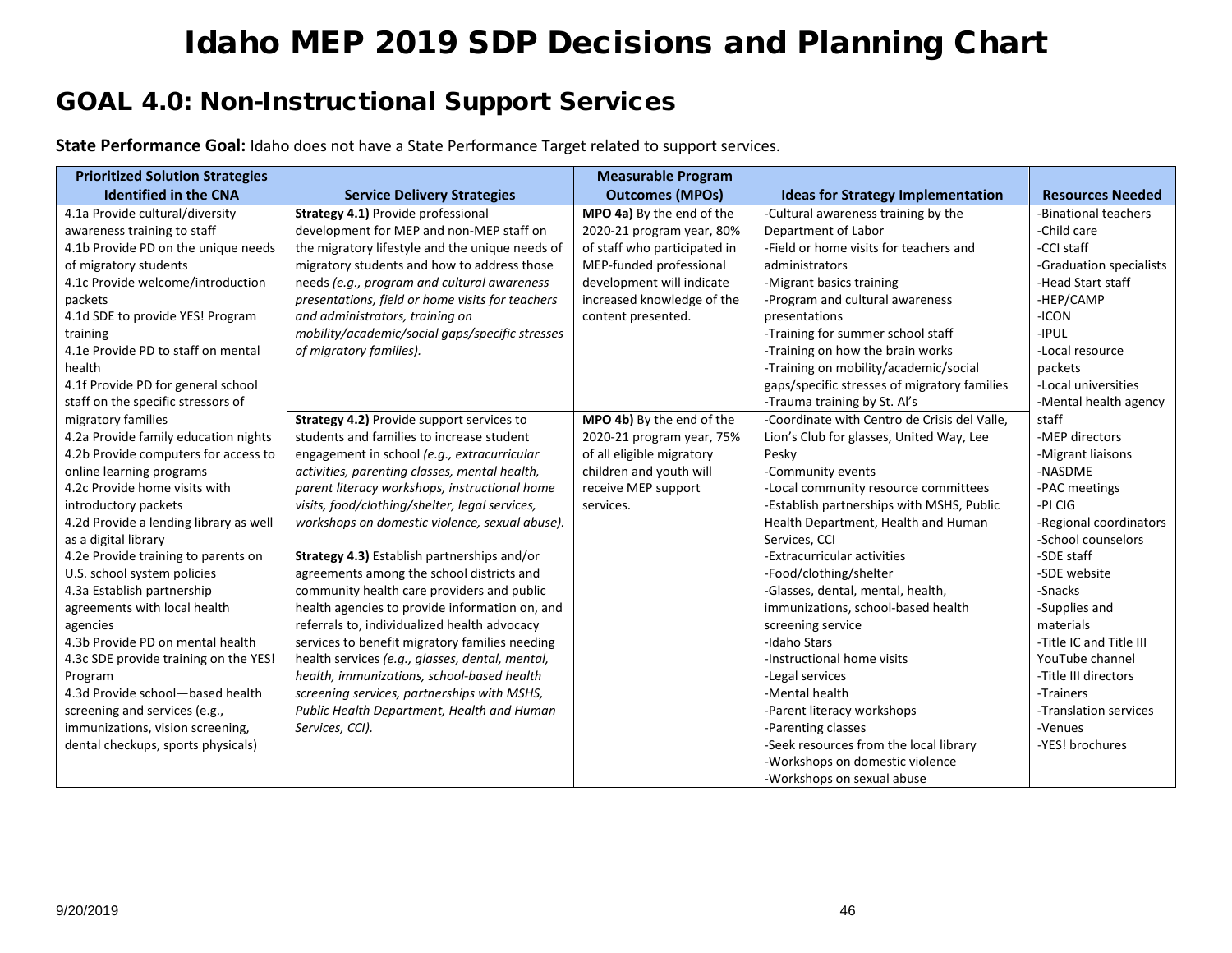# Idaho MEP 2019 SDP Decisions and Planning Chart

## GOAL 4.0: Non-Instructional Support Services

**State Performance Goal:** Idaho does not have a State Performance Target related to support services.

| Prioritized Solution Strategies Identified in the CNA | Service Delivery Strategies | Measurable Program Outcomes (MPOs) | Ideas for Strategy Implementation | Resources Needed |
|---|---|---|---|---|
| 4.1a Provide cultural/diversity awareness training to staff<br>4.1b Provide PD on the unique needs of migratory students<br>4.1c Provide welcome/introduction packets<br>4.1d SDE to provide YES! Program training<br>4.1e Provide PD to staff on mental health<br>4.1f Provide PD for general school staff on the specific stressors of migratory families<br>4.2a Provide family education nights<br>4.2b Provide computers for access to online learning programs<br>4.2c Provide home visits with introductory packets<br>4.2d Provide a lending library as well as a digital library<br>4.2e Provide training to parents on U.S. school system policies<br>4.3a Establish partnership agreements with local health agencies<br>4.3b Provide PD on mental health<br>4.3c SDE provide training on the YES! Program<br>4.3d Provide school—based health screening and services (e.g., immunizations, vision screening, dental checkups, sports physicals) | **Strategy 4.1)** Provide professional development for MEP and non-MEP staff on the migratory lifestyle and the unique needs of migratory students and how to address those needs *(e.g., program and cultural awareness presentations, field or home visits for teachers and administrators, training on mobility/academic/social gaps/specific stresses of migratory families).* | **MPO 4a)** By the end of the 2020-21 program year, 80% of staff who participated in MEP-funded professional development will indicate increased knowledge of the content presented. | -Cultural awareness training by the Department of Labor<br>-Field or home visits for teachers and administrators<br>-Migrant basics training<br>-Program and cultural awareness presentations<br>-Training for summer school staff<br>-Training on how the brain works<br>-Training on mobility/academic/social gaps/specific stresses of migratory families<br>-Trauma training by St. Al's | -Binational teachers<br>-Child care<br>-CCI staff<br>-Graduation specialists<br>-Head Start staff<br>-HEP/CAMP<br>-ICON<br>-IPUL<br>-Local resource packets<br>-Local universities<br>-Mental health agency staff<br>-MEP directors<br>-Migrant liaisons<br>-NASDME<br>-PAC meetings<br>-PI CIG<br>-Regional coordinators<br>-School counselors<br>-SDE staff<br>-SDE website<br>-Snacks<br>-Supplies and materials<br>-Title IC and Title III YouTube channel<br>-Title III directors<br>-Trainers<br>-Translation services<br>-Venues<br>-YES! brochures |
| | **Strategy 4.2)** Provide support services to students and families to increase student engagement in school *(e.g., extracurricular activities, parenting classes, mental health, parent literacy workshops, instructional home visits, food/clothing/shelter, legal services, workshops on domestic violence, sexual abuse).*<br><br>**Strategy 4.3)** Establish partnerships and/or agreements among the school districts and community health care providers and public health agencies to provide information on, and referrals to, individualized health advocacy services to benefit migratory families needing health services *(e.g., glasses, dental, mental, health, immunizations, school-based health screening services, partnerships with MSHS, Public Health Department, Health and Human Services, CCI).* | **MPO 4b)** By the end of the 2020-21 program year, 75% of all eligible migratory children and youth will receive MEP support services. | -Coordinate with Centro de Crisis del Valle, Lion's Club for glasses, United Way, Lee Pesky<br>-Community events<br>-Local community resource committees<br>-Establish partnerships with MSHS, Public Health Department, Health and Human Services, CCI<br>-Extracurricular activities<br>-Food/clothing/shelter<br>-Glasses, dental, mental, health, immunizations, school-based health screening service<br>-Idaho Stars<br>-Instructional home visits<br>-Legal services<br>-Mental health<br>-Parent literacy workshops<br>-Parenting classes<br>-Seek resources from the local library<br>-Workshops on domestic violence<br>-Workshops on sexual abuse | |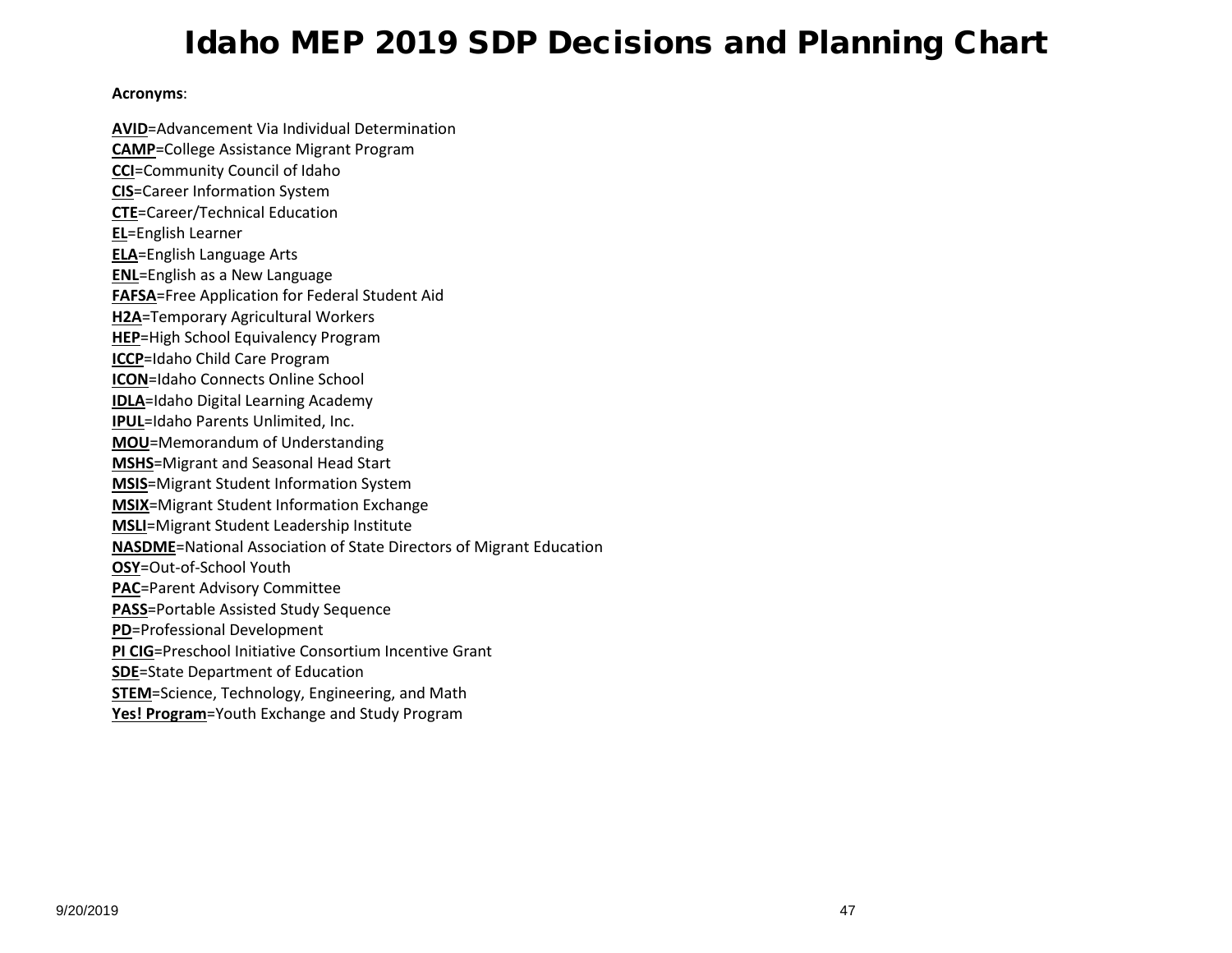# Idaho MEP 2019 SDP Decisions and Planning Chart

**Acronyms**:

**AVID**=Advancement Via Individual Determination
**CAMP**=College Assistance Migrant Program
**CCI**=Community Council of Idaho
**CIS**=Career Information System
**CTE**=Career/Technical Education
**EL**=English Learner
**ELA**=English Language Arts
**ENL**=English as a New Language
**FAFSA**=Free Application for Federal Student Aid
**H2A**=Temporary Agricultural Workers
**HEP**=High School Equivalency Program
**ICCP**=Idaho Child Care Program
**ICON**=Idaho Connects Online School
**IDLA**=Idaho Digital Learning Academy
**IPUL**=Idaho Parents Unlimited, Inc.
**MOU**=Memorandum of Understanding
**MSHS**=Migrant and Seasonal Head Start
**MSIS**=Migrant Student Information System
**MSIX**=Migrant Student Information Exchange
**MSLI**=Migrant Student Leadership Institute
**NASDME**=National Association of State Directors of Migrant Education
**OSY**=Out-of-School Youth
**PAC**=Parent Advisory Committee
**PASS**=Portable Assisted Study Sequence
**PD**=Professional Development
**PI CIG**=Preschool Initiative Consortium Incentive Grant
**SDE**=State Department of Education
**STEM**=Science, Technology, Engineering, and Math
**Yes! Program**=Youth Exchange and Study Program